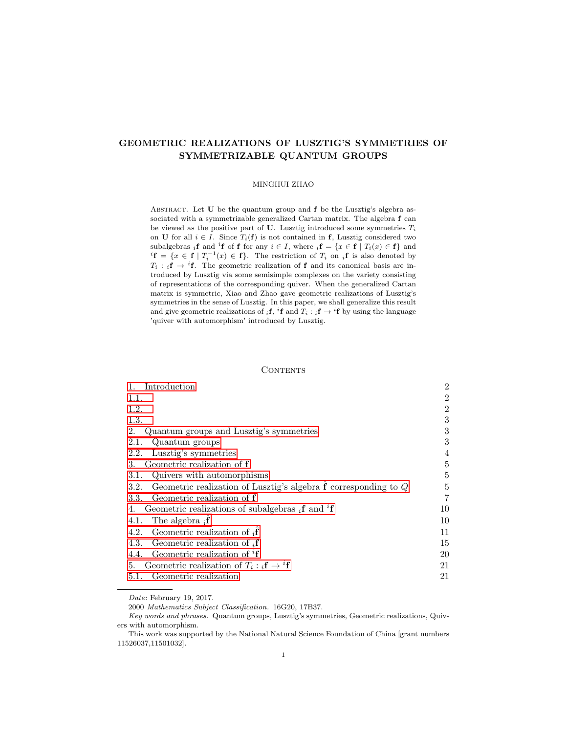# GEOMETRIC REALIZATIONS OF LUSZTIG'S SYMMETRIES OF SYMMETRIZABLE QUANTUM GROUPS

MINGHUI ZHAO

ABSTRACT. Let $\mathbf{U}$ be the quantum group and $\mathbf{f}$ be the Lusztig's algebra associated with a symmetrizable generalized Cartan matrix. The algebra $\mathbf{f}$ can be viewed as the positive part of $\mathbf{U}$. Lusztig introduced some symmetries $T_i$ on $\mathbf{U}$ for all $i \in I$. Since $T_i(\mathbf{f})$ is not contained in $\mathbf{f}$, Lusztig considered two subalgebras ${}_i\mathbf{f}$ and ${}^i\mathbf{f}$ of $\mathbf{f}$ for any $i \in I$, where ${}_i\mathbf{f} = \{x \in \mathbf{f} \mid T_i(x) \in \mathbf{f}\}$ and ${}^i\mathbf{f} = \{x \in \mathbf{f} \mid T_i^{-1}(x) \in \mathbf{f}\}$. The restriction of $T_i$ on ${}_i\mathbf{f}$ is also denoted by $T_i : {}_i\mathbf{f} \to {}^i\mathbf{f}$. The geometric realization of $\mathbf{f}$ and its canonical basis are introduced by Lusztig via some semisimple complexes on the variety consisting of representations of the corresponding quiver. When the generalized Cartan matrix is symmetric, Xiao and Zhao gave geometric realizations of Lusztig's symmetries in the sense of Lusztig. In this paper, we shall generalize this result and give geometric realizations of ${}_i\mathbf{f}$, ${}^i\mathbf{f}$ and $T_i : {}_i\mathbf{f} \to {}^i\mathbf{f}$ by using the language 'quiver with automorphism' introduced by Lusztig.

CONTENTS

| | |
|---|---|
| 1. Introduction | 2 |
| 1.1. | 2 |
| 1.2. | 2 |
| 1.3. | 3 |
| 2. Quantum groups and Lusztig's symmetries | 3 |
| 2.1. Quantum groups | 3 |
| 2.2. Lusztig's symmetries | 4 |
| 3. Geometric realization of $\mathbf{f}$ | 5 |
| 3.1. Quivers with automorphisms | 5 |
| 3.2. Geometric realization of Lusztig's algebra $\hat{\mathbf{f}}$ corresponding to $Q$ | 5 |
| 3.3. Geometric realization of $\mathbf{f}$ | 7 |
| 4. Geometric realizations of subalgebras ${}_i\mathbf{f}$ and ${}^i\mathbf{f}$ | 10 |
| 4.1. The algebra ${}_{\mathbf{i}}\hat{\mathbf{f}}$ | 10 |
| 4.2. Geometric realization of ${}_{\mathbf{i}}\hat{\mathbf{f}}$ | 11 |
| 4.3. Geometric realization of ${}_i\mathbf{f}$ | 15 |
| 4.4. Geometric realization of ${}^i\mathbf{f}$ | 20 |
| 5. Geometric realization of $T_i : {}_i\mathbf{f} \to {}^i\mathbf{f}$ | 21 |
| 5.1. Geometric realization | 21 |

*Date*: February 19, 2017.

2000 *Mathematics Subject Classification.* 16G20, 17B37.

*Key words and phrases.* Quantum groups, Lusztig's symmetries, Geometric realizations, Quivers with automorphism.

This work was supported by the National Natural Science Foundation of China [grant numbers 11526037,11501032].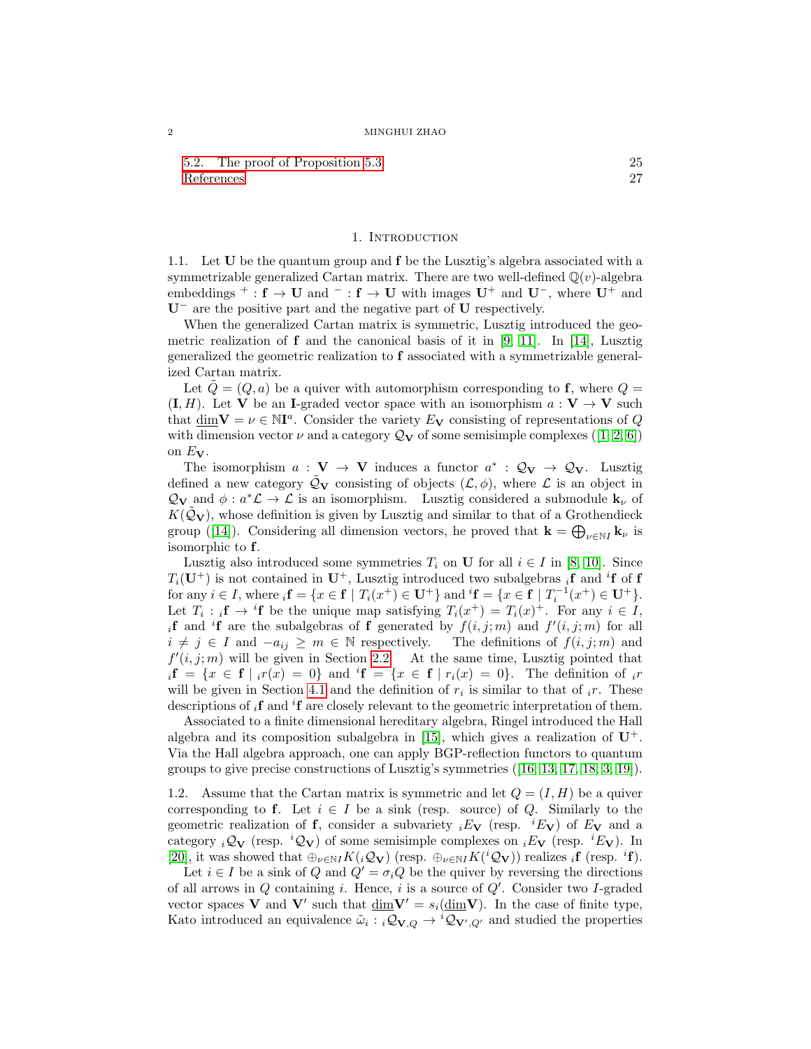5.2. The proof of Proposition 5.3 25
References 27

## 1. Introduction

1.1. Let $\mathbf{U}$ be the quantum group and $\mathbf{f}$ be the Lusztig's algebra associated with a symmetrizable generalized Cartan matrix. There are two well-defined $\mathbb{Q}(v)$-algebra embeddings $^+ : \mathbf{f} \to \mathbf{U}$ and $^- : \mathbf{f} \to \mathbf{U}$ with images $\mathbf{U}^+$ and $\mathbf{U}^-$, where $\mathbf{U}^+$ and $\mathbf{U}^-$ are the positive part and the negative part of $\mathbf{U}$ respectively.

When the generalized Cartan matrix is symmetric, Lusztig introduced the geometric realization of $\mathbf{f}$ and the canonical basis of it in [9, 11]. In [14], Lusztig generalized the geometric realization to $\mathbf{f}$ associated with a symmetrizable generalized Cartan matrix.

Let $\tilde{Q} = (Q, a)$ be a quiver with automorphism corresponding to $\mathbf{f}$, where $Q = (\mathbf{I}, H)$. Let $\mathbf{V}$ be an $\mathbf{I}$-graded vector space with an isomorphism $a : \mathbf{V} \to \mathbf{V}$ such that $\underline{\dim}\mathbf{V} = \nu \in \mathbb{N}\mathbf{I}^a$. Consider the variety $E_{\mathbf{V}}$ consisting of representations of $Q$ with dimension vector $\nu$ and a category $\mathcal{Q}_{\mathbf{V}}$ of some semisimple complexes ([1, 2, 6]) on $E_{\mathbf{V}}$.

The isomorphism $a : \mathbf{V} \to \mathbf{V}$ induces a functor $a^* : \mathcal{Q}_{\mathbf{V}} \to \mathcal{Q}_{\mathbf{V}}$. Lusztig defined a new category $\tilde{\mathcal{Q}}_{\mathbf{V}}$ consisting of objects $(\mathcal{L}, \phi)$, where $\mathcal{L}$ is an object in $\mathcal{Q}_{\mathbf{V}}$ and $\phi : a^*\mathcal{L} \to \mathcal{L}$ is an isomorphism. Lusztig considered a submodule $\mathbf{k}_\nu$ of $K(\tilde{\mathcal{Q}}_{\mathbf{V}})$, whose definition is given by Lusztig and similar to that of a Grothendieck group ([14]). Considering all dimension vectors, he proved that $\mathbf{k} = \bigoplus_{\nu \in \mathbb{N}I} \mathbf{k}_\nu$ is isomorphic to $\mathbf{f}$.

Lusztig also introduced some symmetries $T_i$ on $\mathbf{U}$ for all $i \in I$ in [8, 10]. Since $T_i(\mathbf{U}^+)$ is not contained in $\mathbf{U}^+$, Lusztig introduced two subalgebras ${}_i\mathbf{f}$ and ${}^i\mathbf{f}$ of $\mathbf{f}$ for any $i \in I$, where ${}_i\mathbf{f} = \{x \in \mathbf{f} \mid T_i(x^+) \in \mathbf{U}^+\}$ and ${}^i\mathbf{f} = \{x \in \mathbf{f} \mid T_i^{-1}(x^+) \in \mathbf{U}^+\}$. Let $T_i : {}_i\mathbf{f} \to {}^i\mathbf{f}$ be the unique map satisfying $T_i(x^+) = T_i(x)^+$. For any $i \in I$, ${}_i\mathbf{f}$ and ${}^i\mathbf{f}$ are the subalgebras of $\mathbf{f}$ generated by $f(i,j;m)$ and $f'(i,j;m)$ for all $i \neq j \in I$ and $-a_{ij} \geq m \in \mathbb{N}$ respectively. The definitions of $f(i,j;m)$ and $f'(i,j;m)$ will be given in Section 2.2. At the same time, Lusztig pointed that ${}_i\mathbf{f} = \{x \in \mathbf{f} \mid {}_ir(x) = 0\}$ and ${}^i\mathbf{f} = \{x \in \mathbf{f} \mid r_i(x) = 0\}$. The definition of ${}_ir$ will be given in Section 4.1 and the definition of $r_i$ is similar to that of ${}_ir$. These descriptions of ${}_i\mathbf{f}$ and ${}^i\mathbf{f}$ are closely relevant to the geometric interpretation of them.

Associated to a finite dimensional hereditary algebra, Ringel introduced the Hall algebra and its composition subalgebra in [15], which gives a realization of $\mathbf{U}^+$. Via the Hall algebra approach, one can apply BGP-reflection functors to quantum groups to give precise constructions of Lusztig's symmetries ([16, 13, 17, 18, 3, 19]).

1.2. Assume that the Cartan matrix is symmetric and let $Q = (I, H)$ be a quiver corresponding to $\mathbf{f}$. Let $i \in I$ be a sink (resp. source) of $Q$. Similarly to the geometric realization of $\mathbf{f}$, consider a subvariety ${}_iE_{\mathbf{V}}$ (resp. ${}^iE_{\mathbf{V}}$) of $E_{\mathbf{V}}$ and a category ${}_i\mathcal{Q}_{\mathbf{V}}$ (resp. ${}^i\mathcal{Q}_{\mathbf{V}}$) of some semisimple complexes on ${}_iE_{\mathbf{V}}$ (resp. ${}^iE_{\mathbf{V}}$). In [20], it was showed that $\oplus_{\nu \in \mathbb{N}I} K({}_i\mathcal{Q}_{\mathbf{V}})$ (resp. $\oplus_{\nu \in \mathbb{N}I} K({}^i\mathcal{Q}_{\mathbf{V}})$) realizes ${}_i\mathbf{f}$ (resp. ${}^i\mathbf{f}$).

Let $i \in I$ be a sink of $Q$ and $Q' = \sigma_i Q$ be the quiver by reversing the directions of all arrows in $Q$ containing $i$. Hence, $i$ is a source of $Q'$. Consider two $I$-graded vector spaces $\mathbf{V}$ and $\mathbf{V}'$ such that $\underline{\dim}\mathbf{V}' = s_i(\underline{\dim}\mathbf{V})$. In the case of finite type, Kato introduced an equivalence $\tilde{\omega}_i : {}_i\mathcal{Q}_{\mathbf{V},Q} \to {}^i\mathcal{Q}_{\mathbf{V}',Q'}$ and studied the properties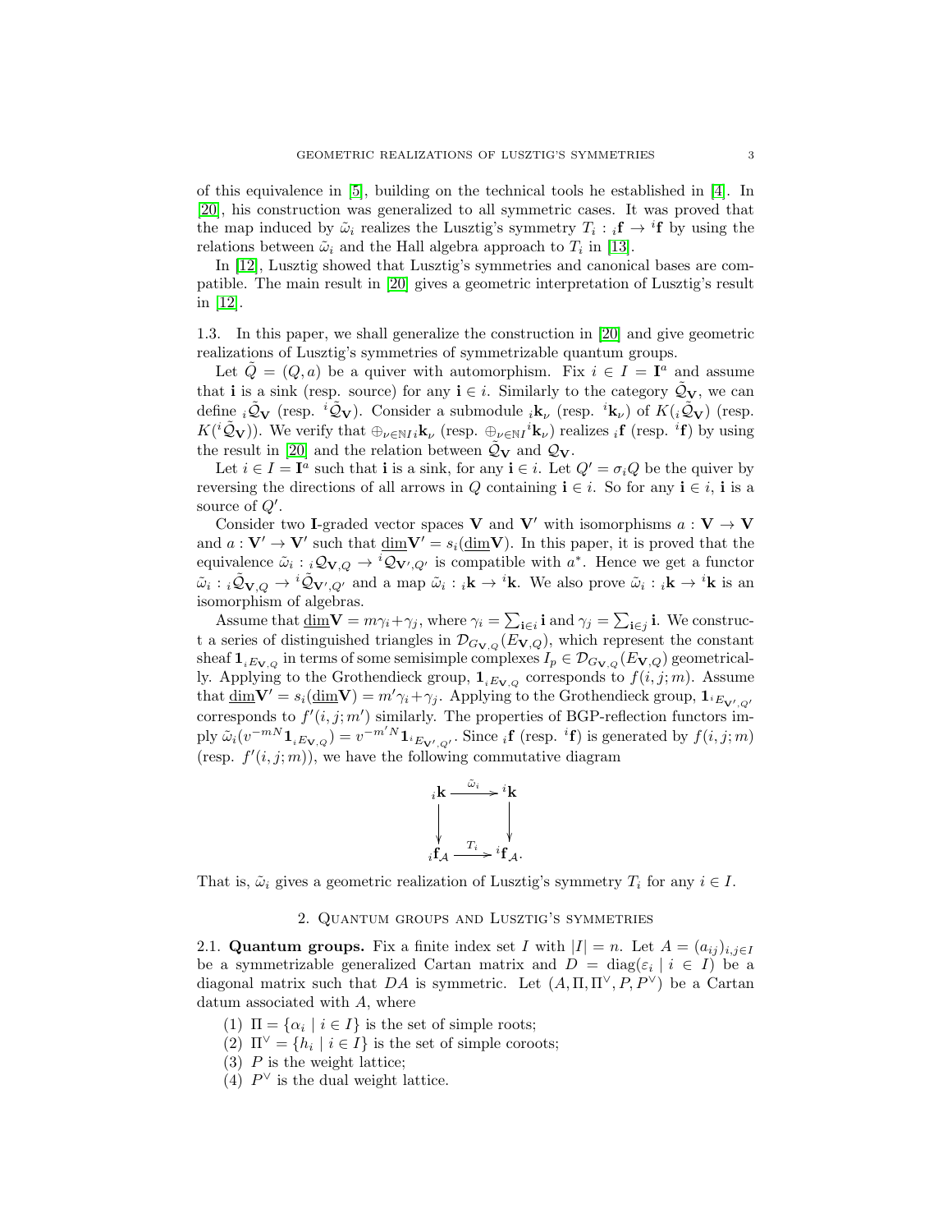of this equivalence in [5], building on the technical tools he established in [4]. In [20], his construction was generalized to all symmetric cases. It was proved that the map induced by $\tilde{\omega}_i$ realizes the Lusztig's symmetry $T_i : {}_i\mathbf{f} \to {}^i\mathbf{f}$ by using the relations between $\tilde{\omega}_i$ and the Hall algebra approach to $T_i$ in [13].

In [12], Lusztig showed that Lusztig's symmetries and canonical bases are compatible. The main result in [20] gives a geometric interpretation of Lusztig's result in [12].

1.3. In this paper, we shall generalize the construction in [20] and give geometric realizations of Lusztig's symmetries of symmetrizable quantum groups.

Let $\tilde{Q} = (Q, a)$ be a quiver with automorphism. Fix $i \in I = \mathbf{I}^a$ and assume that $\mathbf{i}$ is a sink (resp. source) for any $\mathbf{i} \in i$. Similarly to the category $\tilde{\mathcal{Q}}_{\mathbf{V}}$, we can define ${}_i\tilde{\mathcal{Q}}_{\mathbf{V}}$ (resp. ${}^i\tilde{\mathcal{Q}}_{\mathbf{V}}$). Consider a submodule ${}_i\mathbf{k}_\nu$ (resp. ${}^i\mathbf{k}_\nu$) of $K({}_i\tilde{\mathcal{Q}}_{\mathbf{V}})$ (resp. $K({}^i\tilde{\mathcal{Q}}_{\mathbf{V}})$). We verify that $\oplus_{\nu \in \mathbb{N}I} {}_i\mathbf{k}_\nu$ (resp. $\oplus_{\nu \in \mathbb{N}I} {}^i\mathbf{k}_\nu$) realizes ${}_i\mathbf{f}$ (resp. ${}^i\mathbf{f}$) by using the result in [20] and the relation between $\tilde{\mathcal{Q}}_{\mathbf{V}}$ and $\mathcal{Q}_{\mathbf{V}}$.

Let $i \in I = \mathbf{I}^a$ such that $\mathbf{i}$ is a sink, for any $\mathbf{i} \in i$. Let $Q' = \sigma_i Q$ be the quiver by reversing the directions of all arrows in $Q$ containing $\mathbf{i} \in i$. So for any $\mathbf{i} \in i$, $\mathbf{i}$ is a source of $Q'$.

Consider two $\mathbf{I}$-graded vector spaces $\mathbf{V}$ and $\mathbf{V}'$ with isomorphisms $a : \mathbf{V} \to \mathbf{V}$ and $a : \mathbf{V}' \to \mathbf{V}'$ such that $\underline{\dim}\mathbf{V}' = s_i(\underline{\dim}\mathbf{V})$. In this paper, it is proved that the equivalence $\tilde{\omega}_i : {}_i\mathcal{Q}_{\mathbf{V},Q} \to {}^i\mathcal{Q}_{\mathbf{V}',Q'}$ is compatible with $a^*$. Hence we get a functor $\tilde{\omega}_i : {}_i\tilde{\mathcal{Q}}_{\mathbf{V},Q} \to {}^i\tilde{\mathcal{Q}}_{\mathbf{V}',Q'}$ and a map $\tilde{\omega}_i : {}_i\mathbf{k} \to {}^i\mathbf{k}$. We also prove $\tilde{\omega}_i : {}_i\mathbf{k} \to {}^i\mathbf{k}$ is an isomorphism of algebras.

Assume that $\underline{\dim}\mathbf{V} = m\gamma_i + \gamma_j$, where $\gamma_i = \sum_{\mathbf{i} \in i} \mathbf{i}$ and $\gamma_j = \sum_{\mathbf{i} \in j} \mathbf{i}$. We construct a series of distinguished triangles in $\mathcal{D}_{G_{\mathbf{V},Q}}(E_{\mathbf{V},Q})$, which represent the constant sheaf $\mathbf{1}_{{}_iE_{\mathbf{V},Q}}$ in terms of some semisimple complexes $I_p \in \mathcal{D}_{G_{\mathbf{V},Q}}(E_{\mathbf{V},Q})$ geometrically. Applying to the Grothendieck group, $\mathbf{1}_{{}_iE_{\mathbf{V},Q}}$ corresponds to $f(i,j;m)$. Assume that $\underline{\dim}\mathbf{V}' = s_i(\underline{\dim}\mathbf{V}) = m'\gamma_i + \gamma_j$. Applying to the Grothendieck group, $\mathbf{1}_{{}^iE_{\mathbf{V}',Q'}}$ corresponds to $f'(i,j;m')$ similarly. The properties of BGP-reflection functors imply $\tilde{\omega}_i(v^{-mN}\mathbf{1}_{{}_iE_{\mathbf{V},Q}}) = v^{-m'N}\mathbf{1}_{{}^iE_{\mathbf{V}',Q'}}$. Since ${}_i\mathbf{f}$ (resp. ${}^i\mathbf{f}$) is generated by $f(i,j;m)$ (resp. $f'(i,j;m)$), we have the following commutative diagram

$$\begin{array}{ccc} {}_i\mathbf{k} & \xrightarrow{\tilde{\omega}_i} & {}^i\mathbf{k} \\ \downarrow & & \downarrow \\ {}_i\mathbf{f}_{\mathcal{A}} & \xrightarrow{T_i} & {}^i\mathbf{f}_{\mathcal{A}}. \end{array}$$

That is, $\tilde{\omega}_i$ gives a geometric realization of Lusztig's symmetry $T_i$ for any $i \in I$.

## 2. Quantum groups and Lusztig's symmetries

2.1. **Quantum groups.** Fix a finite index set $I$ with $|I| = n$. Let $A = (a_{ij})_{i,j \in I}$ be a symmetrizable generalized Cartan matrix and $D = \mathrm{diag}(\varepsilon_i \mid i \in I)$ be a diagonal matrix such that $DA$ is symmetric. Let $(A, \Pi, \Pi^\vee, P, P^\vee)$ be a Cartan datum associated with $A$, where

1. $\Pi = \{\alpha_i \mid i \in I\}$ is the set of simple roots;
2. $\Pi^\vee = \{h_i \mid i \in I\}$ is the set of simple coroots;
3. $P$ is the weight lattice;
4. $P^\vee$ is the dual weight lattice.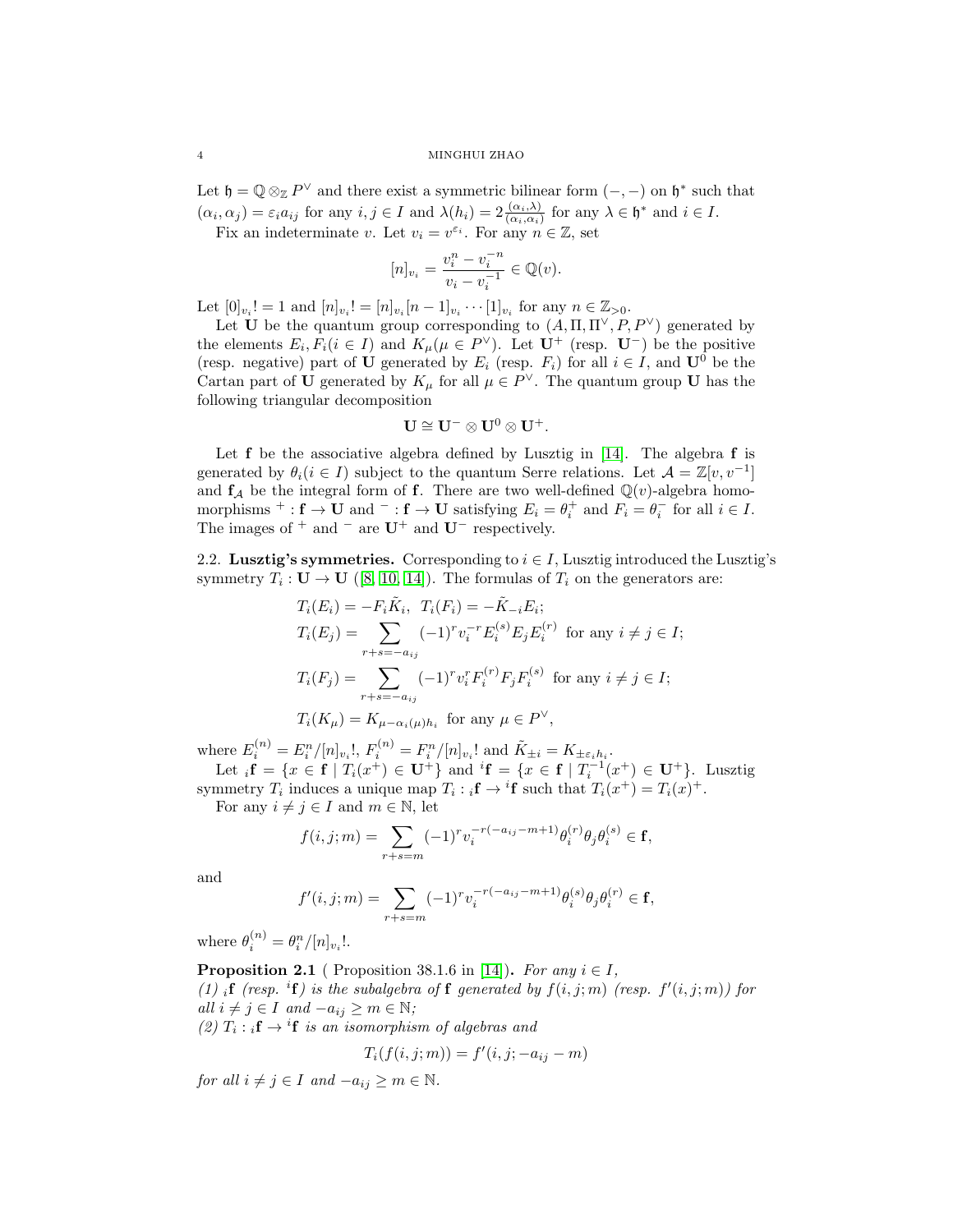Let $\mathfrak{h} = \mathbb{Q} \otimes_{\mathbb{Z}} P^\vee$ and there exist a symmetric bilinear form $(-,-)$ on $\mathfrak{h}^*$ such that $(\alpha_i, \alpha_j) = \varepsilon_i a_{ij}$ for any $i, j \in I$ and $\lambda(h_i) = 2\frac{(\alpha_i,\lambda)}{(\alpha_i,\alpha_i)}$ for any $\lambda \in \mathfrak{h}^*$ and $i \in I$.

Fix an indeterminate $v$. Let $v_i = v^{\varepsilon_i}$. For any $n \in \mathbb{Z}$, set

$$[n]_{v_i} = \frac{v_i^n - v_i^{-n}}{v_i - v_i^{-1}} \in \mathbb{Q}(v).$$

Let $[0]_{v_i}! = 1$ and $[n]_{v_i}! = [n]_{v_i}[n-1]_{v_i} \cdots [1]_{v_i}$ for any $n \in \mathbb{Z}_{>0}$.

Let $\mathbf{U}$ be the quantum group corresponding to $(A, \Pi, \Pi^\vee, P, P^\vee)$ generated by the elements $E_i, F_i (i \in I)$ and $K_\mu (\mu \in P^\vee)$. Let $\mathbf{U}^+$ (resp. $\mathbf{U}^-$) be the positive (resp. negative) part of $\mathbf{U}$ generated by $E_i$ (resp. $F_i$) for all $i \in I$, and $\mathbf{U}^0$ be the Cartan part of $\mathbf{U}$ generated by $K_\mu$ for all $\mu \in P^\vee$. The quantum group $\mathbf{U}$ has the following triangular decomposition

$$\mathbf{U} \cong \mathbf{U}^- \otimes \mathbf{U}^0 \otimes \mathbf{U}^+.$$

Let $\mathbf{f}$ be the associative algebra defined by Lusztig in [14]. The algebra $\mathbf{f}$ is generated by $\theta_i (i \in I)$ subject to the quantum Serre relations. Let $\mathcal{A} = \mathbb{Z}[v, v^{-1}]$ and $\mathbf{f}_{\mathcal{A}}$ be the integral form of $\mathbf{f}$. There are two well-defined $\mathbb{Q}(v)$-algebra homomorphisms $^+ : \mathbf{f} \to \mathbf{U}$ and $^- : \mathbf{f} \to \mathbf{U}$ satisfying $E_i = \theta_i^+$ and $F_i = \theta_i^-$ for all $i \in I$. The images of $^+$ and $^-$ are $\mathbf{U}^+$ and $\mathbf{U}^-$ respectively.

## 2.2. Lusztig's symmetries.

Corresponding to $i \in I$, Lusztig introduced the Lusztig's symmetry $T_i : \mathbf{U} \to \mathbf{U}$ ([8, 10, 14]). The formulas of $T_i$ on the generators are:

$$T_i(E_i) = -F_i\tilde{K}_i, \;\; T_i(F_i) = -\tilde{K}_{-i}E_i;$$

$$T_i(E_j) = \sum_{r+s=-a_{ij}} (-1)^r v_i^{-r} E_i^{(s)} E_j E_i^{(r)} \text{ for any } i \neq j \in I;$$

$$T_i(F_j) = \sum_{r+s=-a_{ij}} (-1)^r v_i^{r} F_i^{(r)} F_j F_i^{(s)} \text{ for any } i \neq j \in I;$$

$$T_i(K_\mu) = K_{\mu - \alpha_i(\mu)h_i} \text{ for any } \mu \in P^\vee,$$

where $E_i^{(n)} = E_i^n/[n]_{v_i}!$, $F_i^{(n)} = F_i^n/[n]_{v_i}!$ and $\tilde{K}_{\pm i} = K_{\pm\varepsilon_i h_i}$.

Let ${}_i\mathbf{f} = \{x \in \mathbf{f} \mid T_i(x^+) \in \mathbf{U}^+\}$ and ${}^i\mathbf{f} = \{x \in \mathbf{f} \mid T_i^{-1}(x^+) \in \mathbf{U}^+\}$. Lusztig symmetry $T_i$ induces a unique map $T_i : {}_i\mathbf{f} \to {}^i\mathbf{f}$ such that $T_i(x^+) = T_i(x)^+$.

For any $i \neq j \in I$ and $m \in \mathbb{N}$, let

$$f(i,j;m) = \sum_{r+s=m} (-1)^r v_i^{-r(-a_{ij}-m+1)} \theta_i^{(r)} \theta_j \theta_i^{(s)} \in \mathbf{f},$$

and

$$f'(i,j;m) = \sum_{r+s=m} (-1)^r v_i^{-r(-a_{ij}-m+1)} \theta_i^{(s)} \theta_j \theta_i^{(r)} \in \mathbf{f},$$

where $\theta_i^{(n)} = \theta_i^n/[n]_{v_i}!$.

**Proposition 2.1** ( Proposition 38.1.6 in [14]). *For any $i \in I$,*
*(1) ${}_i\mathbf{f}$ (resp. ${}^i\mathbf{f}$) is the subalgebra of $\mathbf{f}$ generated by $f(i,j;m)$ (resp. $f'(i,j;m)$) for all $i \neq j \in I$ and $-a_{ij} \geq m \in \mathbb{N}$;*
*(2) $T_i : {}_i\mathbf{f} \to {}^i\mathbf{f}$ is an isomorphism of algebras and*

$$T_i(f(i,j;m)) = f'(i,j;-a_{ij}-m)$$

*for all $i \neq j \in I$ and $-a_{ij} \geq m \in \mathbb{N}$.*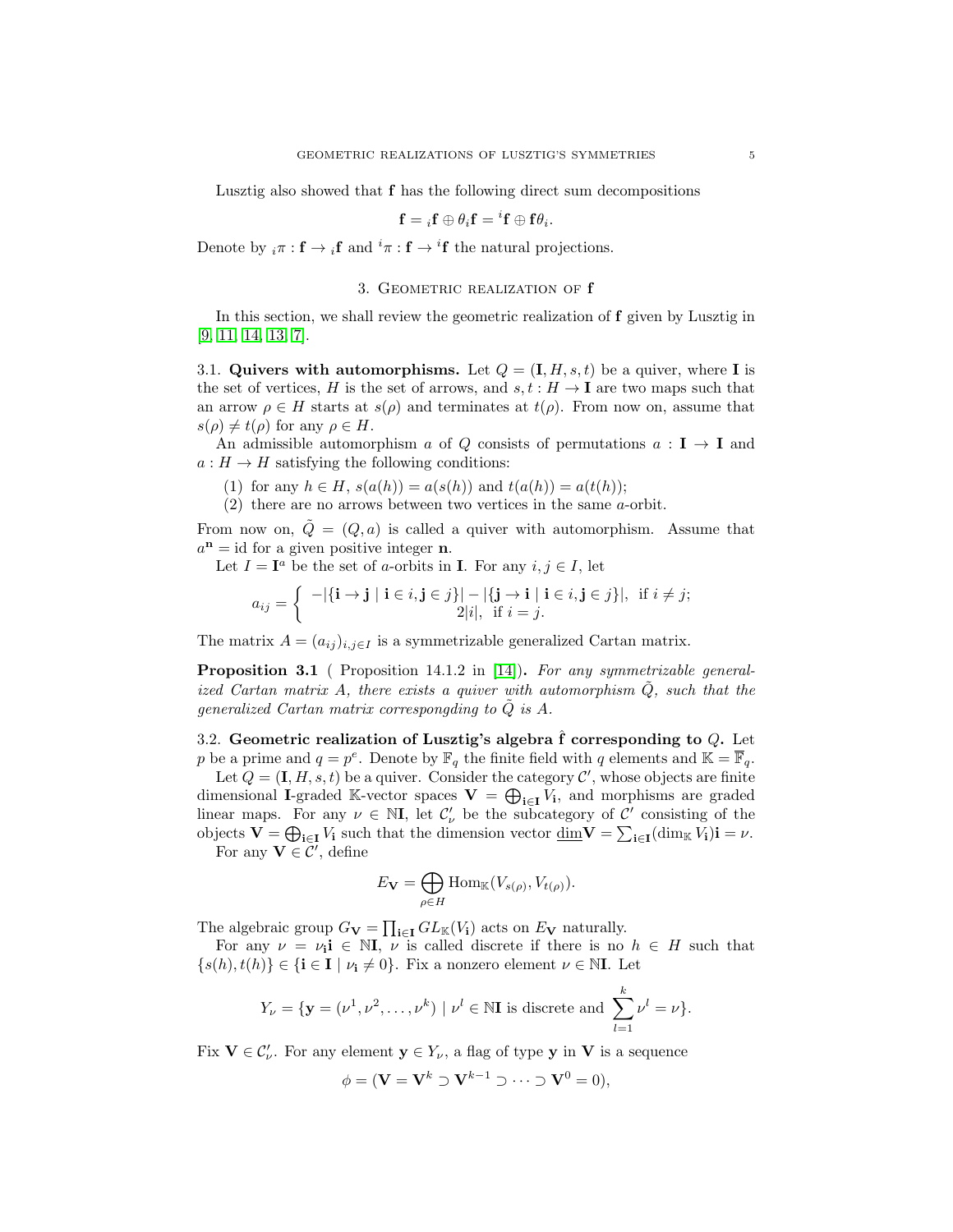Lusztig also showed that $\mathbf{f}$ has the following direct sum decompositions

$$\mathbf{f} = {}_i\mathbf{f} \oplus \theta_i \mathbf{f} = {}^i\mathbf{f} \oplus \mathbf{f}\theta_i.$$

Denote by ${}_i\pi : \mathbf{f} \to {}_i\mathbf{f}$ and ${}^i\pi : \mathbf{f} \to {}^i\mathbf{f}$ the natural projections.

## 3. Geometric realization of f

In this section, we shall review the geometric realization of $\mathbf{f}$ given by Lusztig in [9, 11, 14, 13, 7].

**3.1. Quivers with automorphisms.** Let $Q = (\mathbf{I}, H, s, t)$ be a quiver, where $\mathbf{I}$ is the set of vertices, $H$ is the set of arrows, and $s, t : H \to \mathbf{I}$ are two maps such that an arrow $\rho \in H$ starts at $s(\rho)$ and terminates at $t(\rho)$. From now on, assume that $s(\rho) \neq t(\rho)$ for any $\rho \in H$.

An admissible automorphism $a$ of $Q$ consists of permutations $a : \mathbf{I} \to \mathbf{I}$ and $a : H \to H$ satisfying the following conditions:

1. for any $h \in H$, $s(a(h)) = a(s(h))$ and $t(a(h)) = a(t(h))$;
2. there are no arrows between two vertices in the same $a$-orbit.

From now on, $\tilde{Q} = (Q, a)$ is called a quiver with automorphism. Assume that $a^{\mathbf{n}} = \mathrm{id}$ for a given positive integer $\mathbf{n}$.

Let $I = \mathbf{I}^a$ be the set of $a$-orbits in $\mathbf{I}$. For any $i, j \in I$, let

$$a_{ij} = \begin{cases} -|\{\mathbf{i} \to \mathbf{j} \mid \mathbf{i} \in i, \mathbf{j} \in j\}| - |\{\mathbf{j} \to \mathbf{i} \mid \mathbf{i} \in i, \mathbf{j} \in j\}|, & \text{if } i \neq j; \\ 2|i|, & \text{if } i = j. \end{cases}$$

The matrix $A = (a_{ij})_{i,j \in I}$ is a symmetrizable generalized Cartan matrix.

**Proposition 3.1** ( Proposition 14.1.2 in [14]). *For any symmetrizable generalized Cartan matrix $A$, there exists a quiver with automorphism $\tilde{Q}$, such that the generalized Cartan matrix correspongding to $\tilde{Q}$ is $A$.*

**3.2. Geometric realization of Lusztig's algebra $\hat{\mathbf{f}}$ corresponding to $Q$.** Let $p$ be a prime and $q = p^e$. Denote by $\mathbb{F}_q$ the finite field with $q$ elements and $\mathbb{K} = \overline{\mathbb{F}}_q$.

Let $Q = (\mathbf{I}, H, s, t)$ be a quiver. Consider the category $\mathcal{C}'$, whose objects are finite dimensional $\mathbf{I}$-graded $\mathbb{K}$-vector spaces $\mathbf{V} = \bigoplus_{\mathbf{i} \in \mathbf{I}} V_{\mathbf{i}}$, and morphisms are graded linear maps. For any $\nu \in \mathbb{N}\mathbf{I}$, let $\mathcal{C}'_\nu$ be the subcategory of $\mathcal{C}'$ consisting of the objects $\mathbf{V} = \bigoplus_{\mathbf{i} \in \mathbf{I}} V_{\mathbf{i}}$ such that the dimension vector $\underline{\dim}\mathbf{V} = \sum_{\mathbf{i} \in \mathbf{I}} (\dim_{\mathbb{K}} V_{\mathbf{i}})\mathbf{i} = \nu$.

For any $\mathbf{V} \in \mathcal{C}'$, define

$$E_{\mathbf{V}} = \bigoplus_{\rho \in H} \mathrm{Hom}_{\mathbb{K}}(V_{s(\rho)}, V_{t(\rho)}).$$

The algebraic group $G_{\mathbf{V}} = \prod_{\mathbf{i} \in \mathbf{I}} GL_{\mathbb{K}}(V_{\mathbf{i}})$ acts on $E_{\mathbf{V}}$ naturally.

For any $\nu = \nu_{\mathbf{i}}\mathbf{i} \in \mathbb{N}\mathbf{I}$, $\nu$ is called discrete if there is no $h \in H$ such that $\{s(h), t(h)\} \in \{\mathbf{i} \in \mathbf{I} \mid \nu_{\mathbf{i}} \neq 0\}$. Fix a nonzero element $\nu \in \mathbb{N}\mathbf{I}$. Let

$$Y_\nu = \{\mathbf{y} = (\nu^1, \nu^2, \dots, \nu^k) \mid \nu^l \in \mathbb{N}\mathbf{I} \text{ is discrete and } \sum_{l=1}^{k} \nu^l = \nu\}.$$

Fix $\mathbf{V} \in \mathcal{C}'_\nu$. For any element $\mathbf{y} \in Y_\nu$, a flag of type $\mathbf{y}$ in $\mathbf{V}$ is a sequence

$$\phi = (\mathbf{V} = \mathbf{V}^k \supset \mathbf{V}^{k-1} \supset \cdots \supset \mathbf{V}^0 = 0),$$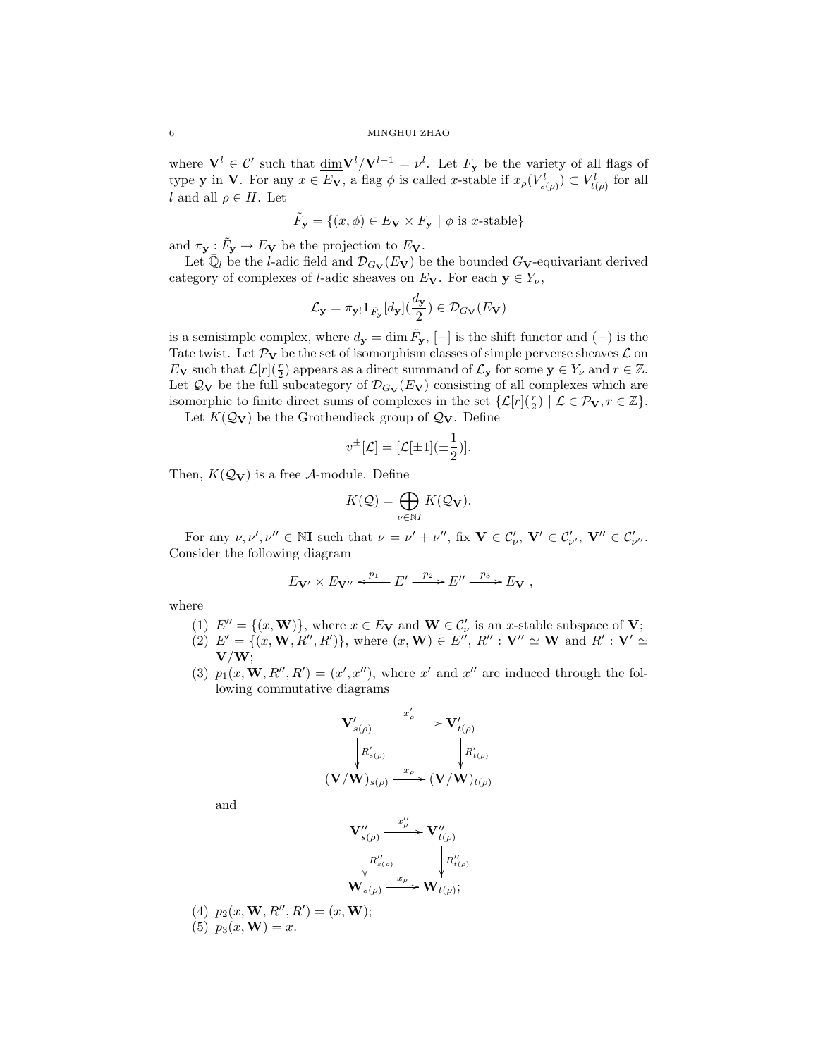where $\mathbf{V}^l \in \mathcal{C}'$ such that $\underline{\dim}\mathbf{V}^l/\mathbf{V}^{l-1} = \nu^l$. Let $F_{\mathbf{y}}$ be the variety of all flags of type $\mathbf{y}$ in $\mathbf{V}$. For any $x \in E_{\mathbf{V}}$, a flag $\phi$ is called $x$-stable if $x_\rho(V^l_{s(\rho)}) \subset V^l_{t(\rho)}$ for all $l$ and all $\rho \in H$. Let

$$\tilde{F}_{\mathbf{y}} = \{(x, \phi) \in E_{\mathbf{V}} \times F_{\mathbf{y}} \mid \phi \text{ is } x\text{-stable}\}$$

and $\pi_{\mathbf{y}} : \tilde{F}_{\mathbf{y}} \to E_{\mathbf{V}}$ be the projection to $E_{\mathbf{V}}$.

Let $\bar{\mathbb{Q}}_l$ be the $l$-adic field and $\mathcal{D}_{G_{\mathbf{V}}}(E_{\mathbf{V}})$ be the bounded $G_{\mathbf{V}}$-equivariant derived category of complexes of $l$-adic sheaves on $E_{\mathbf{V}}$. For each $\mathbf{y} \in Y_\nu$,

$$\mathcal{L}_{\mathbf{y}} = \pi_{\mathbf{y}!}\mathbf{1}_{\tilde{F}_{\mathbf{y}}}[d_{\mathbf{y}}](\frac{d_{\mathbf{y}}}{2}) \in \mathcal{D}_{G_{\mathbf{V}}}(E_{\mathbf{V}})$$

is a semisimple complex, where $d_{\mathbf{y}} = \dim \tilde{F}_{\mathbf{y}}$, $[-]$ is the shift functor and $(-)$ is the Tate twist. Let $\mathcal{P}_{\mathbf{V}}$ be the set of isomorphism classes of simple perverse sheaves $\mathcal{L}$ on $E_{\mathbf{V}}$ such that $\mathcal{L}[r](\frac{r}{2})$ appears as a direct summand of $\mathcal{L}_{\mathbf{y}}$ for some $\mathbf{y} \in Y_\nu$ and $r \in \mathbb{Z}$. Let $\mathcal{Q}_{\mathbf{V}}$ be the full subcategory of $\mathcal{D}_{G_{\mathbf{V}}}(E_{\mathbf{V}})$ consisting of all complexes which are isomorphic to finite direct sums of complexes in the set $\{\mathcal{L}[r](\frac{r}{2}) \mid \mathcal{L} \in \mathcal{P}_{\mathbf{V}}, r \in \mathbb{Z}\}$.

Let $K(\mathcal{Q}_{\mathbf{V}})$ be the Grothendieck group of $\mathcal{Q}_{\mathbf{V}}$. Define

$$v^{\pm}[\mathcal{L}] = [\mathcal{L}[\pm 1](\pm\frac{1}{2})].$$

Then, $K(\mathcal{Q}_{\mathbf{V}})$ is a free $\mathcal{A}$-module. Define

$$K(\mathcal{Q}) = \bigoplus_{\nu \in \mathbb{N}I} K(\mathcal{Q}_{\mathbf{V}}).$$

For any $\nu, \nu', \nu'' \in \mathbb{N}\mathbf{I}$ such that $\nu = \nu' + \nu''$, fix $\mathbf{V} \in \mathcal{C}'_\nu$, $\mathbf{V}' \in \mathcal{C}'_{\nu'}$, $\mathbf{V}'' \in \mathcal{C}'_{\nu''}$. Consider the following diagram

$$E_{\mathbf{V}'} \times E_{\mathbf{V}''} \xleftarrow{p_1} E' \xrightarrow{p_2} E'' \xrightarrow{p_3} E_{\mathbf{V}} ,$$

where

(1) $E'' = \{(x, \mathbf{W})\}$, where $x \in E_{\mathbf{V}}$ and $\mathbf{W} \in \mathcal{C}'_\nu$ is an $x$-stable subspace of $\mathbf{V}$;
(2) $E' = \{(x, \mathbf{W}, R'', R')\}$, where $(x, \mathbf{W}) \in E''$, $R'' : \mathbf{V}'' \simeq \mathbf{W}$ and $R' : \mathbf{V}' \simeq \mathbf{V}/\mathbf{W}$;
(3) $p_1(x, \mathbf{W}, R'', R') = (x', x'')$, where $x'$ and $x''$ are induced through the following commutative diagrams

$$\begin{array}{ccc} \mathbf{V}'_{s(\rho)} & \xrightarrow{x'_\rho} & \mathbf{V}'_{t(\rho)} \\ \downarrow{\scriptstyle R'_{s(\rho)}} & & \downarrow{\scriptstyle R'_{t(\rho)}} \\ (\mathbf{V}/\mathbf{W})_{s(\rho)} & \xrightarrow{x_\rho} & (\mathbf{V}/\mathbf{W})_{t(\rho)} \end{array}$$

and

$$\begin{array}{ccc} \mathbf{V}''_{s(\rho)} & \xrightarrow{x''_\rho} & \mathbf{V}''_{t(\rho)} \\ \downarrow{\scriptstyle R''_{s(\rho)}} & & \downarrow{\scriptstyle R''_{t(\rho)}} \\ \mathbf{W}_{s(\rho)} & \xrightarrow{x_\rho} & \mathbf{W}_{t(\rho)}; \end{array}$$

(4) $p_2(x, \mathbf{W}, R'', R') = (x, \mathbf{W})$;
(5) $p_3(x, \mathbf{W}) = x$.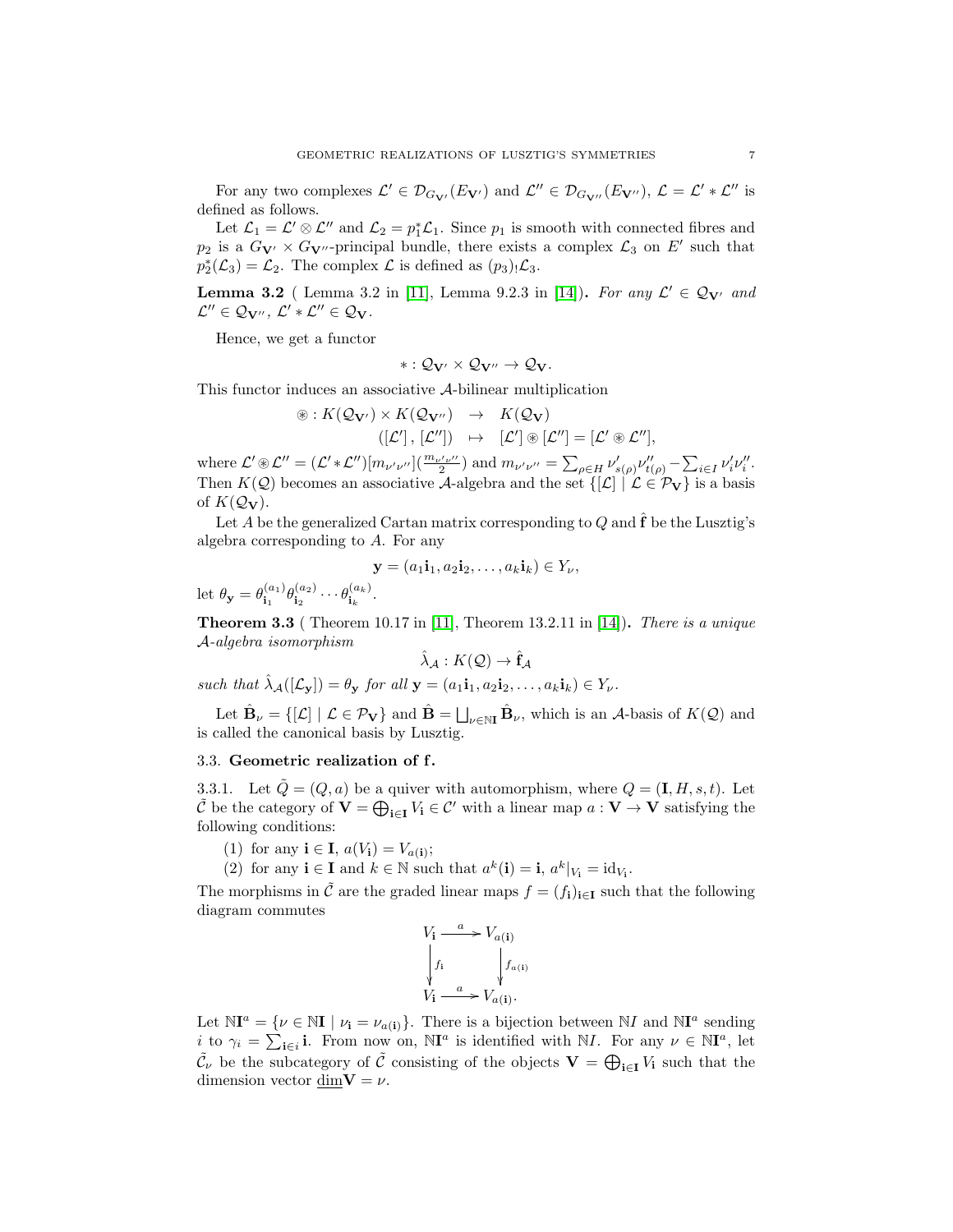For any two complexes $\mathcal{L}' \in \mathcal{D}_{G_{\mathbf{V}'}}(E_{\mathbf{V}'})$ and $\mathcal{L}'' \in \mathcal{D}_{G_{\mathbf{V}''}}(E_{\mathbf{V}''})$, $\mathcal{L} = \mathcal{L}' * \mathcal{L}''$ is defined as follows.

Let $\mathcal{L}_1 = \mathcal{L}' \otimes \mathcal{L}''$ and $\mathcal{L}_2 = p_1^*\mathcal{L}_1$. Since $p_1$ is smooth with connected fibres and $p_2$ is a $G_{\mathbf{V}'} \times G_{\mathbf{V}''}$-principal bundle, there exists a complex $\mathcal{L}_3$ on $E'$ such that $p_2^*(\mathcal{L}_3) = \mathcal{L}_2$. The complex $\mathcal{L}$ is defined as $(p_3)_!\mathcal{L}_3$.

**Lemma 3.2** ( Lemma 3.2 in [11], Lemma 9.2.3 in [14]). *For any $\mathcal{L}' \in \mathcal{Q}_{\mathbf{V}'}$ and $\mathcal{L}'' \in \mathcal{Q}_{\mathbf{V}''}$, $\mathcal{L}' * \mathcal{L}'' \in \mathcal{Q}_{\mathbf{V}}$.*

Hence, we get a functor

$$* : \mathcal{Q}_{\mathbf{V}'} \times \mathcal{Q}_{\mathbf{V}''} \to \mathcal{Q}_{\mathbf{V}}.$$

This functor induces an associative $\mathcal{A}$-bilinear multiplication

$$\begin{aligned} \circledast : K(\mathcal{Q}_{\mathbf{V}'}) \times K(\mathcal{Q}_{\mathbf{V}''}) &\to K(\mathcal{Q}_{\mathbf{V}}) \\ ([\mathcal{L}'], [\mathcal{L}'']) &\mapsto [\mathcal{L}'] \circledast [\mathcal{L}''] = [\mathcal{L}' \circledast \mathcal{L}''], \end{aligned}$$

where $\mathcal{L}' \circledast \mathcal{L}'' = (\mathcal{L}' * \mathcal{L}'')[m_{\nu'\nu''}](\frac{m_{\nu'\nu''}}{2})$ and $m_{\nu'\nu''} = \sum_{\rho \in H} \nu'_{s(\rho)}\nu''_{t(\rho)} - \sum_{i \in I} \nu'_i \nu''_i$. Then $K(\mathcal{Q})$ becomes an associative $\mathcal{A}$-algebra and the set $\{[\mathcal{L}] \mid \mathcal{L} \in \mathcal{P}_{\mathbf{V}}\}$ is a basis of $K(\mathcal{Q}_{\mathbf{V}})$.

Let $A$ be the generalized Cartan matrix corresponding to $Q$ and $\hat{\mathbf{f}}$ be the Lusztig's algebra corresponding to $A$. For any

$$\mathbf{y} = (a_1\mathbf{i}_1, a_2\mathbf{i}_2, \ldots, a_k\mathbf{i}_k) \in Y_\nu,$$

let $\theta_{\mathbf{y}} = \theta_{\mathbf{i}_1}^{(a_1)}\theta_{\mathbf{i}_2}^{(a_2)} \cdots \theta_{\mathbf{i}_k}^{(a_k)}$.

**Theorem 3.3** ( Theorem 10.17 in [11], Theorem 13.2.11 in [14]). *There is a unique $\mathcal{A}$-algebra isomorphism*

$$\hat{\lambda}_{\mathcal{A}} : K(\mathcal{Q}) \to \hat{\mathbf{f}}_{\mathcal{A}}$$

*such that $\hat{\lambda}_{\mathcal{A}}([\mathcal{L}_{\mathbf{y}}]) = \theta_{\mathbf{y}}$ for all $\mathbf{y} = (a_1\mathbf{i}_1, a_2\mathbf{i}_2, \ldots, a_k\mathbf{i}_k) \in Y_\nu$.*

Let $\hat{\mathbf{B}}_\nu = \{[\mathcal{L}] \mid \mathcal{L} \in \mathcal{P}_{\mathbf{V}}\}$ and $\hat{\mathbf{B}} = \bigsqcup_{\nu \in \mathbb{N}\mathbf{I}} \hat{\mathbf{B}}_\nu$, which is an $\mathcal{A}$-basis of $K(\mathcal{Q})$ and is called the canonical basis by Lusztig.

### 3.3. Geometric realization of f.

3.3.1. Let $\tilde{Q} = (Q, a)$ be a quiver with automorphism, where $Q = (\mathbf{I}, H, s, t)$. Let $\tilde{\mathcal{C}}$ be the category of $\mathbf{V} = \bigoplus_{\mathbf{i} \in \mathbf{I}} V_{\mathbf{i}} \in \mathcal{C}'$ with a linear map $a : \mathbf{V} \to \mathbf{V}$ satisfying the following conditions:

1. for any $\mathbf{i} \in \mathbf{I}$, $a(V_{\mathbf{i}}) = V_{a(\mathbf{i})}$;
2. for any $\mathbf{i} \in \mathbf{I}$ and $k \in \mathbb{N}$ such that $a^k(\mathbf{i}) = \mathbf{i}$, $a^k|_{V_{\mathbf{i}}} = \mathrm{id}_{V_{\mathbf{i}}}$.

The morphisms in $\tilde{\mathcal{C}}$ are the graded linear maps $f = (f_{\mathbf{i}})_{\mathbf{i} \in \mathbf{I}}$ such that the following diagram commutes

$$\begin{array}{ccc} V_{\mathbf{i}} & \xrightarrow{a} & V_{a(\mathbf{i})} \\ \downarrow{f_{\mathbf{i}}} & & \downarrow{f_{a(\mathbf{i})}} \\ V_{\mathbf{i}} & \xrightarrow{a} & V_{a(\mathbf{i})}. \end{array}$$

Let $\mathbb{N}\mathbf{I}^a = \{\nu \in \mathbb{N}\mathbf{I} \mid \nu_{\mathbf{i}} = \nu_{a(\mathbf{i})}\}$. There is a bijection between $\mathbb{N}I$ and $\mathbb{N}\mathbf{I}^a$ sending $i$ to $\gamma_i = \sum_{\mathbf{i} \in i} \mathbf{i}$. From now on, $\mathbb{N}\mathbf{I}^a$ is identified with $\mathbb{N}I$. For any $\nu \in \mathbb{N}\mathbf{I}^a$, let $\tilde{\mathcal{C}}_\nu$ be the subcategory of $\tilde{\mathcal{C}}$ consisting of the objects $\mathbf{V} = \bigoplus_{\mathbf{i} \in \mathbf{I}} V_{\mathbf{i}}$ such that the dimension vector $\underline{\dim}\mathbf{V} = \nu$.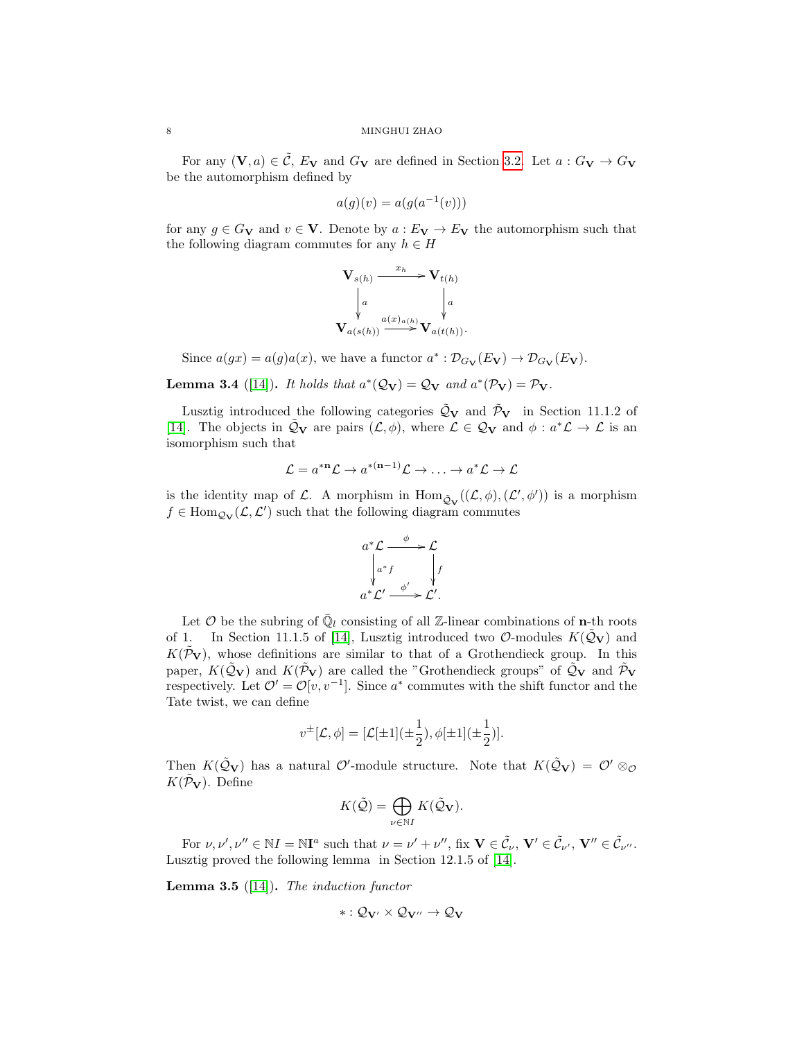For any $(\mathbf{V}, a) \in \tilde{\mathcal{C}}$, $E_{\mathbf{V}}$ and $G_{\mathbf{V}}$ are defined in Section 3.2. Let $a : G_{\mathbf{V}} \to G_{\mathbf{V}}$ be the automorphism defined by

$$a(g)(v) = a(g(a^{-1}(v)))$$

for any $g \in G_{\mathbf{V}}$ and $v \in \mathbf{V}$. Denote by $a : E_{\mathbf{V}} \to E_{\mathbf{V}}$ the automorphism such that the following diagram commutes for any $h \in H$

$$\begin{array}{ccc} \mathbf{V}_{s(h)} & \xrightarrow{x_h} & \mathbf{V}_{t(h)} \\ \downarrow a & & \downarrow a \\ \mathbf{V}_{a(s(h))} & \xrightarrow{a(x)_{a(h)}} & \mathbf{V}_{a(t(h))}. \end{array}$$

Since $a(gx) = a(g)a(x)$, we have a functor $a^* : \mathcal{D}_{G_{\mathbf{V}}}(E_{\mathbf{V}}) \to \mathcal{D}_{G_{\mathbf{V}}}(E_{\mathbf{V}})$.

**Lemma 3.4** ([14]). *It holds that $a^*(\mathcal{Q}_{\mathbf{V}}) = \mathcal{Q}_{\mathbf{V}}$ and $a^*(\mathcal{P}_{\mathbf{V}}) = \mathcal{P}_{\mathbf{V}}$.*

Lusztig introduced the following categories $\tilde{\mathcal{Q}}_{\mathbf{V}}$ and $\tilde{\mathcal{P}}_{\mathbf{V}}$ in Section 11.1.2 of [14]. The objects in $\tilde{\mathcal{Q}}_{\mathbf{V}}$ are pairs $(\mathcal{L}, \phi)$, where $\mathcal{L} \in \mathcal{Q}_{\mathbf{V}}$ and $\phi : a^*\mathcal{L} \to \mathcal{L}$ is an isomorphism such that

$$\mathcal{L} = a^{*\mathbf{n}}\mathcal{L} \to a^{*(\mathbf{n}-1)}\mathcal{L} \to \ldots \to a^*\mathcal{L} \to \mathcal{L}$$

is the identity map of $\mathcal{L}$. A morphism in $\mathrm{Hom}_{\tilde{\mathcal{Q}}_{\mathbf{V}}}((\mathcal{L}, \phi), (\mathcal{L}', \phi'))$ is a morphism $f \in \mathrm{Hom}_{\mathcal{Q}_{\mathbf{V}}}(\mathcal{L}, \mathcal{L}')$ such that the following diagram commutes

$$\begin{array}{ccc} a^*\mathcal{L} & \xrightarrow{\phi} & \mathcal{L} \\ \downarrow a^*f & & \downarrow f \\ a^*\mathcal{L}' & \xrightarrow{\phi'} & \mathcal{L}'. \end{array}$$

Let $\mathcal{O}$ be the subring of $\bar{\mathbb{Q}}_l$ consisting of all $\mathbb{Z}$-linear combinations of $\mathbf{n}$-th roots of 1. In Section 11.1.5 of [14], Lusztig introduced two $\mathcal{O}$-modules $K(\tilde{\mathcal{Q}}_{\mathbf{V}})$ and $K(\tilde{\mathcal{P}}_{\mathbf{V}})$, whose definitions are similar to that of a Grothendieck group. In this paper, $K(\tilde{\mathcal{Q}}_{\mathbf{V}})$ and $K(\tilde{\mathcal{P}}_{\mathbf{V}})$ are called the "Grothendieck groups" of $\tilde{\mathcal{Q}}_{\mathbf{V}}$ and $\tilde{\mathcal{P}}_{\mathbf{V}}$ respectively. Let $\mathcal{O}' = \mathcal{O}[v, v^{-1}]$. Since $a^*$ commutes with the shift functor and the Tate twist, we can define

$$v^{\pm}[\mathcal{L}, \phi] = [\mathcal{L}[\pm 1](\pm\frac{1}{2}), \phi[\pm 1](\pm\frac{1}{2})].$$

Then $K(\tilde{\mathcal{Q}}_{\mathbf{V}})$ has a natural $\mathcal{O}'$-module structure. Note that $K(\tilde{\mathcal{Q}}_{\mathbf{V}}) = \mathcal{O}' \otimes_{\mathcal{O}} K(\tilde{\mathcal{P}}_{\mathbf{V}})$. Define

$$K(\tilde{\mathcal{Q}}) = \bigoplus_{\nu \in \mathbb{N}I} K(\tilde{\mathcal{Q}}_{\mathbf{V}}).$$

For $\nu, \nu', \nu'' \in \mathbb{N}I = \mathbb{N}\mathbf{I}^a$ such that $\nu = \nu' + \nu''$, fix $\mathbf{V} \in \tilde{\mathcal{C}}_{\nu}$, $\mathbf{V}' \in \tilde{\mathcal{C}}_{\nu'}$, $\mathbf{V}'' \in \tilde{\mathcal{C}}_{\nu''}$. Lusztig proved the following lemma in Section 12.1.5 of [14].

**Lemma 3.5** ([14]). *The induction functor*

$$* : \mathcal{Q}_{\mathbf{V}'} \times \mathcal{Q}_{\mathbf{V}''} \to \mathcal{Q}_{\mathbf{V}}$$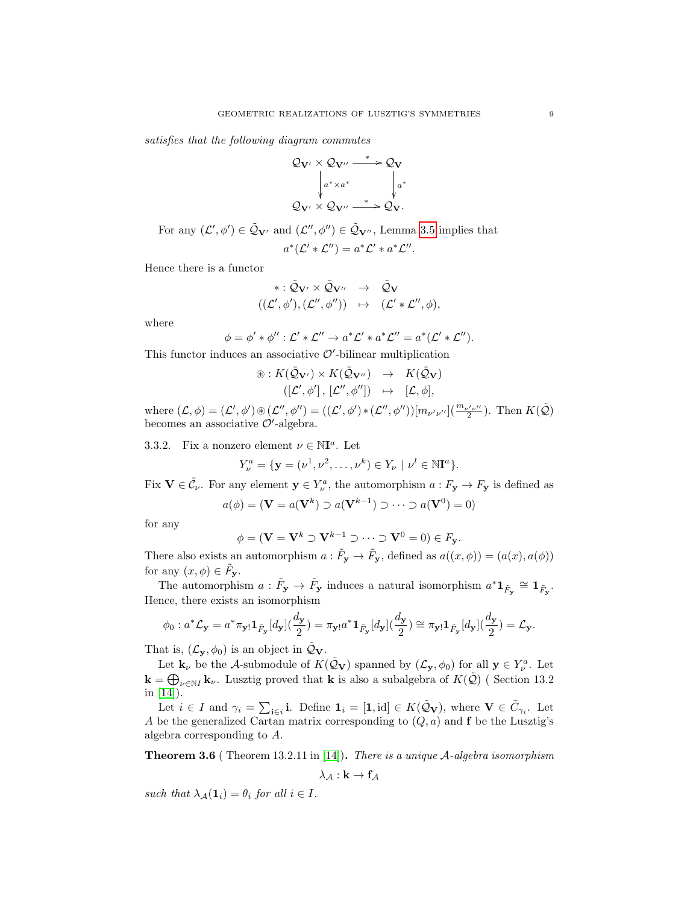*satisfies that the following diagram commutes*

$$\begin{array}{ccc} \mathcal{Q}_{\mathbf{V}'} \times \mathcal{Q}_{\mathbf{V}''} & \xrightarrow{\ *\ } & \mathcal{Q}_{\mathbf{V}} \\ \Big\downarrow {\scriptstyle a^* \times a^*} & & \Big\downarrow {\scriptstyle a^*} \\ \mathcal{Q}_{\mathbf{V}'} \times \mathcal{Q}_{\mathbf{V}''} & \xrightarrow{\ *\ } & \mathcal{Q}_{\mathbf{V}}. \end{array}$$

For any $(\mathcal{L}', \phi') \in \tilde{\mathcal{Q}}_{\mathbf{V}'}$ and $(\mathcal{L}'', \phi'') \in \tilde{\mathcal{Q}}_{\mathbf{V}''}$, Lemma 3.5 implies that

$$a^*(\mathcal{L}' * \mathcal{L}'') = a^*\mathcal{L}' * a^*\mathcal{L}''.$$

Hence there is a functor

$$\begin{array}{rcl} * : \tilde{\mathcal{Q}}_{\mathbf{V}'} \times \tilde{\mathcal{Q}}_{\mathbf{V}''} & \to & \tilde{\mathcal{Q}}_{\mathbf{V}} \\ ((\mathcal{L}', \phi'), (\mathcal{L}'', \phi'')) & \mapsto & (\mathcal{L}' * \mathcal{L}'', \phi), \end{array}$$

where

$$\phi = \phi' * \phi'' : \mathcal{L}' * \mathcal{L}'' \to a^*\mathcal{L}' * a^*\mathcal{L}'' = a^*(\mathcal{L}' * \mathcal{L}'').$$

This functor induces an associative $\mathcal{O}'$-bilinear multiplication

$$\begin{array}{rcl} \circledast : K(\tilde{\mathcal{Q}}_{\mathbf{V}'}) \times K(\tilde{\mathcal{Q}}_{\mathbf{V}''}) & \to & K(\tilde{\mathcal{Q}}_{\mathbf{V}}) \\ ([\mathcal{L}', \phi'], [\mathcal{L}'', \phi'']) & \mapsto & [\mathcal{L}, \phi], \end{array}$$

where $(\mathcal{L}, \phi) = (\mathcal{L}', \phi') \circledast (\mathcal{L}'', \phi'') = ((\mathcal{L}', \phi') * (\mathcal{L}'', \phi''))[m_{\nu'\nu''}](\frac{m_{\nu'\nu''}}{2})$. Then $K(\tilde{\mathcal{Q}})$ becomes an associative $\mathcal{O}'$-algebra.

3.3.2. Fix a nonzero element $\nu \in \mathbb{N}\mathbf{I}^a$. Let

$$Y^a_\nu = \{\mathbf{y} = (\nu^1, \nu^2, \ldots, \nu^k) \in Y_\nu \mid \nu^l \in \mathbb{N}\mathbf{I}^a\}.$$

Fix $\mathbf{V} \in \tilde{\mathcal{C}}_\nu$. For any element $\mathbf{y} \in Y^a_\nu$, the automorphism $a : F_{\mathbf{y}} \to F_{\mathbf{y}}$ is defined as

$$a(\phi) = (\mathbf{V} = a(\mathbf{V}^k) \supset a(\mathbf{V}^{k-1}) \supset \cdots \supset a(\mathbf{V}^0) = 0)$$

for any

$$\phi = (\mathbf{V} = \mathbf{V}^k \supset \mathbf{V}^{k-1} \supset \cdots \supset \mathbf{V}^0 = 0) \in F_{\mathbf{y}}.$$

There also exists an automorphism $a : \tilde{F}_{\mathbf{y}} \to \tilde{F}_{\mathbf{y}}$, defined as $a((x, \phi)) = (a(x), a(\phi))$ for any $(x, \phi) \in \tilde{F}_{\mathbf{y}}$.

The automorphism $a : \tilde{F}_{\mathbf{y}} \to \tilde{F}_{\mathbf{y}}$ induces a natural isomorphism $a^*\mathbf{1}_{\tilde{F}_{\mathbf{y}}} \cong \mathbf{1}_{\tilde{F}_{\mathbf{y}}}$. Hence, there exists an isomorphism

$$\phi_0 : a^*\mathcal{L}_{\mathbf{y}} = a^*\pi_{\mathbf{y}!}\mathbf{1}_{\tilde{F}_{\mathbf{y}}}[d_{\mathbf{y}}](\frac{d_{\mathbf{y}}}{2}) = \pi_{\mathbf{y}!}a^*\mathbf{1}_{\tilde{F}_{\mathbf{y}}}[d_{\mathbf{y}}](\frac{d_{\mathbf{y}}}{2}) \cong \pi_{\mathbf{y}!}\mathbf{1}_{\tilde{F}_{\mathbf{y}}}[d_{\mathbf{y}}](\frac{d_{\mathbf{y}}}{2}) = \mathcal{L}_{\mathbf{y}}.$$

That is, $(\mathcal{L}_{\mathbf{y}}, \phi_0)$ is an object in $\tilde{\mathcal{Q}}_{\mathbf{V}}$.

Let $\mathbf{k}_\nu$ be the $\mathcal{A}$-submodule of $K(\tilde{\mathcal{Q}}_{\mathbf{V}})$ spanned by $(\mathcal{L}_{\mathbf{y}}, \phi_0)$ for all $\mathbf{y} \in Y^a_\nu$. Let $\mathbf{k} = \bigoplus_{\nu \in \mathbb{N}I} \mathbf{k}_\nu$. Lusztig proved that $\mathbf{k}$ is also a subalgebra of $K(\tilde{\mathcal{Q}})$ ( Section 13.2 in [14]).

Let $i \in I$ and $\gamma_i = \sum_{\mathbf{i} \in i} \mathbf{i}$. Define $\mathbf{1}_i = [\mathbf{1}, \mathrm{id}] \in K(\tilde{\mathcal{Q}}_{\mathbf{V}})$, where $\mathbf{V} \in \tilde{C}_{\gamma_i}$. Let $A$ be the generalized Cartan matrix corresponding to $(Q, a)$ and $\mathbf{f}$ be the Lusztig's algebra corresponding to $A$.

**Theorem 3.6** ( Theorem 13.2.11 in [14]). *There is a unique $\mathcal{A}$-algebra isomorphism*

$$\lambda_{\mathcal{A}} : \mathbf{k} \to \mathbf{f}_{\mathcal{A}}$$

*such that $\lambda_{\mathcal{A}}(\mathbf{1}_i) = \theta_i$ for all $i \in I$.*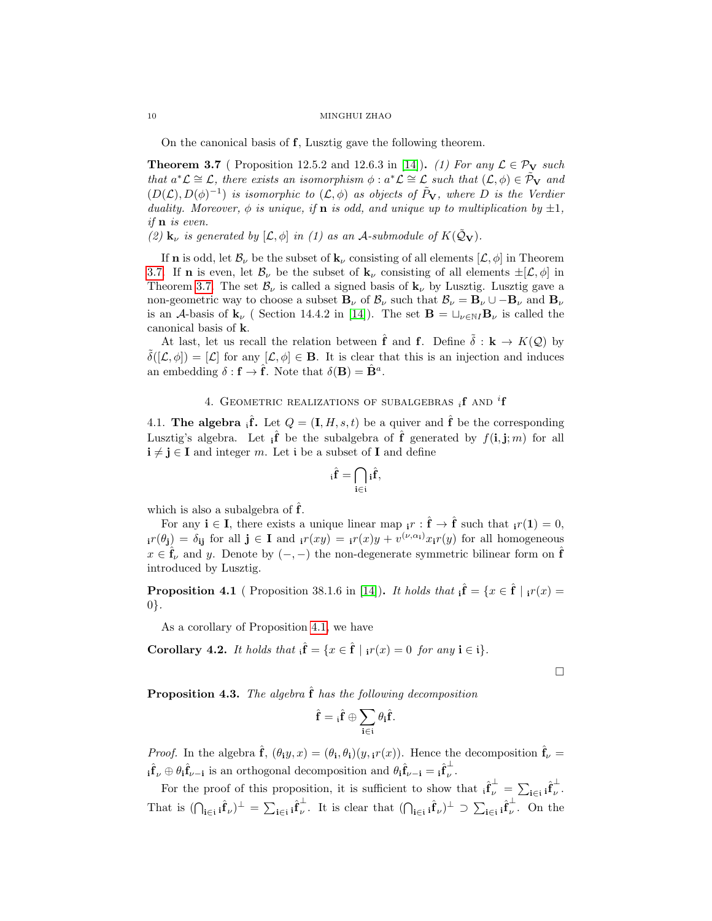On the canonical basis of $\mathbf{f}$, Lusztig gave the following theorem.

**Theorem 3.7** ( Proposition 12.5.2 and 12.6.3 in [14]). *(1) For any $\mathcal{L} \in \mathcal{P}_{\mathbf{V}}$ such that $a^*\mathcal{L} \cong \mathcal{L}$, there exists an isomorphism $\phi : a^*\mathcal{L} \cong \mathcal{L}$ such that $(\mathcal{L}, \phi) \in \tilde{\mathcal{P}}_{\mathbf{V}}$ and $(D(\mathcal{L}), D(\phi)^{-1})$ is isomorphic to $(\mathcal{L}, \phi)$ as objects of $\tilde{P}_{\mathbf{V}}$, where $D$ is the Verdier duality. Moreover, $\phi$ is unique, if $\mathbf{n}$ is odd, and unique up to multiplication by $\pm 1$, if $\mathbf{n}$ is even.*
*(2) $\mathbf{k}_\nu$ is generated by $[\mathcal{L}, \phi]$ in (1) as an $\mathcal{A}$-submodule of $K(\tilde{\mathcal{Q}}_{\mathbf{V}})$.*

If $\mathbf{n}$ is odd, let $\mathcal{B}_\nu$ be the subset of $\mathbf{k}_\nu$ consisting of all elements $[\mathcal{L}, \phi]$ in Theorem 3.7. If $\mathbf{n}$ is even, let $\mathcal{B}_\nu$ be the subset of $\mathbf{k}_\nu$ consisting of all elements $\pm[\mathcal{L}, \phi]$ in Theorem 3.7. The set $\mathcal{B}_\nu$ is called a signed basis of $\mathbf{k}_\nu$ by Lusztig. Lusztig gave a non-geometric way to choose a subset $\mathbf{B}_\nu$ of $\mathcal{B}_\nu$ such that $\mathcal{B}_\nu = \mathbf{B}_\nu \cup -\mathbf{B}_\nu$ and $\mathbf{B}_\nu$ is an $\mathcal{A}$-basis of $\mathbf{k}_\nu$ ( Section 14.4.2 in [14]). The set $\mathbf{B} = \sqcup_{\nu \in \mathbb{N}I} \mathbf{B}_\nu$ is called the canonical basis of $\mathbf{k}$.

At last, let us recall the relation between $\hat{\mathbf{f}}$ and $\mathbf{f}$. Define $\tilde{\delta} : \mathbf{k} \to K(\mathcal{Q})$ by $\tilde{\delta}([\mathcal{L}, \phi]) = [\mathcal{L}]$ for any $[\mathcal{L}, \phi] \in \mathbf{B}$. It is clear that this is an injection and induces an embedding $\delta : \mathbf{f} \to \hat{\mathbf{f}}$. Note that $\delta(\mathbf{B}) = \hat{\mathbf{B}}^a$.

## 4. Geometric realizations of subalgebras ${}_i\mathbf{f}$ and ${}^i\mathbf{f}$

4.1. **The algebra ${}_{\mathfrak{i}}\hat{\mathbf{f}}$.** Let $Q = (\mathbf{I}, H, s, t)$ be a quiver and $\hat{\mathbf{f}}$ be the corresponding Lusztig's algebra. Let ${}_{\mathbf{i}}\hat{\mathbf{f}}$ be the subalgebra of $\hat{\mathbf{f}}$ generated by $f(\mathbf{i}, \mathbf{j}; m)$ for all $\mathbf{i} \neq \mathbf{j} \in \mathbf{I}$ and integer $m$. Let $\mathfrak{i}$ be a subset of $\mathbf{I}$ and define

$$
{}_{\mathfrak{i}}\hat{\mathbf{f}} = \bigcap_{\mathbf{i} \in \mathfrak{i}} {}_{\mathbf{i}}\hat{\mathbf{f}},
$$

which is also a subalgebra of $\hat{\mathbf{f}}$.

For any $\mathbf{i} \in \mathbf{I}$, there exists a unique linear map ${}_{\mathbf{i}}r : \hat{\mathbf{f}} \to \hat{\mathbf{f}}$ such that ${}_{\mathbf{i}}r(\mathbf{1}) = 0$, ${}_{\mathbf{i}}r(\theta_{\mathbf{j}}) = \delta_{\mathbf{ij}}$ for all $\mathbf{j} \in \mathbf{I}$ and ${}_{\mathbf{i}}r(xy) = {}_{\mathbf{i}}r(x)y + v^{(\nu, \alpha_{\mathbf{i}})} x_{\mathbf{i}}r(y)$ for all homogeneous $x \in \hat{\mathbf{f}}_\nu$ and $y$. Denote by $(-,-)$ the non-degenerate symmetric bilinear form on $\hat{\mathbf{f}}$ introduced by Lusztig.

**Proposition 4.1** ( Proposition 38.1.6 in [14]). *It holds that ${}_{\mathbf{i}}\hat{\mathbf{f}} = \{x \in \hat{\mathbf{f}} \mid {}_{\mathbf{i}}r(x) = 0\}$.*

As a corollary of Proposition 4.1, we have

**Corollary 4.2.** *It holds that ${}_{\mathfrak{i}}\hat{\mathbf{f}} = \{x \in \hat{\mathbf{f}} \mid {}_{\mathbf{i}}r(x) = 0 \text{ for any } \mathbf{i} \in \mathfrak{i}\}$.*

□

**Proposition 4.3.** *The algebra $\hat{\mathbf{f}}$ has the following decomposition*

$$
\hat{\mathbf{f}} = {}_{\mathfrak{i}}\hat{\mathbf{f}} \oplus \sum_{\mathbf{i} \in \mathfrak{i}} \theta_{\mathbf{i}} \hat{\mathbf{f}}.
$$

*Proof.* In the algebra $\hat{\mathbf{f}}$, $(\theta_{\mathbf{i}} y, x) = (\theta_{\mathbf{i}}, \theta_{\mathbf{i}})(y, {}_{\mathbf{i}}r(x))$. Hence the decomposition $\hat{\mathbf{f}}_\nu = {}_{\mathbf{i}}\hat{\mathbf{f}}_\nu \oplus \theta_{\mathbf{i}}\hat{\mathbf{f}}_{\nu - \mathbf{i}}$ is an orthogonal decomposition and $\theta_{\mathbf{i}}\hat{\mathbf{f}}_{\nu-\mathbf{i}} = {}_{\mathbf{i}}\hat{\mathbf{f}}_\nu^{\perp}$.

For the proof of this proposition, it is sufficient to show that ${}_{\mathfrak{i}}\hat{\mathbf{f}}_\nu^{\perp} = \sum_{\mathbf{i} \in \mathfrak{i}} {}_{\mathbf{i}}\hat{\mathbf{f}}_\nu^{\perp}$. That is $(\bigcap_{\mathbf{i} \in \mathfrak{i}} {}_{\mathbf{i}}\hat{\mathbf{f}}_\nu)^{\perp} = \sum_{\mathbf{i} \in \mathfrak{i}} {}_{\mathbf{i}}\hat{\mathbf{f}}_\nu^{\perp}$. It is clear that $(\bigcap_{\mathbf{i} \in \mathfrak{i}} {}_{\mathbf{i}}\hat{\mathbf{f}}_\nu)^{\perp} \supset \sum_{\mathbf{i} \in \mathfrak{i}} {}_{\mathbf{i}}\hat{\mathbf{f}}_\nu^{\perp}$. On the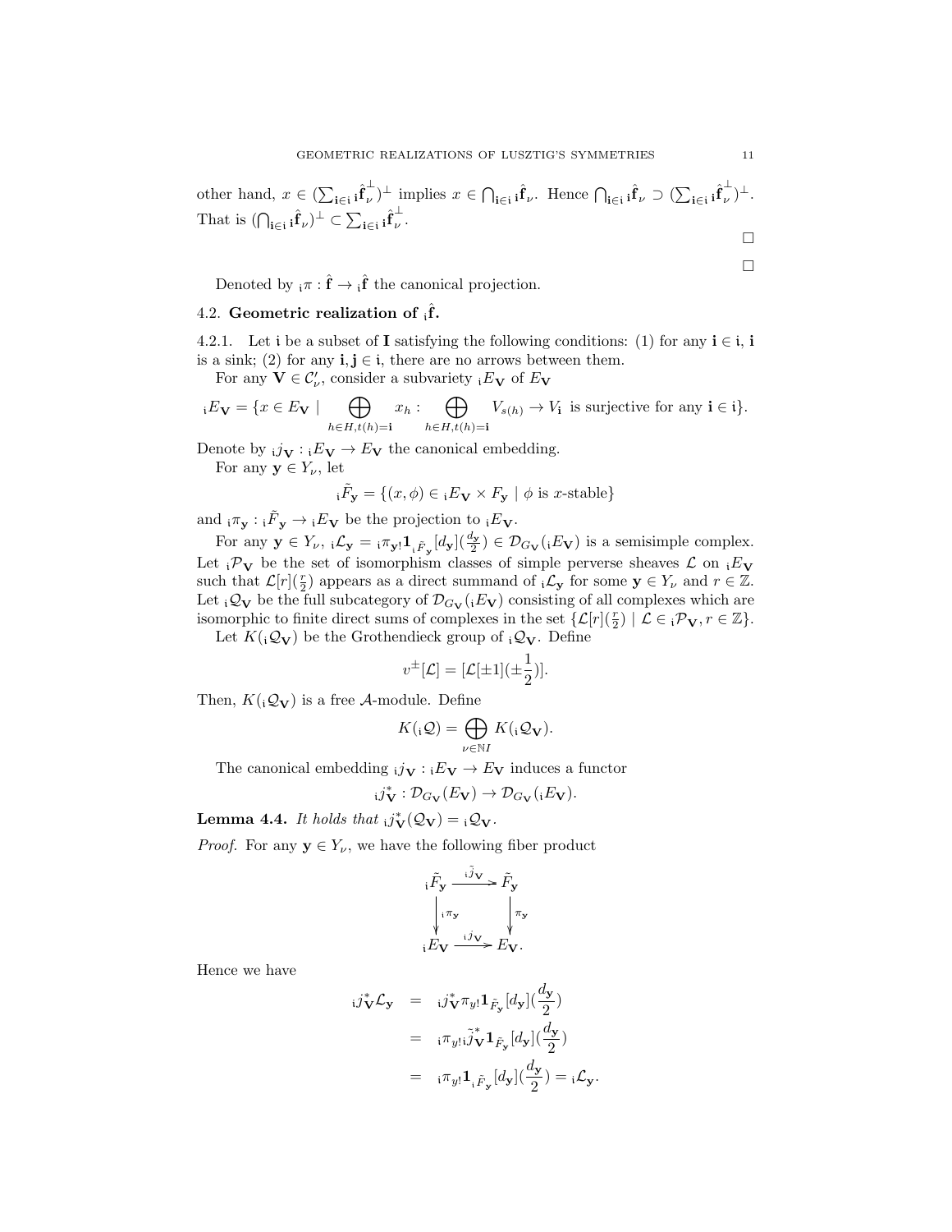other hand, $x \in (\sum_{\mathbf{i}\in\mathfrak{i}} {}_{\mathbf{i}}\hat{\mathbf{f}}_\nu^\perp)^\perp$ implies $x \in \bigcap_{\mathbf{i}\in\mathfrak{i}} {}_{\mathbf{i}}\hat{\mathbf{f}}_\nu$. Hence $\bigcap_{\mathbf{i}\in\mathfrak{i}} {}_{\mathbf{i}}\hat{\mathbf{f}}_\nu \supset (\sum_{\mathbf{i}\in\mathfrak{i}} {}_{\mathbf{i}}\hat{\mathbf{f}}_\nu^\perp)^\perp$. That is $(\bigcap_{\mathbf{i}\in\mathfrak{i}} {}_{\mathbf{i}}\hat{\mathbf{f}}_\nu)^\perp \subset \sum_{\mathbf{i}\in\mathfrak{i}} {}_{\mathbf{i}}\hat{\mathbf{f}}_\nu^\perp$.

□

□

Denoted by ${}_{\mathfrak{i}}\pi : \hat{\mathbf{f}} \to {}_{\mathfrak{i}}\hat{\mathbf{f}}$ the canonical projection.

## 4.2. Geometric realization of ${}_{\mathfrak{i}}\hat{\mathbf{f}}$.

4.2.1. Let $\mathfrak{i}$ be a subset of $\mathbf{I}$ satisfying the following conditions: (1) for any $\mathbf{i} \in \mathfrak{i}$, $\mathbf{i}$ is a sink; (2) for any $\mathbf{i}, \mathbf{j} \in \mathfrak{i}$, there are no arrows between them.

For any $\mathbf{V} \in \mathcal{C}'_\nu$, consider a subvariety ${}_{\mathfrak{i}}E_{\mathbf{V}}$ of $E_{\mathbf{V}}$

$$
{}_{\mathfrak{i}}E_{\mathbf{V}} = \{x \in E_{\mathbf{V}} \mid \bigoplus_{h\in H, t(h)=\mathbf{i}} x_h : \bigoplus_{h\in H, t(h)=\mathbf{i}} V_{s(h)} \to V_{\mathbf{i}} \text{ is surjective for any } \mathbf{i} \in \mathfrak{i}\}.
$$

Denote by ${}_{\mathfrak{i}}j_{\mathbf{V}} : {}_{\mathfrak{i}}E_{\mathbf{V}} \to E_{\mathbf{V}}$ the canonical embedding.

For any $\mathbf{y} \in Y_\nu$, let

$$
{}_{\mathfrak{i}}\tilde{F}_{\mathbf{y}} = \{(x,\phi) \in {}_{\mathfrak{i}}E_{\mathbf{V}} \times F_{\mathbf{y}} \mid \phi \text{ is } x\text{-stable}\}
$$

and ${}_{\mathfrak{i}}\pi_{\mathbf{y}} : {}_{\mathfrak{i}}\tilde{F}_{\mathbf{y}} \to {}_{\mathfrak{i}}E_{\mathbf{V}}$ be the projection to ${}_{\mathfrak{i}}E_{\mathbf{V}}$.

For any $\mathbf{y} \in Y_\nu$, ${}_{\mathfrak{i}}\mathcal{L}_{\mathbf{y}} = {}_{\mathfrak{i}}\pi_{\mathbf{y}!}\mathbf{1}_{{}_{\mathfrak{i}}\tilde{F}_{\mathbf{y}}}[d_{\mathbf{y}}](\frac{d_{\mathbf{y}}}{2}) \in \mathcal{D}_{G_{\mathbf{V}}}({}_{\mathfrak{i}}E_{\mathbf{V}})$ is a semisimple complex. Let ${}_{\mathfrak{i}}\mathcal{P}_{\mathbf{V}}$ be the set of isomorphism classes of simple perverse sheaves $\mathcal{L}$ on ${}_{\mathfrak{i}}E_{\mathbf{V}}$ such that $\mathcal{L}[r](\frac{r}{2})$ appears as a direct summand of ${}_{\mathfrak{i}}\mathcal{L}_{\mathbf{y}}$ for some $\mathbf{y} \in Y_\nu$ and $r \in \mathbb{Z}$. Let ${}_{\mathfrak{i}}\mathcal{Q}_{\mathbf{V}}$ be the full subcategory of $\mathcal{D}_{G_{\mathbf{V}}}({}_{\mathfrak{i}}E_{\mathbf{V}})$ consisting of all complexes which are isomorphic to finite direct sums of complexes in the set $\{\mathcal{L}[r](\frac{r}{2}) \mid \mathcal{L} \in {}_{\mathfrak{i}}\mathcal{P}_{\mathbf{V}}, r \in \mathbb{Z}\}$.

Let $K({}_{\mathfrak{i}}\mathcal{Q}_{\mathbf{V}})$ be the Grothendieck group of ${}_{\mathfrak{i}}\mathcal{Q}_{\mathbf{V}}$. Define

$$
v^\pm[\mathcal{L}] = [\mathcal{L}[\pm 1](\pm\frac{1}{2})].
$$

Then, $K({}_{\mathfrak{i}}\mathcal{Q}_{\mathbf{V}})$ is a free $\mathcal{A}$-module. Define

$$
K({}_{\mathfrak{i}}\mathcal{Q}) = \bigoplus_{\nu\in\mathbb{N}I} K({}_{\mathfrak{i}}\mathcal{Q}_{\mathbf{V}}).
$$

The canonical embedding ${}_{\mathfrak{i}}j_{\mathbf{V}} : {}_{\mathfrak{i}}E_{\mathbf{V}} \to E_{\mathbf{V}}$ induces a functor

$$
{}_{\mathfrak{i}}j^*_{\mathbf{V}} : \mathcal{D}_{G_{\mathbf{V}}}(E_{\mathbf{V}}) \to \mathcal{D}_{G_{\mathbf{V}}}({}_{\mathfrak{i}}E_{\mathbf{V}}).
$$

**Lemma 4.4.** *It holds that* ${}_{\mathfrak{i}}j^*_{\mathbf{V}}(\mathcal{Q}_{\mathbf{V}}) = {}_{\mathfrak{i}}\mathcal{Q}_{\mathbf{V}}$.

*Proof.* For any $\mathbf{y} \in Y_\nu$, we have the following fiber product

$$
\begin{array}{ccc}
{}_{\mathfrak{i}}\tilde{F}_{\mathbf{y}} & \xrightarrow{{}_{\mathfrak{i}}\tilde{j}_{\mathbf{V}}} & \tilde{F}_{\mathbf{y}} \\
\downarrow {}_{\mathfrak{i}}\pi_{\mathbf{y}} & & \downarrow \pi_{\mathbf{y}} \\
{}_{\mathfrak{i}}E_{\mathbf{V}} & \xrightarrow{{}_{\mathfrak{i}}j_{\mathbf{V}}} & E_{\mathbf{V}}.
\end{array}
$$

Hence we have

$$
\begin{aligned}
{}_{\mathfrak{i}}j^*_{\mathbf{V}}\mathcal{L}_{\mathbf{y}} &= {}_{\mathfrak{i}}j^*_{\mathbf{V}}\pi_{y!}\mathbf{1}_{\tilde{F}_{\mathbf{y}}}[d_{\mathbf{y}}](\frac{d_{\mathbf{y}}}{2}) \\
&= {}_{\mathfrak{i}}\pi_{y!}{}_{\mathfrak{i}}\tilde{j}^*_{\mathbf{V}}\mathbf{1}_{\tilde{F}_{\mathbf{y}}}[d_{\mathbf{y}}](\frac{d_{\mathbf{y}}}{2}) \\
&= {}_{\mathfrak{i}}\pi_{y!}\mathbf{1}_{{}_{\mathfrak{i}}\tilde{F}_{\mathbf{y}}}[d_{\mathbf{y}}](\frac{d_{\mathbf{y}}}{2}) = {}_{\mathfrak{i}}\mathcal{L}_{\mathbf{y}}.
\end{aligned}
$$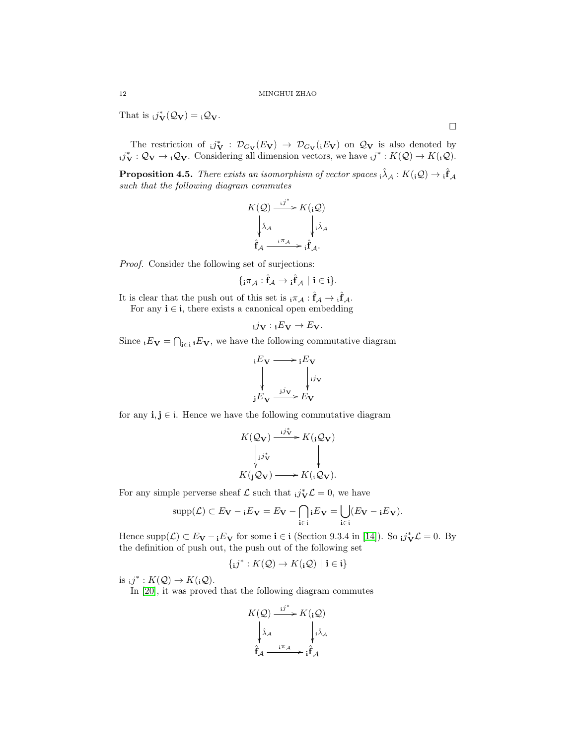That is ${}_{\mathfrak{i}}j^*_{\mathbf{V}}(\mathcal{Q}_{\mathbf{V}}) = {}_{\mathfrak{i}}\mathcal{Q}_{\mathbf{V}}$.

$\square$

The restriction of ${}_{\mathfrak{i}}j^*_{\mathbf{V}} : \mathcal{D}_{G_{\mathbf{V}}}(E_{\mathbf{V}}) \to \mathcal{D}_{G_{\mathbf{V}}}({}_{\mathfrak{i}}E_{\mathbf{V}})$ on $\mathcal{Q}_{\mathbf{V}}$ is also denoted by ${}_{\mathfrak{i}}j^*_{\mathbf{V}} : \mathcal{Q}_{\mathbf{V}} \to {}_{\mathfrak{i}}\mathcal{Q}_{\mathbf{V}}$. Considering all dimension vectors, we have ${}_{\mathfrak{i}}j^* : K(\mathcal{Q}) \to K({}_{\mathfrak{i}}\mathcal{Q})$.

**Proposition 4.5.** *There exists an isomorphism of vector spaces ${}_{\mathfrak{i}}\hat{\lambda}_{\mathcal{A}} : K({}_{\mathfrak{i}}\mathcal{Q}) \to {}_{\mathfrak{i}}\hat{\mathbf{f}}_{\mathcal{A}}$ such that the following diagram commutes*

$$\begin{array}{ccc} K(\mathcal{Q}) & \xrightarrow{{}_{\mathfrak{i}}j^*} & K({}_{\mathfrak{i}}\mathcal{Q}) \\ \downarrow{\scriptstyle \hat{\lambda}_{\mathcal{A}}} & & \downarrow{\scriptstyle {}_{\mathfrak{i}}\hat{\lambda}_{\mathcal{A}}} \\ \hat{\mathbf{f}}_{\mathcal{A}} & \xrightarrow{{}_{\mathfrak{i}}\pi_{\mathcal{A}}} & {}_{\mathfrak{i}}\hat{\mathbf{f}}_{\mathcal{A}}. \end{array}$$

*Proof.* Consider the following set of surjections:

$$\{{}_{\mathbf{i}}\pi_{\mathcal{A}} : \hat{\mathbf{f}}_{\mathcal{A}} \to {}_{\mathbf{i}}\hat{\mathbf{f}}_{\mathcal{A}} \mid \mathbf{i} \in \mathfrak{i}\}.$$

It is clear that the push out of this set is ${}_{\mathfrak{i}}\pi_{\mathcal{A}} : \hat{\mathbf{f}}_{\mathcal{A}} \to {}_{\mathfrak{i}}\hat{\mathbf{f}}_{\mathcal{A}}$.

For any $\mathbf{i} \in \mathfrak{i}$, there exists a canonical open embedding

$${}_{\mathbf{i}}j_{\mathbf{V}} : {}_{\mathbf{i}}E_{\mathbf{V}} \to E_{\mathbf{V}}.$$

Since ${}_{\mathfrak{i}}E_{\mathbf{V}} = \bigcap_{\mathbf{i}\in\mathfrak{i}} {}_{\mathbf{i}}E_{\mathbf{V}}$, we have the following commutative diagram

$$\begin{array}{ccc} {}_{\mathfrak{i}}E_{\mathbf{V}} & \longrightarrow & {}_{\mathbf{i}}E_{\mathbf{V}} \\ \downarrow & & \downarrow{\scriptstyle {}_{\mathbf{i}}j_{\mathbf{V}}} \\ {}_{\mathbf{j}}E_{\mathbf{V}} & \xrightarrow{{}_{\mathbf{j}}j_{\mathbf{V}}} & E_{\mathbf{V}} \end{array}$$

for any $\mathbf{i}, \mathbf{j} \in \mathfrak{i}$. Hence we have the following commutative diagram

$$\begin{array}{ccc} K(\mathcal{Q}_{\mathbf{V}}) & \xrightarrow{{}_{\mathbf{i}}j^*_{\mathbf{V}}} & K({}_{\mathbf{i}}\mathcal{Q}_{\mathbf{V}}) \\ \downarrow{\scriptstyle {}_{\mathbf{j}}j^*_{\mathbf{V}}} & & \downarrow \\ K({}_{\mathbf{j}}\mathcal{Q}_{\mathbf{V}}) & \longrightarrow & K({}_{\mathfrak{i}}\mathcal{Q}_{\mathbf{V}}). \end{array}$$

For any simple perverse sheaf $\mathcal{L}$ such that ${}_{\mathfrak{i}}j^*_{\mathbf{V}}\mathcal{L} = 0$, we have

$$\mathrm{supp}(\mathcal{L}) \subset E_{\mathbf{V}} - {}_{\mathfrak{i}}E_{\mathbf{V}} = E_{\mathbf{V}} - \bigcap_{\mathbf{i}\in\mathfrak{i}} {}_{\mathbf{i}}E_{\mathbf{V}} = \bigcup_{\mathbf{i}\in\mathfrak{i}} (E_{\mathbf{V}} - {}_{\mathbf{i}}E_{\mathbf{V}}).$$

Hence $\mathrm{supp}(\mathcal{L}) \subset E_{\mathbf{V}} - {}_{\mathbf{i}}E_{\mathbf{V}}$ for some $\mathbf{i} \in \mathfrak{i}$ (Section 9.3.4 in [14]). So ${}_{\mathbf{i}}j^*_{\mathbf{V}}\mathcal{L} = 0$. By the definition of push out, the push out of the following set

$$\{{}_{\mathbf{i}}j^* : K(\mathcal{Q}) \to K({}_{\mathbf{i}}\mathcal{Q}) \mid \mathbf{i} \in \mathfrak{i}\}$$

is ${}_{\mathfrak{i}}j^* : K(\mathcal{Q}) \to K({}_{\mathfrak{i}}\mathcal{Q})$.

In [20], it was proved that the following diagram commutes

$$\begin{array}{ccc} K(\mathcal{Q}) & \xrightarrow{{}_{\mathbf{i}}j^*} & K({}_{\mathbf{i}}\mathcal{Q}) \\ \downarrow{\scriptstyle \hat{\lambda}_{\mathcal{A}}} & & \downarrow{\scriptstyle {}_{\mathbf{i}}\hat{\lambda}_{\mathcal{A}}} \\ \hat{\mathbf{f}}_{\mathcal{A}} & \xrightarrow{{}_{\mathbf{i}}\pi_{\mathcal{A}}} & {}_{\mathbf{i}}\hat{\mathbf{f}}_{\mathcal{A}} \end{array}$$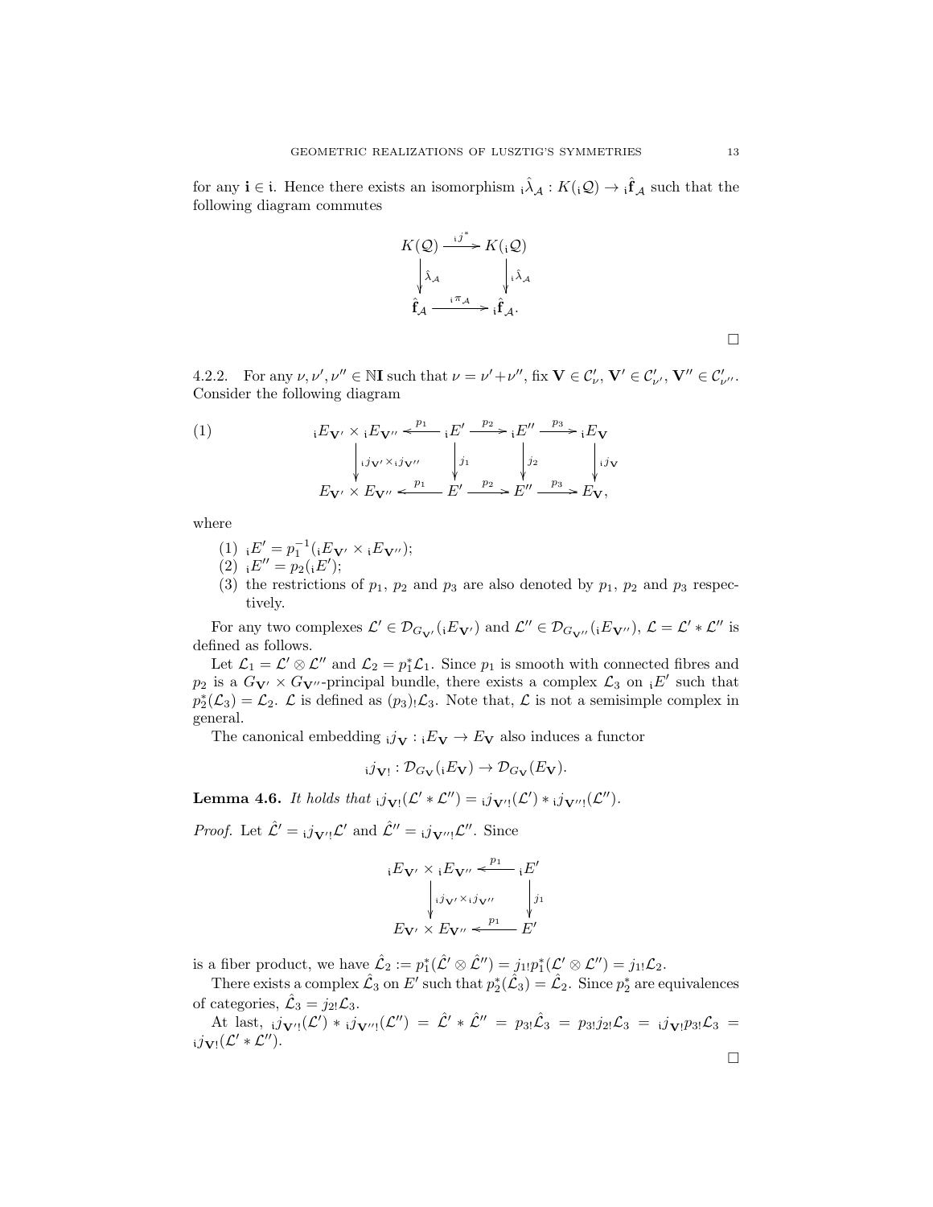for any $\mathbf{i} \in \mathfrak{i}$. Hence there exists an isomorphism ${}_{\mathfrak{i}}\hat{\lambda}_{\mathcal{A}} : K({}_{\mathfrak{i}}\mathcal{Q}) \to {}_{\mathfrak{i}}\hat{\mathbf{f}}_{\mathcal{A}}$ such that the following diagram commutes

$$
\begin{array}{ccc}
K(\mathcal{Q}) & \xrightarrow{\ {}_{\mathfrak{i}}j^*\ } & K({}_{\mathfrak{i}}\mathcal{Q}) \\
\Big\downarrow \hat{\lambda}_{\mathcal{A}} & & \Big\downarrow {}_{\mathfrak{i}}\hat{\lambda}_{\mathcal{A}} \\
\hat{\mathbf{f}}_{\mathcal{A}} & \xrightarrow{\ {}_{\mathfrak{i}}\pi_{\mathcal{A}}\ } & {}_{\mathfrak{i}}\hat{\mathbf{f}}_{\mathcal{A}}.
\end{array}
$$

□

4.2.2. For any $\nu, \nu', \nu'' \in \mathbb{N}\mathbf{I}$ such that $\nu = \nu' + \nu''$, fix $\mathbf{V} \in \mathcal{C}'_{\nu}$, $\mathbf{V}' \in \mathcal{C}'_{\nu'}$, $\mathbf{V}'' \in \mathcal{C}'_{\nu''}$. Consider the following diagram

$$
(1) \qquad
\begin{array}{ccccccc}
{}_{\mathfrak{i}}E_{\mathbf{V}'} \times {}_{\mathfrak{i}}E_{\mathbf{V}''} & \xleftarrow{\ p_1\ } & {}_{\mathfrak{i}}E' & \xrightarrow{\ p_2\ } & {}_{\mathfrak{i}}E'' & \xrightarrow{\ p_3\ } & {}_{\mathfrak{i}}E_{\mathbf{V}} \\
\Big\downarrow {}_{\mathfrak{i}}j_{\mathbf{V}'} \times {}_{\mathfrak{i}}j_{\mathbf{V}''} & & \Big\downarrow j_1 & & \Big\downarrow j_2 & & \Big\downarrow {}_{\mathfrak{i}}j_{\mathbf{V}} \\
E_{\mathbf{V}'} \times E_{\mathbf{V}''} & \xleftarrow{\ p_1\ } & E' & \xrightarrow{\ p_2\ } & E'' & \xrightarrow{\ p_3\ } & E_{\mathbf{V}},
\end{array}
$$

where

1. ${}_{\mathfrak{i}}E' = p_1^{-1}({}_{\mathfrak{i}}E_{\mathbf{V}'} \times {}_{\mathfrak{i}}E_{\mathbf{V}''})$;
2. ${}_{\mathfrak{i}}E'' = p_2({}_{\mathfrak{i}}E')$;
3. the restrictions of $p_1$, $p_2$ and $p_3$ are also denoted by $p_1$, $p_2$ and $p_3$ respectively.

For any two complexes $\mathcal{L}' \in \mathcal{D}_{G_{\mathbf{V}'}}({}_{\mathfrak{i}}E_{\mathbf{V}'})$ and $\mathcal{L}'' \in \mathcal{D}_{G_{\mathbf{V}''}}({}_{\mathfrak{i}}E_{\mathbf{V}''})$, $\mathcal{L} = \mathcal{L}' * \mathcal{L}''$ is defined as follows.

Let $\mathcal{L}_1 = \mathcal{L}' \otimes \mathcal{L}''$ and $\mathcal{L}_2 = p_1^*\mathcal{L}_1$. Since $p_1$ is smooth with connected fibres and $p_2$ is a $G_{\mathbf{V}'} \times G_{\mathbf{V}''}$-principal bundle, there exists a complex $\mathcal{L}_3$ on ${}_{\mathfrak{i}}E'$ such that $p_2^*(\mathcal{L}_3) = \mathcal{L}_2$. $\mathcal{L}$ is defined as $(p_3)_!\mathcal{L}_3$. Note that, $\mathcal{L}$ is not a semisimple complex in general.

The canonical embedding ${}_{\mathfrak{i}}j_{\mathbf{V}} : {}_{\mathfrak{i}}E_{\mathbf{V}} \to E_{\mathbf{V}}$ also induces a functor

$$
{}_{\mathfrak{i}}j_{\mathbf{V}!} : \mathcal{D}_{G_{\mathbf{V}}}({}_{\mathfrak{i}}E_{\mathbf{V}}) \to \mathcal{D}_{G_{\mathbf{V}}}(E_{\mathbf{V}}).
$$

**Lemma 4.6.** *It holds that* ${}_{\mathfrak{i}}j_{\mathbf{V}!}(\mathcal{L}' * \mathcal{L}'') = {}_{\mathfrak{i}}j_{\mathbf{V}'!}(\mathcal{L}') * {}_{\mathfrak{i}}j_{\mathbf{V}''!}(\mathcal{L}'')$.

*Proof.* Let $\hat{\mathcal{L}}' = {}_{\mathfrak{i}}j_{\mathbf{V}'!}\mathcal{L}'$ and $\hat{\mathcal{L}}'' = {}_{\mathfrak{i}}j_{\mathbf{V}''!}\mathcal{L}''$. Since

$$
\begin{array}{ccc}
{}_{\mathfrak{i}}E_{\mathbf{V}'} \times {}_{\mathfrak{i}}E_{\mathbf{V}''} & \xleftarrow{\ p_1\ } & {}_{\mathfrak{i}}E' \\
\Big\downarrow {}_{\mathfrak{i}}j_{\mathbf{V}'} \times {}_{\mathfrak{i}}j_{\mathbf{V}''} & & \Big\downarrow j_1 \\
E_{\mathbf{V}'} \times E_{\mathbf{V}''} & \xleftarrow{\ p_1\ } & E'
\end{array}
$$

is a fiber product, we have $\hat{\mathcal{L}}_2 := p_1^*(\hat{\mathcal{L}}' \otimes \hat{\mathcal{L}}'') = j_{1!}p_1^*(\mathcal{L}' \otimes \mathcal{L}'') = j_{1!}\mathcal{L}_2$.

There exists a complex $\hat{\mathcal{L}}_3$ on $E'$ such that $p_2^*(\hat{\mathcal{L}}_3) = \hat{\mathcal{L}}_2$. Since $p_2^*$ are equivalences of categories, $\hat{\mathcal{L}}_3 = j_{2!}\mathcal{L}_3$.

At last, ${}_{\mathfrak{i}}j_{\mathbf{V}'!}(\mathcal{L}') * {}_{\mathfrak{i}}j_{\mathbf{V}''!}(\mathcal{L}'') = \hat{\mathcal{L}}' * \hat{\mathcal{L}}'' = p_{3!}\hat{\mathcal{L}}_3 = p_{3!}j_{2!}\mathcal{L}_3 = {}_{\mathfrak{i}}j_{\mathbf{V}!}p_{3!}\mathcal{L}_3 = {}_{\mathfrak{i}}j_{\mathbf{V}!}(\mathcal{L}' * \mathcal{L}'')$.

□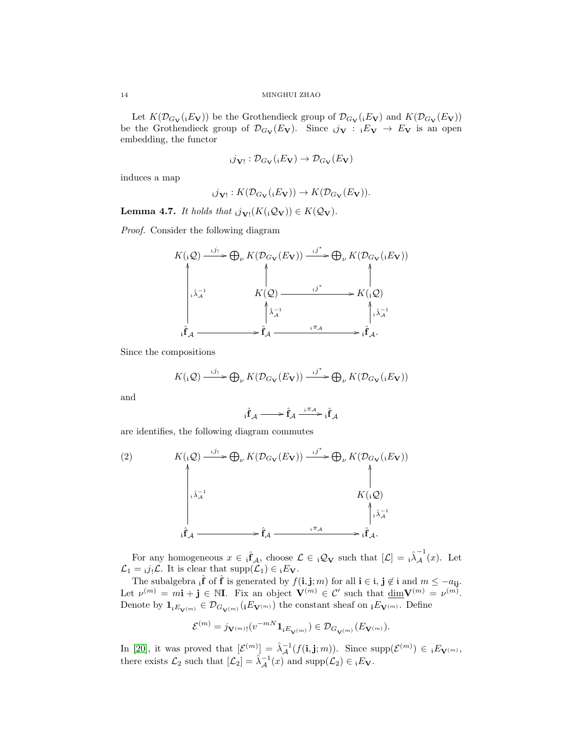Let $K(\mathcal{D}_{G_{\mathbf{V}}}({}_{\mathfrak{i}}E_{\mathbf{V}}))$ be the Grothendieck group of $\mathcal{D}_{G_{\mathbf{V}}}({}_{\mathfrak{i}}E_{\mathbf{V}})$ and $K(\mathcal{D}_{G_{\mathbf{V}}}(E_{\mathbf{V}}))$ be the Grothendieck group of $\mathcal{D}_{G_{\mathbf{V}}}(E_{\mathbf{V}})$. Since ${}_{\mathfrak{i}}j_{\mathbf{V}} : {}_{\mathfrak{i}}E_{\mathbf{V}} \to E_{\mathbf{V}}$ is an open embedding, the functor

$$
{}_{\mathfrak{i}}j_{\mathbf{V}!} : \mathcal{D}_{G_{\mathbf{V}}}({}_{\mathfrak{i}}E_{\mathbf{V}}) \to \mathcal{D}_{G_{\mathbf{V}}}(E_{\mathbf{V}})
$$

induces a map

$$
{}_{\mathfrak{i}}j_{\mathbf{V}!} : K(\mathcal{D}_{G_{\mathbf{V}}}({}_{\mathfrak{i}}E_{\mathbf{V}})) \to K(\mathcal{D}_{G_{\mathbf{V}}}(E_{\mathbf{V}})).
$$

**Lemma 4.7.** *It holds that ${}_{\mathfrak{i}}j_{\mathbf{V}!}(K({}_{\mathfrak{i}}\mathcal{Q}_{\mathbf{V}})) \in K(\mathcal{Q}_{\mathbf{V}})$.*

*Proof.* Consider the following diagram

$$
\begin{array}{ccccc}
K({}_{\mathfrak{i}}\mathcal{Q}) & \xrightarrow{{}_{\mathfrak{i}}j_!} & \bigoplus_\nu K(\mathcal{D}_{G_{\mathbf{V}}}(E_{\mathbf{V}})) & \xrightarrow{{}_{\mathfrak{i}}j^*} & \bigoplus_\nu K(\mathcal{D}_{G_{\mathbf{V}}}({}_{\mathfrak{i}}E_{\mathbf{V}})) \\
\uparrow & & \uparrow & & \uparrow \\
 & & K(\mathcal{Q}) & \xrightarrow{{}_{\mathfrak{i}}j^*} & K({}_{\mathfrak{i}}\mathcal{Q}) \\
\uparrow {}_{\mathfrak{i}}\hat{\lambda}_{\mathcal{A}}^{-1} & & \uparrow \hat{\lambda}_{\mathcal{A}}^{-1} & & \uparrow {}_{\mathfrak{i}}\hat{\lambda}_{\mathcal{A}}^{-1} \\
{}_{\mathfrak{i}}\hat{\mathbf{f}}_{\mathcal{A}} & \longrightarrow & \hat{\mathbf{f}}_{\mathcal{A}} & \xrightarrow{{}_{\mathfrak{i}}\pi_{\mathcal{A}}} & {}_{\mathfrak{i}}\hat{\mathbf{f}}_{\mathcal{A}}.
\end{array}
$$

Since the compositions

$$
K({}_{\mathfrak{i}}\mathcal{Q}) \xrightarrow{{}_{\mathfrak{i}}j_!} \bigoplus_\nu K(\mathcal{D}_{G_{\mathbf{V}}}(E_{\mathbf{V}})) \xrightarrow{{}_{\mathfrak{i}}j^*} \bigoplus_\nu K(\mathcal{D}_{G_{\mathbf{V}}}({}_{\mathfrak{i}}E_{\mathbf{V}}))
$$

and

$$
{}_{\mathfrak{i}}\hat{\mathbf{f}}_{\mathcal{A}} \longrightarrow \hat{\mathbf{f}}_{\mathcal{A}} \xrightarrow{{}_{\mathfrak{i}}\pi_{\mathcal{A}}} {}_{\mathfrak{i}}\hat{\mathbf{f}}_{\mathcal{A}}
$$

are identifies, the following diagram commutes

$$
\begin{array}{ccccc}
K({}_{\mathfrak{i}}\mathcal{Q}) & \xrightarrow{{}_{\mathfrak{i}}j_!} & \bigoplus_\nu K(\mathcal{D}_{G_{\mathbf{V}}}(E_{\mathbf{V}})) & \xrightarrow{{}_{\mathfrak{i}}j^*} & \bigoplus_\nu K(\mathcal{D}_{G_{\mathbf{V}}}({}_{\mathfrak{i}}E_{\mathbf{V}})) \\
\uparrow & & & & \uparrow \\
 & & & & K({}_{\mathfrak{i}}\mathcal{Q}) \\
\uparrow {}_{\mathfrak{i}}\hat{\lambda}_{\mathcal{A}}^{-1} & & & & \uparrow {}_{\mathfrak{i}}\hat{\lambda}_{\mathcal{A}}^{-1} \\
{}_{\mathfrak{i}}\hat{\mathbf{f}}_{\mathcal{A}} & \longrightarrow & \hat{\mathbf{f}}_{\mathcal{A}} & \xrightarrow{{}_{\mathfrak{i}}\pi_{\mathcal{A}}} & {}_{\mathfrak{i}}\hat{\mathbf{f}}_{\mathcal{A}}.
\end{array}
\tag{2}
$$

For any homogeneous $x \in {}_{\mathfrak{i}}\hat{\mathbf{f}}_{\mathcal{A}}$, choose $\mathcal{L} \in {}_{\mathfrak{i}}\mathcal{Q}_{\mathbf{V}}$ such that $[\mathcal{L}] = {}_{\mathfrak{i}}\hat{\lambda}_{\mathcal{A}}^{-1}(x)$. Let $\mathcal{L}_1 = {}_{\mathfrak{i}}j_!\mathcal{L}$. It is clear that $\mathrm{supp}(\mathcal{L}_1) \in {}_{\mathfrak{i}}E_{\mathbf{V}}$.

The subalgebra ${}_{\mathfrak{i}}\hat{\mathbf{f}}$ of $\hat{\mathbf{f}}$ is generated by $f(\mathbf{i}, \mathbf{j}; m)$ for all $\mathbf{i} \in \mathfrak{i}$, $\mathbf{j} \notin \mathfrak{i}$ and $m \leq -a_{\mathbf{ij}}$. Let $\nu^{(m)} = m\mathbf{i} + \mathbf{j} \in \mathbb{N}\mathbf{I}$. Fix an object $\mathbf{V}^{(m)} \in \mathcal{C}'$ such that $\underline{\dim}\mathbf{V}^{(m)} = \nu^{(m)}$. Denote by $\mathbf{1}_{{}_{\mathfrak{i}}E_{\mathbf{V}^{(m)}}} \in \mathcal{D}_{G_{\mathbf{V}^{(m)}}}({}_{\mathfrak{i}}E_{\mathbf{V}^{(m)}})$ the constant sheaf on ${}_{\mathfrak{i}}E_{\mathbf{V}^{(m)}}$. Define

$$
\mathcal{E}^{(m)} = j_{\mathbf{V}^{(m)}!}(v^{-mN}\mathbf{1}_{{}_{\mathfrak{i}}E_{\mathbf{V}^{(m)}}}) \in \mathcal{D}_{G_{\mathbf{V}^{(m)}}}(E_{\mathbf{V}^{(m)}}).
$$

In [20], it was proved that $[\mathcal{E}^{(m)}] = \hat{\lambda}_{\mathcal{A}}^{-1}(f(\mathbf{i}, \mathbf{j}; m))$. Since $\mathrm{supp}(\mathcal{E}^{(m)}) \in {}_{\mathfrak{i}}E_{\mathbf{V}^{(m)}}$, there exists $\mathcal{L}_2$ such that $[\mathcal{L}_2] = \hat{\lambda}_{\mathcal{A}}^{-1}(x)$ and $\mathrm{supp}(\mathcal{L}_2) \in {}_{\mathfrak{i}}E_{\mathbf{V}}$.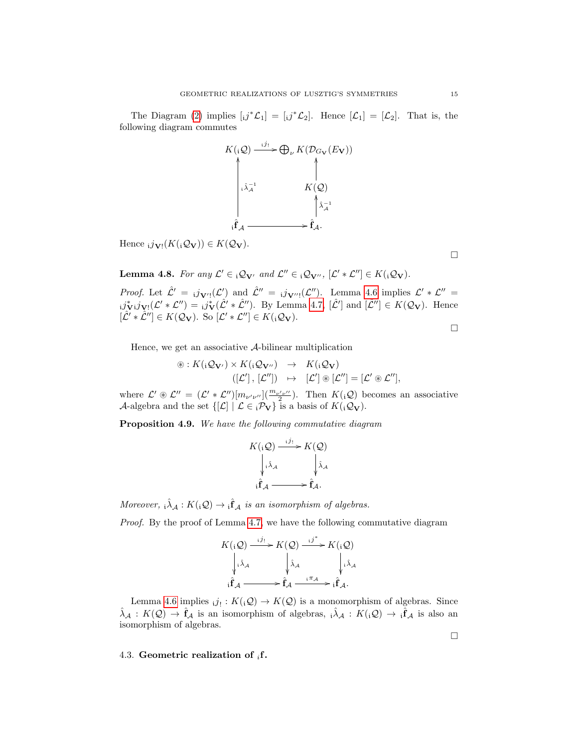The Diagram (2) implies $[{}_{\imath}j^*\mathcal{L}_1] = [{}_{\imath}j^*\mathcal{L}_2]$. Hence $[\mathcal{L}_1] = [\mathcal{L}_2]$. That is, the following diagram commutes

$$
\begin{array}{ccc}
K({}_{\imath}\mathcal{Q}) & \xrightarrow{{}_{\imath}j_!} & \bigoplus_{\nu} K(\mathcal{D}_{G_{\mathbf{V}}}(E_{\mathbf{V}})) \\
\uparrow {}_{\imath}\hat{\lambda}_{\mathcal{A}}^{-1} & & \uparrow \\
 & & K(\mathcal{Q}) \\
 & & \uparrow \hat{\lambda}_{\mathcal{A}}^{-1} \\
{}_{\imath}\hat{\mathbf{f}}_{\mathcal{A}} & \longrightarrow & \hat{\mathbf{f}}_{\mathcal{A}}.
\end{array}
$$

Hence ${}_{\imath}j_{\mathbf{V}!}(K({}_{\imath}\mathcal{Q}_{\mathbf{V}})) \in K(\mathcal{Q}_{\mathbf{V}})$.

□

**Lemma 4.8.** *For any $\mathcal{L}' \in {}_{\imath}\mathcal{Q}_{\mathbf{V}'}$ and $\mathcal{L}'' \in {}_{\imath}\mathcal{Q}_{\mathbf{V}''}$, $[\mathcal{L}' * \mathcal{L}''] \in K({}_{\imath}\mathcal{Q}_{\mathbf{V}})$.*

*Proof.* Let $\hat{\mathcal{L}}' = {}_{\imath}j_{\mathbf{V}'!}(\mathcal{L}')$ and $\hat{\mathcal{L}}'' = {}_{\imath}j_{\mathbf{V}''!}(\mathcal{L}'')$. Lemma 4.6 implies $\mathcal{L}' * \mathcal{L}'' = {}_{\imath}j^*_{\mathbf{V}}{}_{\imath}j_{\mathbf{V}!}(\mathcal{L}' * \mathcal{L}'') = {}_{\imath}j^*_{\mathbf{V}}(\hat{\mathcal{L}}' * \hat{\mathcal{L}}'')$. By Lemma 4.7, $[\hat{\mathcal{L}}']$ and $[\hat{\mathcal{L}}''] \in K(\mathcal{Q}_{\mathbf{V}})$. Hence $[\hat{\mathcal{L}}' * \hat{\mathcal{L}}''] \in K(\mathcal{Q}_{\mathbf{V}})$. So $[\mathcal{L}' * \mathcal{L}''] \in K({}_{\imath}\mathcal{Q}_{\mathbf{V}})$.

□

Hence, we get an associative $\mathcal{A}$-bilinear multiplication

$$
\begin{array}{rcl}
\circledast : K({}_{\imath}\mathcal{Q}_{\mathbf{V}'}) \times K({}_{\imath}\mathcal{Q}_{\mathbf{V}''}) & \to & K({}_{\imath}\mathcal{Q}_{\mathbf{V}}) \\
([\mathcal{L}'], [\mathcal{L}'']) & \mapsto & [\mathcal{L}'] \circledast [\mathcal{L}''] = [\mathcal{L}' \circledast \mathcal{L}''],
\end{array}
$$

where $\mathcal{L}' \circledast \mathcal{L}'' = (\mathcal{L}' * \mathcal{L}'')[m_{\nu'\nu''}](\frac{m_{\nu'\nu''}}{2})$. Then $K({}_{\imath}\mathcal{Q})$ becomes an associative $\mathcal{A}$-algebra and the set $\{[\mathcal{L}] \mid \mathcal{L} \in {}_{\imath}\mathcal{P}_{\mathbf{V}}\}$ is a basis of $K({}_{\imath}\mathcal{Q}_{\mathbf{V}})$.

**Proposition 4.9.** *We have the following commutative diagram*

$$
\begin{array}{ccc}
K({}_{\imath}\mathcal{Q}) & \xrightarrow{{}_{\imath}j_!} & K(\mathcal{Q}) \\
\downarrow {}_{\imath}\hat{\lambda}_{\mathcal{A}} & & \downarrow \hat{\lambda}_{\mathcal{A}} \\
{}_{\imath}\hat{\mathbf{f}}_{\mathcal{A}} & \longrightarrow & \hat{\mathbf{f}}_{\mathcal{A}}.
\end{array}
$$

*Moreover, ${}_{\imath}\hat{\lambda}_{\mathcal{A}} : K({}_{\imath}\mathcal{Q}) \to {}_{\imath}\hat{\mathbf{f}}_{\mathcal{A}}$ is an isomorphism of algebras.*

*Proof.* By the proof of Lemma 4.7, we have the following commutative diagram

$$
\begin{array}{ccccc}
K({}_{\imath}\mathcal{Q}) & \xrightarrow{{}_{\imath}j_!} & K(\mathcal{Q}) & \xrightarrow{{}_{\imath}j^*} & K({}_{\imath}\mathcal{Q}) \\
\downarrow {}_{\imath}\hat{\lambda}_{\mathcal{A}} & & \downarrow \hat{\lambda}_{\mathcal{A}} & & \downarrow {}_{\imath}\hat{\lambda}_{\mathcal{A}} \\
{}_{\imath}\hat{\mathbf{f}}_{\mathcal{A}} & \longrightarrow & \hat{\mathbf{f}}_{\mathcal{A}} & \xrightarrow{{}_{\imath}\pi_{\mathcal{A}}} & {}_{\imath}\hat{\mathbf{f}}_{\mathcal{A}}.
\end{array}
$$

Lemma 4.6 implies ${}_{\imath}j_! : K({}_{\imath}\mathcal{Q}) \to K(\mathcal{Q})$ is a monomorphism of algebras. Since $\hat{\lambda}_{\mathcal{A}} : K(\mathcal{Q}) \to \hat{\mathbf{f}}_{\mathcal{A}}$ is an isomorphism of algebras, ${}_{\imath}\hat{\lambda}_{\mathcal{A}} : K({}_{\imath}\mathcal{Q}) \to {}_{\imath}\hat{\mathbf{f}}_{\mathcal{A}}$ is also an isomorphism of algebras.

□

### 4.3. Geometric realization of ${}_{\imath}\mathbf{f}$.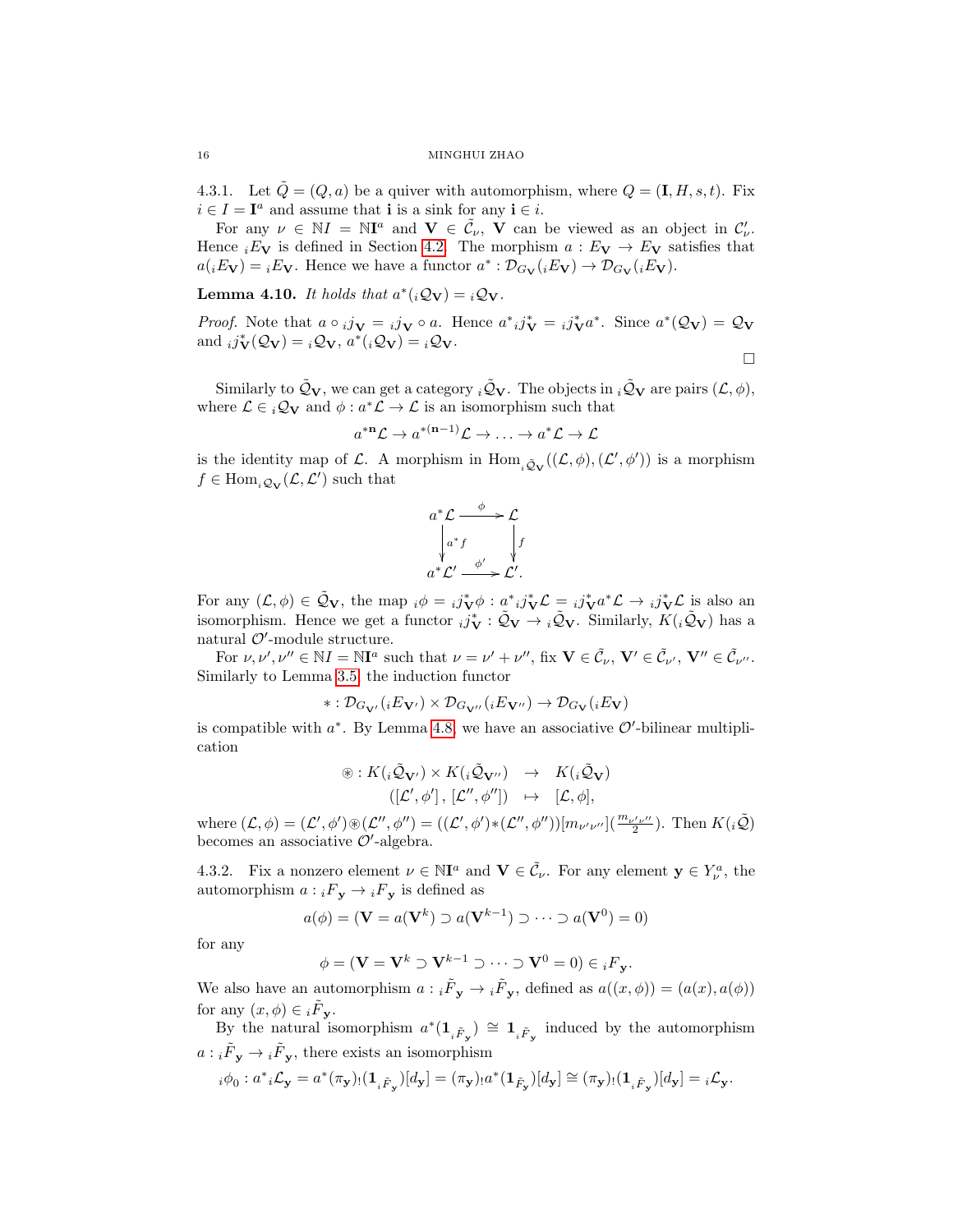4.3.1. Let $\tilde{Q} = (Q, a)$ be a quiver with automorphism, where $Q = (\mathbf{I}, H, s, t)$. Fix $i \in I = \mathbf{I}^a$ and assume that $\mathbf{i}$ is a sink for any $\mathbf{i} \in i$.

For any $\nu \in \mathbb{N}I = \mathbb{N}\mathbf{I}^a$ and $\mathbf{V} \in \tilde{\mathcal{C}}_\nu$, $\mathbf{V}$ can be viewed as an object in $\mathcal{C}'_\nu$. Hence ${}_iE_{\mathbf{V}}$ is defined in Section 4.2. The morphism $a : E_{\mathbf{V}} \to E_{\mathbf{V}}$ satisfies that $a({}_iE_{\mathbf{V}}) = {}_iE_{\mathbf{V}}$. Hence we have a functor $a^* : \mathcal{D}_{G_{\mathbf{V}}}({}_iE_{\mathbf{V}}) \to \mathcal{D}_{G_{\mathbf{V}}}({}_iE_{\mathbf{V}})$.

**Lemma 4.10.** *It holds that* $a^*({}_i\mathcal{Q}_{\mathbf{V}}) = {}_i\mathcal{Q}_{\mathbf{V}}$.

*Proof.* Note that $a \circ {}_ij_{\mathbf{V}} = {}_ij_{\mathbf{V}} \circ a$. Hence $a^* {}_ij^*_{\mathbf{V}} = {}_ij^*_{\mathbf{V}} a^*$. Since $a^*(\mathcal{Q}_{\mathbf{V}}) = \mathcal{Q}_{\mathbf{V}}$ and ${}_ij^*_{\mathbf{V}}(\mathcal{Q}_{\mathbf{V}}) = {}_i\mathcal{Q}_{\mathbf{V}}$, $a^*({}_i\mathcal{Q}_{\mathbf{V}}) = {}_i\mathcal{Q}_{\mathbf{V}}$. □

Similarly to $\tilde{\mathcal{Q}}_{\mathbf{V}}$, we can get a category ${}_i\tilde{\mathcal{Q}}_{\mathbf{V}}$. The objects in ${}_i\tilde{\mathcal{Q}}_{\mathbf{V}}$ are pairs $(\mathcal{L}, \phi)$, where $\mathcal{L} \in {}_i\mathcal{Q}_{\mathbf{V}}$ and $\phi : a^*\mathcal{L} \to \mathcal{L}$ is an isomorphism such that

$$a^{*\mathbf{n}}\mathcal{L} \to a^{*(\mathbf{n}-1)}\mathcal{L} \to \ldots \to a^*\mathcal{L} \to \mathcal{L}$$

is the identity map of $\mathcal{L}$. A morphism in $\mathrm{Hom}_{{}_i\tilde{\mathcal{Q}}_{\mathbf{V}}}((\mathcal{L}, \phi), (\mathcal{L}', \phi'))$ is a morphism $f \in \mathrm{Hom}_{{}_i\mathcal{Q}_{\mathbf{V}}}(\mathcal{L}, \mathcal{L}')$ such that

$$\begin{array}{ccc} a^*\mathcal{L} & \xrightarrow{\phi} & \mathcal{L} \\ \downarrow{\scriptstyle a^*f} & & \downarrow{\scriptstyle f} \\ a^*\mathcal{L}' & \xrightarrow{\phi'} & \mathcal{L}'. \end{array}$$

For any $(\mathcal{L}, \phi) \in \tilde{\mathcal{Q}}_{\mathbf{V}}$, the map ${}_i\phi = {}_ij^*_{\mathbf{V}}\phi : a^* {}_ij^*_{\mathbf{V}}\mathcal{L} = {}_ij^*_{\mathbf{V}} a^*\mathcal{L} \to {}_ij^*_{\mathbf{V}}\mathcal{L}$ is also an isomorphism. Hence we get a functor ${}_ij^*_{\mathbf{V}} : \tilde{\mathcal{Q}}_{\mathbf{V}} \to {}_i\tilde{\mathcal{Q}}_{\mathbf{V}}$. Similarly, $K({}_i\tilde{\mathcal{Q}}_{\mathbf{V}})$ has a natural $\mathcal{O}'$-module structure.

For $\nu, \nu', \nu'' \in \mathbb{N}I = \mathbb{N}\mathbf{I}^a$ such that $\nu = \nu' + \nu''$, fix $\mathbf{V} \in \tilde{\mathcal{C}}_\nu$, $\mathbf{V}' \in \tilde{\mathcal{C}}_{\nu'}$, $\mathbf{V}'' \in \tilde{\mathcal{C}}_{\nu''}$. Similarly to Lemma 3.5, the induction functor

$$* : \mathcal{D}_{G_{\mathbf{V}'}}({}_iE_{\mathbf{V}'}) \times \mathcal{D}_{G_{\mathbf{V}''}}({}_iE_{\mathbf{V}''}) \to \mathcal{D}_{G_{\mathbf{V}}}({}_iE_{\mathbf{V}})$$

is compatible with $a^*$. By Lemma 4.8, we have an associative $\mathcal{O}'$-bilinear multiplication

$$\begin{array}{rcl} \circledast : K({}_i\tilde{\mathcal{Q}}_{\mathbf{V}'}) \times K({}_i\tilde{\mathcal{Q}}_{\mathbf{V}''}) & \to & K({}_i\tilde{\mathcal{Q}}_{\mathbf{V}}) \\ ([\mathcal{L}', \phi'], [\mathcal{L}'', \phi'']) & \mapsto & [\mathcal{L}, \phi], \end{array}$$

where $(\mathcal{L}, \phi) = (\mathcal{L}', \phi') \circledast (\mathcal{L}'', \phi'') = ((\mathcal{L}', \phi') * (\mathcal{L}'', \phi''))[m_{\nu'\nu''}](\frac{m_{\nu'\nu''}}{2})$. Then $K({}_i\tilde{\mathcal{Q}})$ becomes an associative $\mathcal{O}'$-algebra.

4.3.2. Fix a nonzero element $\nu \in \mathbb{N}\mathbf{I}^a$ and $\mathbf{V} \in \tilde{\mathcal{C}}_\nu$. For any element $\mathbf{y} \in Y^a_\nu$, the automorphism $a : {}_iF_{\mathbf{y}} \to {}_iF_{\mathbf{y}}$ is defined as

$$a(\phi) = (\mathbf{V} = a(\mathbf{V}^k) \supset a(\mathbf{V}^{k-1}) \supset \cdots \supset a(\mathbf{V}^0) = 0)$$

for any

$$\phi = (\mathbf{V} = \mathbf{V}^k \supset \mathbf{V}^{k-1} \supset \cdots \supset \mathbf{V}^0 = 0) \in {}_iF_{\mathbf{y}}.$$

We also have an automorphism $a : {}_i\tilde{F}_{\mathbf{y}} \to {}_i\tilde{F}_{\mathbf{y}}$, defined as $a((x, \phi)) = (a(x), a(\phi))$ for any $(x, \phi) \in {}_i\tilde{F}_{\mathbf{y}}$.

By the natural isomorphism $a^*(\mathbf{1}_{{}_i\tilde{F}_{\mathbf{y}}}) \cong \mathbf{1}_{{}_i\tilde{F}_{\mathbf{y}}}$ induced by the automorphism $a : {}_i\tilde{F}_{\mathbf{y}} \to {}_i\tilde{F}_{\mathbf{y}}$, there exists an isomorphism

$${}_i\phi_0 : a^* {}_i\mathcal{L}_{\mathbf{y}} = a^*(\pi_{\mathbf{y}})_!(\mathbf{1}_{{}_i\tilde{F}_{\mathbf{y}}})[d_{\mathbf{y}}] = (\pi_{\mathbf{y}})_! a^*(\mathbf{1}_{\tilde{F}_{\mathbf{y}}})[d_{\mathbf{y}}] \cong (\pi_{\mathbf{y}})_!(\mathbf{1}_{{}_i\tilde{F}_{\mathbf{y}}})[d_{\mathbf{y}}] = {}_i\mathcal{L}_{\mathbf{y}}.$$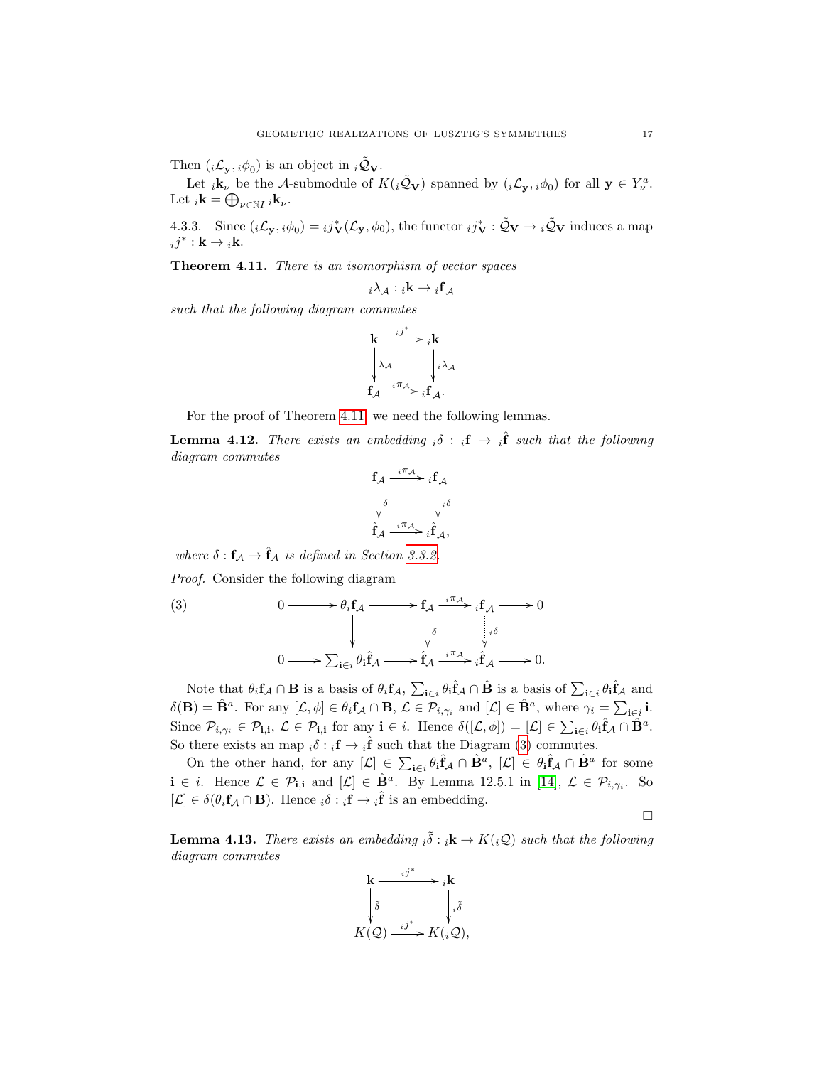Then $({}_i\mathcal{L}_{\mathbf{y}}, {}_i\phi_0)$ is an object in ${}_i\tilde{\mathcal{Q}}_{\mathbf{V}}$.

Let ${}_i\mathbf{k}_\nu$ be the $\mathcal{A}$-submodule of $K({}_i\tilde{\mathcal{Q}}_{\mathbf{V}})$ spanned by $({}_i\mathcal{L}_{\mathbf{y}}, {}_i\phi_0)$ for all $\mathbf{y} \in Y^a_\nu$. Let ${}_i\mathbf{k} = \bigoplus_{\nu \in \mathbb{N}I} {}_i\mathbf{k}_\nu$.

4.3.3. Since $({}_i\mathcal{L}_{\mathbf{y}}, {}_i\phi_0) = {}_ij^*_{\mathbf{V}}(\mathcal{L}_{\mathbf{y}}, \phi_0)$, the functor ${}_ij^*_{\mathbf{V}} : \tilde{\mathcal{Q}}_{\mathbf{V}} \to {}_i\tilde{\mathcal{Q}}_{\mathbf{V}}$ induces a map ${}_ij^* : \mathbf{k} \to {}_i\mathbf{k}$.

**Theorem 4.11.** *There is an isomorphism of vector spaces*

$$ {}_i\lambda_{\mathcal{A}} : {}_i\mathbf{k} \to {}_i\mathbf{f}_{\mathcal{A}} $$

*such that the following diagram commutes*

$$
\begin{array}{ccc}
\mathbf{k} & \xrightarrow{{}_ij^*} & {}_i\mathbf{k} \\
\downarrow \lambda_{\mathcal{A}} & & \downarrow {}_i\lambda_{\mathcal{A}} \\
\mathbf{f}_{\mathcal{A}} & \xrightarrow{{}_i\pi_{\mathcal{A}}} & {}_i\mathbf{f}_{\mathcal{A}}.
\end{array}
$$

For the proof of Theorem 4.11, we need the following lemmas.

**Lemma 4.12.** *There exists an embedding ${}_i\delta : {}_i\mathbf{f} \to {}_i\hat{\mathbf{f}}$ such that the following diagram commutes*

$$
\begin{array}{ccc}
\mathbf{f}_{\mathcal{A}} & \xrightarrow{{}_i\pi_{\mathcal{A}}} & {}_i\mathbf{f}_{\mathcal{A}} \\
\downarrow \delta & & \downarrow {}_i\delta \\
\hat{\mathbf{f}}_{\mathcal{A}} & \xrightarrow{{}_i\pi_{\mathcal{A}}} & {}_i\hat{\mathbf{f}}_{\mathcal{A}},
\end{array}
$$

*where $\delta : \mathbf{f}_{\mathcal{A}} \to \hat{\mathbf{f}}_{\mathcal{A}}$ is defined in Section 3.3.2.*

*Proof.* Consider the following diagram

$$
\begin{array}{ccccccccc}
0 & \longrightarrow & \theta_i\mathbf{f}_{\mathcal{A}} & \longrightarrow & \mathbf{f}_{\mathcal{A}} & \xrightarrow{{}_i\pi_{\mathcal{A}}} & {}_i\mathbf{f}_{\mathcal{A}} & \longrightarrow & 0 \\
 & & \downarrow & & \downarrow \delta & & \vdots\, {}_i\delta & & \\
0 & \longrightarrow & \sum_{\mathbf{i}\in i}\theta_{\mathbf{i}}\hat{\mathbf{f}}_{\mathcal{A}} & \longrightarrow & \hat{\mathbf{f}}_{\mathcal{A}} & \xrightarrow{{}_i\pi_{\mathcal{A}}} & {}_i\hat{\mathbf{f}}_{\mathcal{A}} & \longrightarrow & 0.
\end{array}
\tag{3}
$$

Note that $\theta_i\mathbf{f}_{\mathcal{A}} \cap \mathbf{B}$ is a basis of $\theta_i\mathbf{f}_{\mathcal{A}}$, $\sum_{\mathbf{i}\in i}\theta_{\mathbf{i}}\hat{\mathbf{f}}_{\mathcal{A}} \cap \hat{\mathbf{B}}$ is a basis of $\sum_{\mathbf{i}\in i}\theta_{\mathbf{i}}\hat{\mathbf{f}}_{\mathcal{A}}$ and $\delta(\mathbf{B}) = \hat{\mathbf{B}}^a$. For any $[\mathcal{L}, \phi] \in \theta_i\mathbf{f}_{\mathcal{A}} \cap \mathbf{B}$, $\mathcal{L} \in \mathcal{P}_{i,\gamma_i}$ and $[\mathcal{L}] \in \hat{\mathbf{B}}^a$, where $\gamma_i = \sum_{\mathbf{i}\in i}\mathbf{i}$. Since $\mathcal{P}_{i,\gamma_i} \in \mathcal{P}_{\mathbf{i},\mathbf{i}}$, $\mathcal{L} \in \mathcal{P}_{\mathbf{i},\mathbf{i}}$ for any $\mathbf{i} \in i$. Hence $\delta([\mathcal{L}, \phi]) = [\mathcal{L}] \in \sum_{\mathbf{i}\in i}\theta_{\mathbf{i}}\hat{\mathbf{f}}_{\mathcal{A}} \cap \hat{\mathbf{B}}^a$. So there exists an map ${}_i\delta : {}_i\mathbf{f} \to {}_i\hat{\mathbf{f}}$ such that the Diagram (3) commutes.

On the other hand, for any $[\mathcal{L}] \in \sum_{\mathbf{i}\in i}\theta_{\mathbf{i}}\hat{\mathbf{f}}_{\mathcal{A}} \cap \hat{\mathbf{B}}^a$, $[\mathcal{L}] \in \theta_{\mathbf{i}}\hat{\mathbf{f}}_{\mathcal{A}} \cap \hat{\mathbf{B}}^a$ for some $\mathbf{i} \in i$. Hence $\mathcal{L} \in \mathcal{P}_{\mathbf{i},\mathbf{i}}$ and $[\mathcal{L}] \in \hat{\mathbf{B}}^a$. By Lemma 12.5.1 in [14], $\mathcal{L} \in \mathcal{P}_{i,\gamma_i}$. So $[\mathcal{L}] \in \delta(\theta_i\mathbf{f}_{\mathcal{A}} \cap \mathbf{B})$. Hence ${}_i\delta : {}_i\mathbf{f} \to {}_i\hat{\mathbf{f}}$ is an embedding. $\square$

**Lemma 4.13.** *There exists an embedding ${}_i\tilde{\delta} : {}_i\mathbf{k} \to K({}_i\mathcal{Q})$ such that the following diagram commutes*

$$
\begin{array}{ccc}
\mathbf{k} & \xrightarrow{{}_ij^*} & {}_i\mathbf{k} \\
\downarrow \tilde{\delta} & & \downarrow {}_i\tilde{\delta} \\
K(\mathcal{Q}) & \xrightarrow{{}_ij^*} & K({}_i\mathcal{Q}),
\end{array}
$$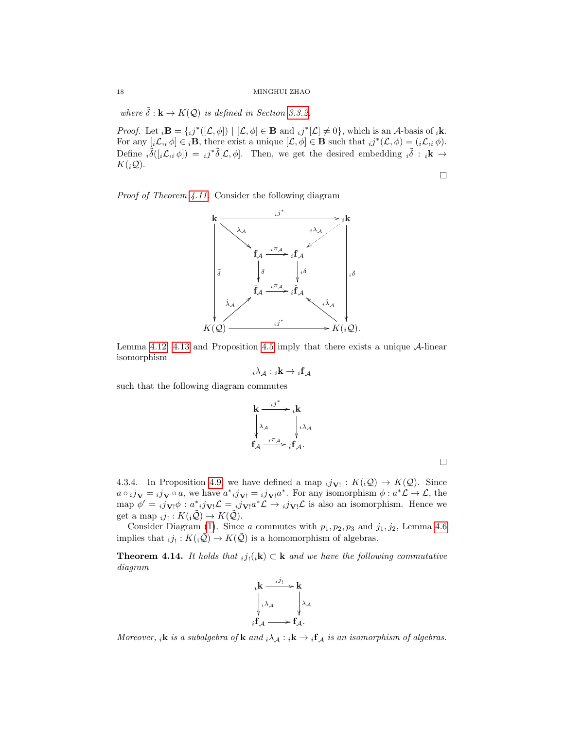*where $\tilde{\delta} : \mathbf{k} \to K(\mathcal{Q})$ is defined in Section 3.3.2.*

*Proof.* Let ${}_i\mathbf{B} = \{{}_ij^*([\mathcal{L}, \phi]) \mid [\mathcal{L}, \phi] \in \mathbf{B} \text{ and } {}_ij^*[\mathcal{L}] \neq 0\}$, which is an $\mathcal{A}$-basis of ${}_i\mathbf{k}$. For any $[{}_i\mathcal{L}, {}_i\phi] \in {}_i\mathbf{B}$, there exist a unique $[\mathcal{L}, \phi] \in \mathbf{B}$ such that ${}_ij^*(\mathcal{L}, \phi) = ({}_i\mathcal{L}, {}_i\phi)$. Define ${}_i\tilde{\delta}([{}_i\mathcal{L}, {}_i\phi]) = {}_ij^*\tilde{\delta}[\mathcal{L}, \phi]$. Then, we get the desired embedding ${}_i\tilde{\delta} : {}_i\mathbf{k} \to K({}_i\mathcal{Q})$. □

*Proof of Theorem 4.11.* Consider the following diagram

$$
\begin{array}{ccccccc}
\mathbf{k} & & & \xrightarrow{\ {}_ij^*\ } & & & {}_i\mathbf{k} \\
& \searrow^{\lambda_{\mathcal{A}}} & & & & \swarrow^{{}_i\lambda_{\mathcal{A}}} (\text{dotted}) & \\
\Big\downarrow \tilde{\delta} & & \mathbf{f}_{\mathcal{A}} & \xrightarrow{\ {}_i\pi_{\mathcal{A}}\ } & {}_i\mathbf{f}_{\mathcal{A}} & & \Big\downarrow {}_i\tilde{\delta} \\
& & \Big\downarrow \delta & & \Big\downarrow {}_i\delta & & \\
& & \hat{\mathbf{f}}_{\mathcal{A}} & \xrightarrow{\ {}_i\pi_{\mathcal{A}}\ } & {}_i\hat{\mathbf{f}}_{\mathcal{A}} & & \\
& \nearrow_{\hat{\lambda}_{\mathcal{A}}} & & & & \nwarrow_{{}_i\hat{\lambda}_{\mathcal{A}}} & \\
K(\mathcal{Q}) & & & \xrightarrow{\ {}_ij^*\ } & & & K({}_i\mathcal{Q}).
\end{array}
$$

Lemma 4.12, 4.13 and Proposition 4.5 imply that there exists a unique $\mathcal{A}$-linear isomorphism

$$
{}_i\lambda_{\mathcal{A}} : {}_i\mathbf{k} \to {}_i\mathbf{f}_{\mathcal{A}}
$$

such that the following diagram commutes

$$
\begin{array}{ccc}
\mathbf{k} & \xrightarrow{\ {}_ij^*\ } & {}_i\mathbf{k} \\
\Big\downarrow \lambda_{\mathcal{A}} & & \Big\downarrow {}_i\lambda_{\mathcal{A}} \\
\mathbf{f}_{\mathcal{A}} & \xrightarrow{\ {}_i\pi_{\mathcal{A}}\ } & {}_i\mathbf{f}_{\mathcal{A}}.
\end{array}
$$

□

4.3.4. In Proposition 4.9, we have defined a map ${}_ij_{\mathbf{V}!} : K({}_i\mathcal{Q}) \to K(\mathcal{Q})$. Since $a \circ {}_ij_{\mathbf{V}} = {}_ij_{\mathbf{V}} \circ a$, we have $a^*{}_ij_{\mathbf{V}!} = {}_ij_{\mathbf{V}!}a^*$. For any isomorphism $\phi : a^*\mathcal{L} \to \mathcal{L}$, the map $\phi' = {}_ij_{\mathbf{V}!}\phi : a^*{}_ij_{\mathbf{V}!}\mathcal{L} = {}_ij_{\mathbf{V}!}a^*\mathcal{L} \to {}_ij_{\mathbf{V}!}\mathcal{L}$ is also an isomorphism. Hence we get a map ${}_ij_! : K({}_i\tilde{\mathcal{Q}}) \to K(\tilde{\mathcal{Q}})$.

Consider Diagram (1). Since $a$ commutes with $p_1, p_2, p_3$ and $j_1, j_2$, Lemma 4.6 implies that ${}_ij_! : K({}_i\tilde{\mathcal{Q}}) \to K(\tilde{\mathcal{Q}})$ is a homomorphism of algebras.

**Theorem 4.14.** *It holds that ${}_ij_!({}_i\mathbf{k}) \subset \mathbf{k}$ and we have the following commutative diagram*

$$
\begin{array}{ccc}
{}_i\mathbf{k} & \xrightarrow{\ {}_ij_!\ } & \mathbf{k} \\
\Big\downarrow {}_i\lambda_{\mathcal{A}} & & \Big\downarrow \lambda_{\mathcal{A}} \\
{}_i\mathbf{f}_{\mathcal{A}} & \longrightarrow & \mathbf{f}_{\mathcal{A}}.
\end{array}
$$

*Moreover, ${}_i\mathbf{k}$ is a subalgebra of $\mathbf{k}$ and ${}_i\lambda_{\mathcal{A}} : {}_i\mathbf{k} \to {}_i\mathbf{f}_{\mathcal{A}}$ is an isomorphism of algebras.*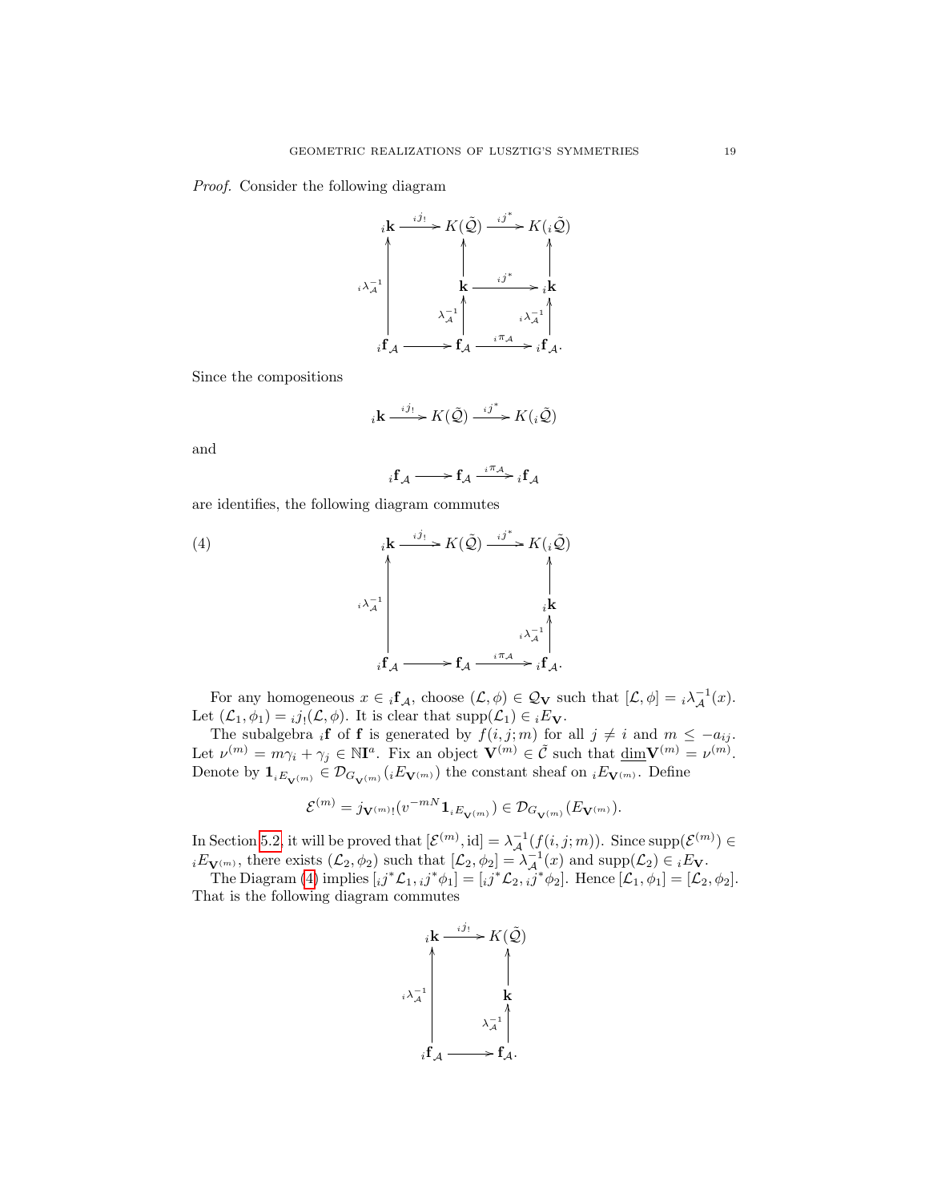*Proof.* Consider the following diagram

$$
\begin{array}{ccccc}
{}_i\mathbf{k} & \xrightarrow{{}_ij_!} & K(\tilde{\mathcal{Q}}) & \xrightarrow{{}_ij^*} & K({}_i\tilde{\mathcal{Q}}) \\
\uparrow {\scriptstyle {}_i\lambda_{\mathcal{A}}^{-1}} & & \uparrow & & \uparrow \\
 & & \mathbf{k} & \xrightarrow{{}_ij^*} & {}_i\mathbf{k} \\
 & & \uparrow {\scriptstyle \lambda_{\mathcal{A}}^{-1}} & & \uparrow {\scriptstyle {}_i\lambda_{\mathcal{A}}^{-1}} \\
{}_i\mathbf{f}_{\mathcal{A}} & \longrightarrow & \mathbf{f}_{\mathcal{A}} & \xrightarrow{{}_i\pi_{\mathcal{A}}} & {}_i\mathbf{f}_{\mathcal{A}}.
\end{array}
$$

Since the compositions

$$
{}_i\mathbf{k} \xrightarrow{{}_ij_!} K(\tilde{\mathcal{Q}}) \xrightarrow{{}_ij^*} K({}_i\tilde{\mathcal{Q}})
$$

and

$$
{}_i\mathbf{f}_{\mathcal{A}} \longrightarrow \mathbf{f}_{\mathcal{A}} \xrightarrow{{}_i\pi_{\mathcal{A}}} {}_i\mathbf{f}_{\mathcal{A}}
$$

are identifies, the following diagram commutes

$$
\begin{array}{ccccc}
{}_i\mathbf{k} & \xrightarrow{{}_ij_!} & K(\tilde{\mathcal{Q}}) & \xrightarrow{{}_ij^*} & K({}_i\tilde{\mathcal{Q}}) \\
\uparrow {\scriptstyle {}_i\lambda_{\mathcal{A}}^{-1}} & & & & \uparrow \\
 & & & & {}_i\mathbf{k} \\
 & & & & \uparrow {\scriptstyle {}_i\lambda_{\mathcal{A}}^{-1}} \\
{}_i\mathbf{f}_{\mathcal{A}} & \longrightarrow & \mathbf{f}_{\mathcal{A}} & \xrightarrow{{}_i\pi_{\mathcal{A}}} & {}_i\mathbf{f}_{\mathcal{A}}.
\end{array}
\tag{4}
$$

For any homogeneous $x \in {}_i\mathbf{f}_{\mathcal{A}}$, choose $(\mathcal{L}, \phi) \in \mathcal{Q}_{\mathbf{V}}$ such that $[\mathcal{L}, \phi] = {}_i\lambda_{\mathcal{A}}^{-1}(x)$. Let $(\mathcal{L}_1, \phi_1) = {}_ij_!(\mathcal{L}, \phi)$. It is clear that $\mathrm{supp}(\mathcal{L}_1) \in {}_iE_{\mathbf{V}}$.

The subalgebra ${}_i\mathbf{f}$ of $\mathbf{f}$ is generated by $f(i, j; m)$ for all $j \neq i$ and $m \leq -a_{ij}$. Let $\nu^{(m)} = m\gamma_i + \gamma_j \in \mathbb{N}\mathbf{I}^a$. Fix an object $\mathbf{V}^{(m)} \in \tilde{\mathcal{C}}$ such that $\underline{\dim}\mathbf{V}^{(m)} = \nu^{(m)}$. Denote by $\mathbf{1}_{{}_iE_{\mathbf{V}^{(m)}}} \in \mathcal{D}_{G_{\mathbf{V}^{(m)}}}({}_iE_{\mathbf{V}^{(m)}})$ the constant sheaf on ${}_iE_{\mathbf{V}^{(m)}}$. Define

$$
\mathcal{E}^{(m)} = j_{\mathbf{V}^{(m)}!}(v^{-mN}\mathbf{1}_{{}_iE_{\mathbf{V}^{(m)}}}) \in \mathcal{D}_{G_{\mathbf{V}^{(m)}}}(E_{\mathbf{V}^{(m)}}).
$$

In Section 5.2, it will be proved that $[\mathcal{E}^{(m)}, \mathrm{id}] = \lambda_{\mathcal{A}}^{-1}(f(i, j; m))$. Since $\mathrm{supp}(\mathcal{E}^{(m)}) \in {}_iE_{\mathbf{V}^{(m)}}$, there exists $(\mathcal{L}_2, \phi_2)$ such that $[\mathcal{L}_2, \phi_2] = \lambda_{\mathcal{A}}^{-1}(x)$ and $\mathrm{supp}(\mathcal{L}_2) \in {}_iE_{\mathbf{V}}$.

The Diagram (4) implies $[{}_ij^*\mathcal{L}_1, {}_ij^*\phi_1] = [{}_ij^*\mathcal{L}_2, {}_ij^*\phi_2]$. Hence $[\mathcal{L}_1, \phi_1] = [\mathcal{L}_2, \phi_2]$. That is the following diagram commutes

$$
\begin{array}{ccc}
{}_i\mathbf{k} & \xrightarrow{{}_ij_!} & K(\tilde{\mathcal{Q}}) \\
\uparrow {\scriptstyle {}_i\lambda_{\mathcal{A}}^{-1}} & & \uparrow \\
 & & \mathbf{k} \\
 & & \uparrow {\scriptstyle \lambda_{\mathcal{A}}^{-1}} \\
{}_i\mathbf{f}_{\mathcal{A}} & \longrightarrow & \mathbf{f}_{\mathcal{A}}.
\end{array}
$$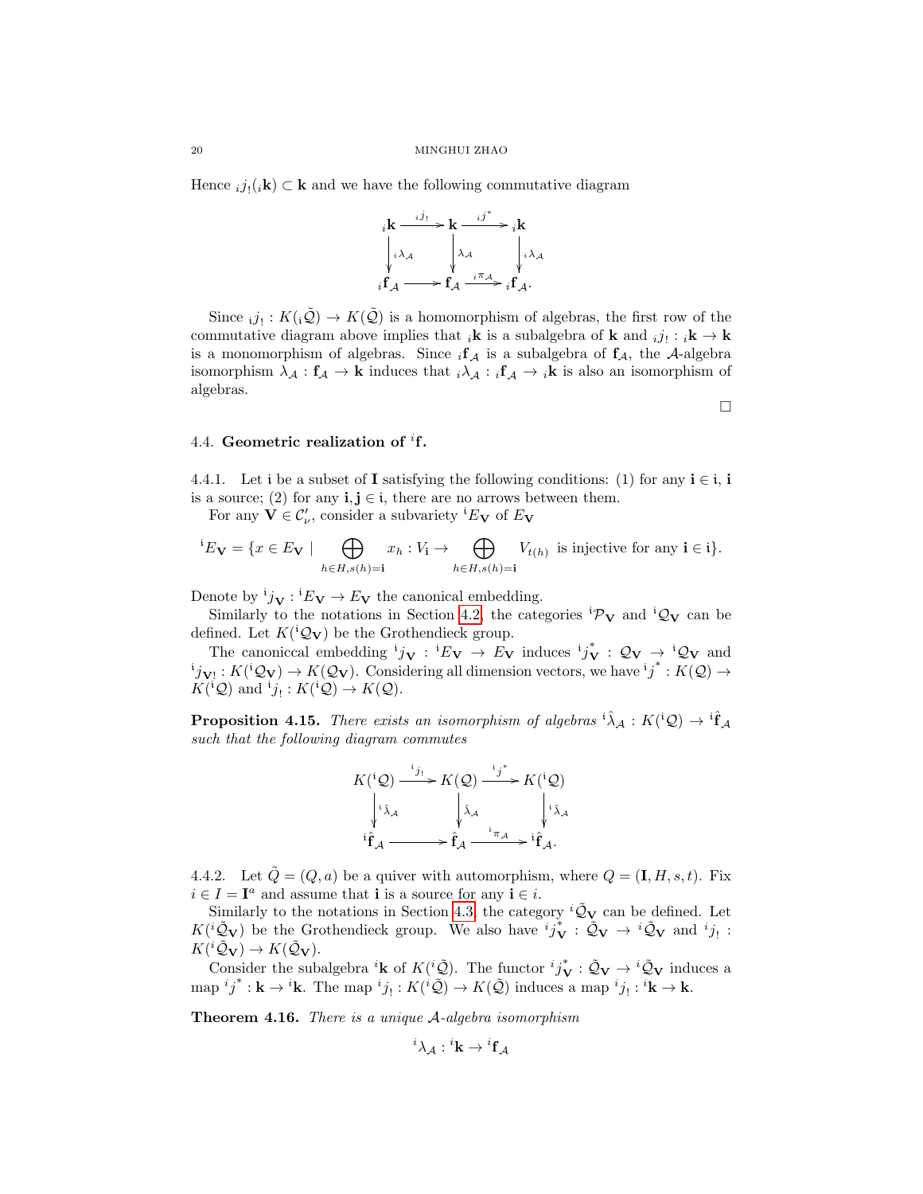Hence ${}_ij_!({}_i\mathbf{k}) \subset \mathbf{k}$ and we have the following commutative diagram

$$\begin{array}{ccccc}
{}_i\mathbf{k} & \xrightarrow{{}_ij_!} & \mathbf{k} & \xrightarrow{{}_ij^*} & {}_i\mathbf{k} \\
\downarrow {\scriptstyle {}_i\lambda_{\mathcal{A}}} & & \downarrow {\scriptstyle \lambda_{\mathcal{A}}} & & \downarrow {\scriptstyle {}_i\lambda_{\mathcal{A}}} \\
{}_i\mathbf{f}_{\mathcal{A}} & \longrightarrow & \mathbf{f}_{\mathcal{A}} & \xrightarrow{{}_i\pi_{\mathcal{A}}} & {}_i\mathbf{f}_{\mathcal{A}}.
\end{array}$$

Since ${}_{\mathrm{i}}j_! : K({}_{\mathrm{i}}\tilde{\mathcal{Q}}) \to K(\tilde{\mathcal{Q}})$ is a homomorphism of algebras, the first row of the commutative diagram above implies that ${}_i\mathbf{k}$ is a subalgebra of $\mathbf{k}$ and ${}_ij_! : {}_i\mathbf{k} \to \mathbf{k}$ is a monomorphism of algebras. Since ${}_i\mathbf{f}_{\mathcal{A}}$ is a subalgebra of $\mathbf{f}_{\mathcal{A}}$, the $\mathcal{A}$-algebra isomorphism $\lambda_{\mathcal{A}} : \mathbf{f}_{\mathcal{A}} \to \mathbf{k}$ induces that ${}_i\lambda_{\mathcal{A}} : {}_i\mathbf{f}_{\mathcal{A}} \to {}_i\mathbf{k}$ is also an isomorphism of algebras.

□

### 4.4. Geometric realization of ${}^i\mathbf{f}$.

4.4.1. Let $\mathrm{i}$ be a subset of $\mathbf{I}$ satisfying the following conditions: (1) for any $\mathbf{i} \in \mathrm{i}$, $\mathbf{i}$ is a source; (2) for any $\mathbf{i}, \mathbf{j} \in \mathrm{i}$, there are no arrows between them.

For any $\mathbf{V} \in \mathcal{C}'_\nu$, consider a subvariety ${}^{\mathrm{i}}E_{\mathbf{V}}$ of $E_{\mathbf{V}}$

$${}^{\mathrm{i}}E_{\mathbf{V}} = \{x \in E_{\mathbf{V}} \mid \bigoplus_{h\in H, s(h)=\mathbf{i}} x_h : V_{\mathbf{i}} \to \bigoplus_{h\in H, s(h)=\mathbf{i}} V_{t(h)} \text{ is injective for any } \mathbf{i} \in \mathrm{i}\}.$$

Denote by ${}^{\mathrm{i}}j_{\mathbf{V}} : {}^{\mathrm{i}}E_{\mathbf{V}} \to E_{\mathbf{V}}$ the canonical embedding.

Similarly to the notations in Section 4.2, the categories ${}^{\mathrm{i}}\mathcal{P}_{\mathbf{V}}$ and ${}^{\mathrm{i}}\mathcal{Q}_{\mathbf{V}}$ can be defined. Let $K({}^{\mathrm{i}}\mathcal{Q}_{\mathbf{V}})$ be the Grothendieck group.

The canoniccal embedding ${}^{\mathrm{i}}j_{\mathbf{V}} : {}^{\mathrm{i}}E_{\mathbf{V}} \to E_{\mathbf{V}}$ induces ${}^{\mathrm{i}}j^*_{\mathbf{V}} : \mathcal{Q}_{\mathbf{V}} \to {}^{\mathrm{i}}\mathcal{Q}_{\mathbf{V}}$ and ${}^{\mathrm{i}}j_{\mathbf{V}!} : K({}^{\mathrm{i}}\mathcal{Q}_{\mathbf{V}}) \to K(\mathcal{Q}_{\mathbf{V}})$. Considering all dimension vectors, we have ${}^{\mathrm{i}}j^* : K(\mathcal{Q}) \to K({}^{\mathrm{i}}\mathcal{Q})$ and ${}^{\mathrm{i}}j_! : K({}^{\mathrm{i}}\mathcal{Q}) \to K(\mathcal{Q})$.

**Proposition 4.15.** *There exists an isomorphism of algebras* ${}^{\mathrm{i}}\hat{\lambda}_{\mathcal{A}} : K({}^{\mathrm{i}}\mathcal{Q}) \to {}^{\mathrm{i}}\hat{\mathbf{f}}_{\mathcal{A}}$ *such that the following diagram commutes*

$$\begin{array}{ccccc}
K({}^{\mathrm{i}}\mathcal{Q}) & \xrightarrow{{}^{\mathrm{i}}j_!} & K(\mathcal{Q}) & \xrightarrow{{}^{\mathrm{i}}j^*} & K({}^{\mathrm{i}}\mathcal{Q}) \\
\downarrow {\scriptstyle {}^{\mathrm{i}}\hat{\lambda}_{\mathcal{A}}} & & \downarrow {\scriptstyle \hat{\lambda}_{\mathcal{A}}} & & \downarrow {\scriptstyle {}^{\mathrm{i}}\hat{\lambda}_{\mathcal{A}}} \\
{}^{\mathrm{i}}\hat{\mathbf{f}}_{\mathcal{A}} & \longrightarrow & \hat{\mathbf{f}}_{\mathcal{A}} & \xrightarrow{{}^{\mathrm{i}}\pi_{\mathcal{A}}} & {}^{\mathrm{i}}\hat{\mathbf{f}}_{\mathcal{A}}.
\end{array}$$

4.4.2. Let $\tilde{Q} = (Q, a)$ be a quiver with automorphism, where $Q = (\mathbf{I}, H, s, t)$. Fix $i \in I = \mathbf{I}^a$ and assume that $\mathbf{i}$ is a source for any $\mathbf{i} \in i$.

Similarly to the notations in Section 4.3, the category ${}^i\tilde{\mathcal{Q}}_{\mathbf{V}}$ can be defined. Let $K({}^i\tilde{\mathcal{Q}}_{\mathbf{V}})$ be the Grothendieck group. We also have ${}^ij^*_{\mathbf{V}} : \tilde{\mathcal{Q}}_{\mathbf{V}} \to {}^i\tilde{\mathcal{Q}}_{\mathbf{V}}$ and ${}^ij_! : K({}^i\tilde{\mathcal{Q}}_{\mathbf{V}}) \to K(\tilde{\mathcal{Q}}_{\mathbf{V}})$.

Consider the subalgebra ${}^i\mathbf{k}$ of $K({}^i\tilde{\mathcal{Q}})$. The functor ${}^ij^*_{\mathbf{V}} : \tilde{\mathcal{Q}}_{\mathbf{V}} \to {}^i\tilde{\mathcal{Q}}_{\mathbf{V}}$ induces a map ${}^ij^* : \mathbf{k} \to {}^i\mathbf{k}$. The map ${}^ij_! : K({}^i\tilde{\mathcal{Q}}) \to K(\tilde{\mathcal{Q}})$ induces a map ${}^ij_! : {}^i\mathbf{k} \to \mathbf{k}$.

**Theorem 4.16.** *There is a unique* $\mathcal{A}$*-algebra isomorphism*

$${}^i\lambda_{\mathcal{A}} : {}^i\mathbf{k} \to {}^i\mathbf{f}_{\mathcal{A}}$$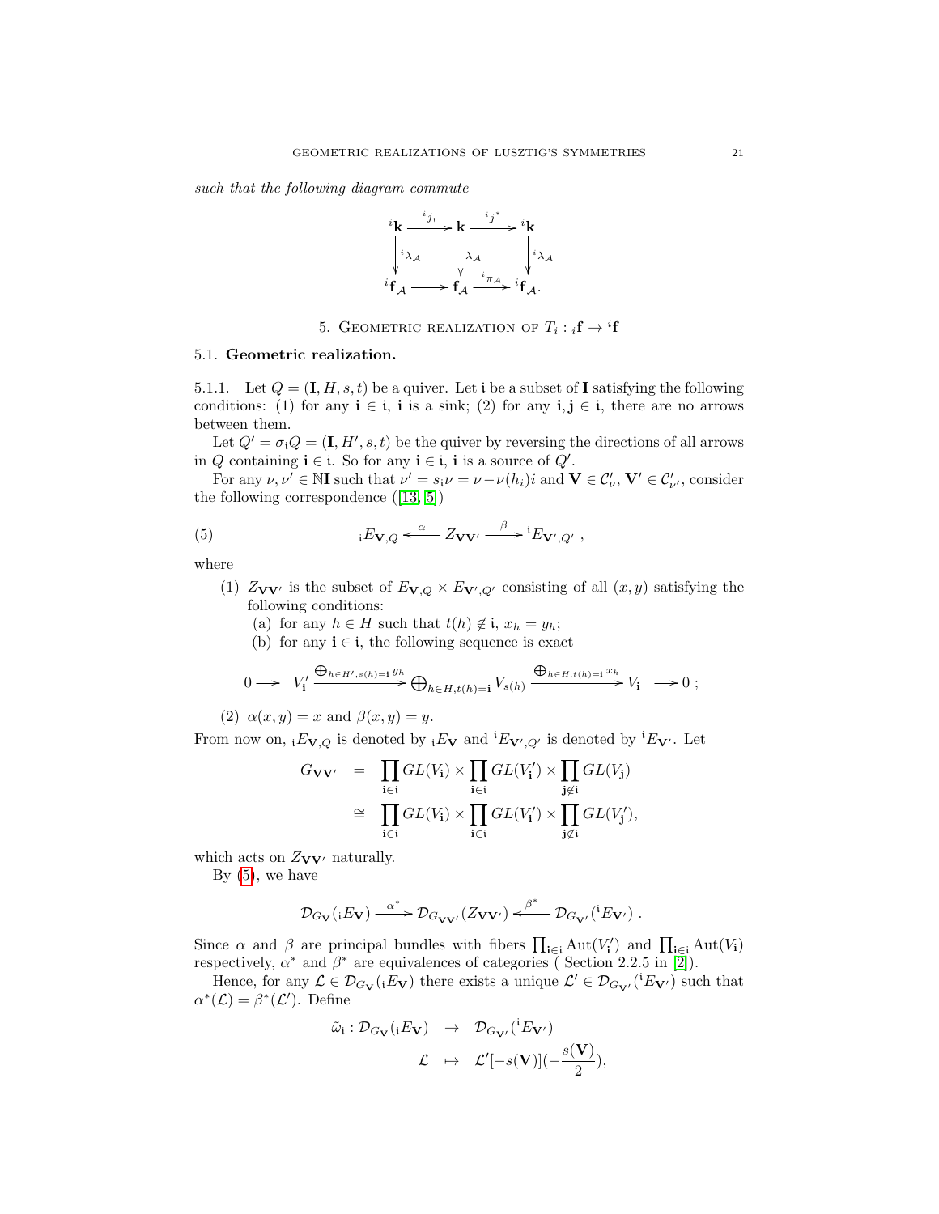*such that the following diagram commute*

$$\begin{array}{ccccc} {}^i\mathbf{k} & \xrightarrow{{}^ij_!} & \mathbf{k} & \xrightarrow{{}^ij^*} & {}^i\mathbf{k} \\ \downarrow {}^i\lambda_{\mathcal{A}} & & \downarrow \lambda_{\mathcal{A}} & & \downarrow {}^i\lambda_{\mathcal{A}} \\ {}^i\mathbf{f}_{\mathcal{A}} & \longrightarrow & \mathbf{f}_{\mathcal{A}} & \xrightarrow{{}^i\pi_{\mathcal{A}}} & {}^i\mathbf{f}_{\mathcal{A}}. \end{array}$$

## 5. Geometric realization of $T_i : {}_i\mathbf{f} \to {}^i\mathbf{f}$

### 5.1. Geometric realization.

5.1.1. Let $Q = (\mathbf{I}, H, s, t)$ be a quiver. Let $\mathfrak{i}$ be a subset of $\mathbf{I}$ satisfying the following conditions: (1) for any $\mathbf{i} \in \mathfrak{i}$, $\mathbf{i}$ is a sink; (2) for any $\mathbf{i}, \mathbf{j} \in \mathfrak{i}$, there are no arrows between them.

Let $Q' = \sigma_{\mathfrak{i}} Q = (\mathbf{I}, H', s, t)$ be the quiver by reversing the directions of all arrows in $Q$ containing $\mathbf{i} \in \mathfrak{i}$. So for any $\mathbf{i} \in \mathfrak{i}$, $\mathbf{i}$ is a source of $Q'$.

For any $\nu, \nu' \in \mathbb{N}\mathbf{I}$ such that $\nu' = s_{\mathfrak{i}}\nu = \nu - \nu(h_i)i$ and $\mathbf{V} \in \mathcal{C}'_\nu$, $\mathbf{V}' \in \mathcal{C}'_{\nu'}$, consider the following correspondence ([13, 5])

$$ {}_{\mathfrak{i}}E_{\mathbf{V},Q} \xleftarrow{\ \alpha\ } Z_{\mathbf{V}\mathbf{V}'} \xrightarrow{\ \beta\ } {}^{\mathfrak{i}}E_{\mathbf{V}',Q'} \ , \tag{5}$$

where

1. $Z_{\mathbf{V}\mathbf{V}'}$ is the subset of $E_{\mathbf{V},Q} \times E_{\mathbf{V}',Q'}$ consisting of all $(x, y)$ satisfying the following conditions:
   - (a) for any $h \in H$ such that $t(h) \notin \mathfrak{i}$, $x_h = y_h$;
   - (b) for any $\mathbf{i} \in \mathfrak{i}$, the following sequence is exact

$$0 \longrightarrow V'_{\mathbf{i}} \xrightarrow{\bigoplus_{h\in H', s(h)=\mathbf{i}} y_h} \bigoplus_{h\in H, t(h)=\mathbf{i}} V_{s(h)} \xrightarrow{\bigoplus_{h\in H, t(h)=\mathbf{i}} x_h} V_{\mathbf{i}} \longrightarrow 0\ ;$$

2. $\alpha(x, y) = x$ and $\beta(x, y) = y$.

From now on, ${}_{\mathfrak{i}}E_{\mathbf{V},Q}$ is denoted by ${}_{\mathfrak{i}}E_{\mathbf{V}}$ and ${}^{\mathfrak{i}}E_{\mathbf{V}',Q'}$ is denoted by ${}^{\mathfrak{i}}E_{\mathbf{V}'}$. Let

$$\begin{aligned} G_{\mathbf{V}\mathbf{V}'} &= \prod_{\mathbf{i}\in\mathfrak{i}} GL(V_{\mathbf{i}}) \times \prod_{\mathbf{i}\in\mathfrak{i}} GL(V'_{\mathbf{i}}) \times \prod_{\mathbf{j}\notin\mathfrak{i}} GL(V_{\mathbf{j}}) \\ &\cong \prod_{\mathbf{i}\in\mathfrak{i}} GL(V_{\mathbf{i}}) \times \prod_{\mathbf{i}\in\mathfrak{i}} GL(V'_{\mathbf{i}}) \times \prod_{\mathbf{j}\notin\mathfrak{i}} GL(V'_{\mathbf{j}}), \end{aligned}$$

which acts on $Z_{\mathbf{V}\mathbf{V}'}$ naturally.

By (5), we have

$$\mathcal{D}_{G_{\mathbf{V}}}({}_{\mathfrak{i}}E_{\mathbf{V}}) \xrightarrow{\ \alpha^*\ } \mathcal{D}_{G_{\mathbf{V}\mathbf{V}'}}(Z_{\mathbf{V}\mathbf{V}'}) \xleftarrow{\ \beta^*\ } \mathcal{D}_{G_{\mathbf{V}'}}({}^{\mathfrak{i}}E_{\mathbf{V}'})\ .$$

Since $\alpha$ and $\beta$ are principal bundles with fibers $\prod_{\mathbf{i}\in\mathfrak{i}} \mathrm{Aut}(V'_{\mathbf{i}})$ and $\prod_{\mathbf{i}\in\mathfrak{i}} \mathrm{Aut}(V_{\mathbf{i}})$ respectively, $\alpha^*$ and $\beta^*$ are equivalences of categories ( Section 2.2.5 in [2]).

Hence, for any $\mathcal{L} \in \mathcal{D}_{G_{\mathbf{V}}}({}_{\mathfrak{i}}E_{\mathbf{V}})$ there exists a unique $\mathcal{L}' \in \mathcal{D}_{G_{\mathbf{V}'}}({}^{\mathfrak{i}}E_{\mathbf{V}'})$ such that $\alpha^*(\mathcal{L}) = \beta^*(\mathcal{L}')$. Define

$$\begin{aligned} \tilde{\omega}_{\mathfrak{i}} : \mathcal{D}_{G_{\mathbf{V}}}({}_{\mathfrak{i}}E_{\mathbf{V}}) &\to \mathcal{D}_{G_{\mathbf{V}'}}({}^{\mathfrak{i}}E_{\mathbf{V}'}) \\ \mathcal{L} &\mapsto \mathcal{L}'[-s(\mathbf{V})](-\frac{s(\mathbf{V})}{2}), \end{aligned}$$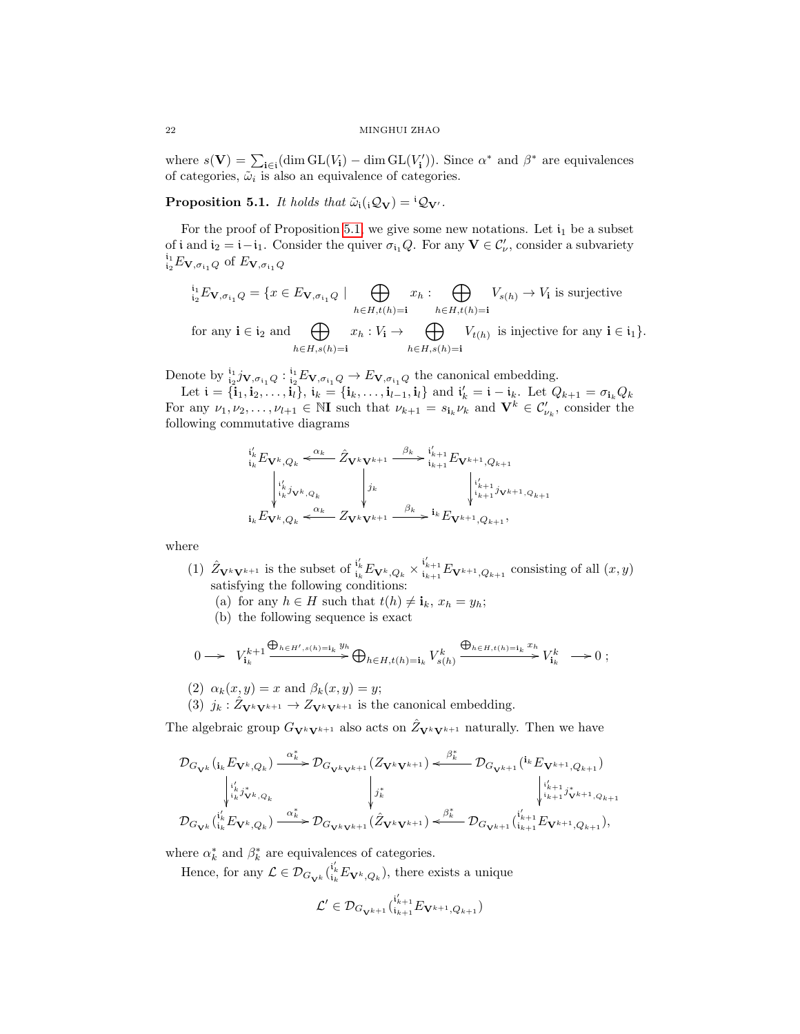where $s(\mathbf{V}) = \sum_{\mathbf{i}\in\mathfrak{i}}(\dim \mathrm{GL}(V_{\mathbf{i}}) - \dim \mathrm{GL}(V'_{\mathbf{i}}))$. Since $\alpha^*$ and $\beta^*$ are equivalences of categories, $\tilde{\omega}_i$ is also an equivalence of categories.

**Proposition 5.1.** *It holds that $\tilde{\omega}_{\mathfrak{i}}({}_{\mathfrak{i}}\mathcal{Q}_{\mathbf{V}}) = {}^{\mathfrak{i}}\mathcal{Q}_{\mathbf{V}'}$.*

For the proof of Proposition 5.1, we give some new notations. Let $\mathfrak{i}_1$ be a subset of $\mathfrak{i}$ and $\mathfrak{i}_2 = \mathfrak{i} - \mathfrak{i}_1$. Consider the quiver $\sigma_{\mathfrak{i}_1}Q$. For any $\mathbf{V} \in \mathcal{C}'_\nu$, consider a subvariety ${}^{\mathfrak{i}_1}_{\mathfrak{i}_2}E_{\mathbf{V},\sigma_{\mathfrak{i}_1}Q}$ of $E_{\mathbf{V},\sigma_{\mathfrak{i}_1}Q}$

$$
\begin{aligned}
{}^{\mathfrak{i}_1}_{\mathfrak{i}_2}E_{\mathbf{V},\sigma_{\mathfrak{i}_1}Q} = \{x \in E_{\mathbf{V},\sigma_{\mathfrak{i}_1}Q} \mid & \bigoplus_{h\in H, t(h)=\mathbf{i}} x_h : \bigoplus_{h\in H, t(h)=\mathbf{i}} V_{s(h)} \to V_{\mathbf{i}} \text{ is surjective} \\
&\text{for any } \mathbf{i}\in\mathfrak{i}_2 \text{ and } \bigoplus_{h\in H, s(h)=\mathbf{i}} x_h : V_{\mathbf{i}} \to \bigoplus_{h\in H, s(h)=\mathbf{i}} V_{t(h)} \text{ is injective for any } \mathbf{i}\in\mathfrak{i}_1\}.
\end{aligned}
$$

Denote by ${}^{\mathfrak{i}_1}_{\mathfrak{i}_2}j_{\mathbf{V},\sigma_{\mathfrak{i}_1}Q} : {}^{\mathfrak{i}_1}_{\mathfrak{i}_2}E_{\mathbf{V},\sigma_{\mathfrak{i}_1}Q} \to E_{\mathbf{V},\sigma_{\mathfrak{i}_1}Q}$ the canonical embedding.

Let $\mathfrak{i} = \{\mathbf{i}_1, \mathbf{i}_2, \dots, \mathbf{i}_l\}$, $\mathfrak{i}_k = \{\mathbf{i}_k, \dots, \mathbf{i}_{l-1}, \mathbf{i}_l\}$ and $\mathfrak{i}'_k = \mathfrak{i} - \mathfrak{i}_k$. Let $Q_{k+1} = \sigma_{\mathbf{i}_k}Q_k$ For any $\nu_1, \nu_2, \dots, \nu_{l+1} \in \mathbb{N}\mathbf{I}$ such that $\nu_{k+1} = s_{\mathbf{i}_k}\nu_k$ and $\mathbf{V}^k \in \mathcal{C}'_{\nu_k}$, consider the following commutative diagrams

$$
\begin{array}{ccccc}
{}^{\mathfrak{i}'_k}_{\mathfrak{i}_k}E_{\mathbf{V}^k,Q_k} & \xleftarrow{\alpha_k} & \hat{Z}_{\mathbf{V}^k\mathbf{V}^{k+1}} & \xrightarrow{\beta_k} & {}^{\mathfrak{i}'_{k+1}}_{\mathfrak{i}_{k+1}}E_{\mathbf{V}^{k+1},Q_{k+1}} \\
\downarrow {}^{\mathfrak{i}'_k}_{\mathfrak{i}_k}j_{\mathbf{V}^k,Q_k} & & \downarrow j_k & & \downarrow {}^{\mathfrak{i}'_{k+1}}_{\mathfrak{i}_{k+1}}j_{\mathbf{V}^{k+1},Q_{k+1}} \\
{}_{\mathfrak{i}_k}E_{\mathbf{V}^k,Q_k} & \xleftarrow{\alpha_k} & Z_{\mathbf{V}^k\mathbf{V}^{k+1}} & \xrightarrow{\beta_k} & {}^{\mathfrak{i}_k}E_{\mathbf{V}^{k+1},Q_{k+1}},
\end{array}
$$

where

(1) $\hat{Z}_{\mathbf{V}^k\mathbf{V}^{k+1}}$ is the subset of ${}^{\mathfrak{i}'_k}_{\mathfrak{i}_k}E_{\mathbf{V}^k,Q_k} \times {}^{\mathfrak{i}'_{k+1}}_{\mathfrak{i}_{k+1}}E_{\mathbf{V}^{k+1},Q_{k+1}}$ consisting of all $(x,y)$ satisfying the following conditions:
   (a) for any $h\in H$ such that $t(h) \neq \mathbf{i}_k$, $x_h = y_h$;
   (b) the following sequence is exact

$$
0 \longrightarrow V^{k+1}_{\mathbf{i}_k} \xrightarrow{\bigoplus_{h\in H', s(h)=\mathbf{i}_k} y_h} \bigoplus_{h\in H, t(h)=\mathbf{i}_k} V^k_{s(h)} \xrightarrow{\bigoplus_{h\in H, t(h)=\mathbf{i}_k} x_h} V^k_{\mathbf{i}_k} \longrightarrow 0\ ;
$$

(2) $\alpha_k(x,y) = x$ and $\beta_k(x,y) = y$;

(3) $j_k : \hat{Z}_{\mathbf{V}^k\mathbf{V}^{k+1}} \to Z_{\mathbf{V}^k\mathbf{V}^{k+1}}$ is the canonical embedding.

The algebraic group $G_{\mathbf{V}^k\mathbf{V}^{k+1}}$ also acts on $\hat{Z}_{\mathbf{V}^k\mathbf{V}^{k+1}}$ naturally. Then we have

$$
\begin{array}{ccccc}
\mathcal{D}_{G_{\mathbf{V}^k}}({}_{\mathfrak{i}_k}E_{\mathbf{V}^k,Q_k}) & \xrightarrow{\alpha_k^*} & \mathcal{D}_{G_{\mathbf{V}^k\mathbf{V}^{k+1}}}(Z_{\mathbf{V}^k\mathbf{V}^{k+1}}) & \xleftarrow{\beta_k^*} & \mathcal{D}_{G_{\mathbf{V}^{k+1}}}({}^{\mathfrak{i}_k}E_{\mathbf{V}^{k+1},Q_{k+1}}) \\
\downarrow {}^{\mathfrak{i}'_k}_{\mathfrak{i}_k}j^*_{\mathbf{V}^k,Q_k} & & \downarrow j_k^* & & \downarrow {}^{\mathfrak{i}'_{k+1}}_{\mathfrak{i}_{k+1}}j^*_{\mathbf{V}^{k+1},Q_{k+1}} \\
\mathcal{D}_{G_{\mathbf{V}^k}}({}^{\mathfrak{i}'_k}_{\mathfrak{i}_k}E_{\mathbf{V}^k,Q_k}) & \xrightarrow{\alpha_k^*} & \mathcal{D}_{G_{\mathbf{V}^k\mathbf{V}^{k+1}}}(\hat{Z}_{\mathbf{V}^k\mathbf{V}^{k+1}}) & \xleftarrow{\beta_k^*} & \mathcal{D}_{G_{\mathbf{V}^{k+1}}}({}^{\mathfrak{i}'_{k+1}}_{\mathfrak{i}_{k+1}}E_{\mathbf{V}^{k+1},Q_{k+1}}),
\end{array}
$$

where $\alpha_k^*$ and $\beta_k^*$ are equivalences of categories.

Hence, for any $\mathcal{L} \in \mathcal{D}_{G_{\mathbf{V}^k}}({}^{\mathfrak{i}'_k}_{\mathfrak{i}_k}E_{\mathbf{V}^k,Q_k})$, there exists a unique

$$
\mathcal{L}' \in \mathcal{D}_{G_{\mathbf{V}^{k+1}}}({}^{\mathfrak{i}'_{k+1}}_{\mathfrak{i}_{k+1}}E_{\mathbf{V}^{k+1},Q_{k+1}})
$$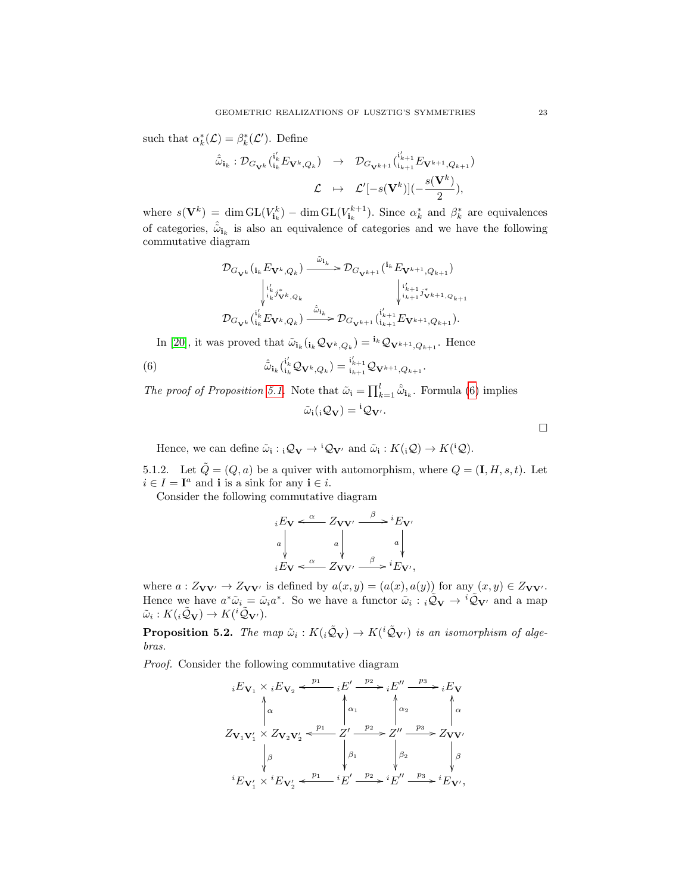such that $\alpha_k^*(\mathcal{L}) = \beta_k^*(\mathcal{L}')$. Define

$$\hat{\tilde{\omega}}_{\mathbf{i}_k} : \mathcal{D}_{G_{\mathbf{V}^k}}({}^{\mathbf{i}'_k}_{\mathbf{i}_k}E_{\mathbf{V}^k,Q_k}) \;\to\; \mathcal{D}_{G_{\mathbf{V}^{k+1}}}({}^{\mathbf{i}'_{k+1}}_{\mathbf{i}_{k+1}}E_{\mathbf{V}^{k+1},Q_{k+1}})$$
$$\mathcal{L} \;\mapsto\; \mathcal{L}'[-s(\mathbf{V}^k)](-\frac{s(\mathbf{V}^k)}{2}),$$

where $s(\mathbf{V}^k) = \dim \mathrm{GL}(V^k_{\mathbf{i}_k}) - \dim \mathrm{GL}(V^{k+1}_{\mathbf{i}_k})$. Since $\alpha_k^*$ and $\beta_k^*$ are equivalences of categories, $\hat{\tilde{\omega}}_{\mathbf{i}_k}$ is also an equivalence of categories and we have the following commutative diagram

$$\begin{array}{ccc}
\mathcal{D}_{G_{\mathbf{V}^k}}({}_{\mathbf{i}_k}E_{\mathbf{V}^k,Q_k}) & \xrightarrow{\tilde{\omega}_{\mathbf{i}_k}} & \mathcal{D}_{G_{\mathbf{V}^{k+1}}}({}^{\mathbf{i}_k}E_{\mathbf{V}^{k+1},Q_{k+1}}) \\
\Big\downarrow {}^{\mathbf{i}'_k}_{\mathbf{i}_k}j^*_{\mathbf{V}^k,Q_k} & & \Big\downarrow {}^{\mathbf{i}'_{k+1}}_{\mathbf{i}_{k+1}}j^*_{\mathbf{V}^{k+1},Q_{k+1}} \\
\mathcal{D}_{G_{\mathbf{V}^k}}({}^{\mathbf{i}'_k}_{\mathbf{i}_k}E_{\mathbf{V}^k,Q_k}) & \xrightarrow{\hat{\tilde{\omega}}_{\mathbf{i}_k}} & \mathcal{D}_{G_{\mathbf{V}^{k+1}}}({}^{\mathbf{i}'_{k+1}}_{\mathbf{i}_{k+1}}E_{\mathbf{V}^{k+1},Q_{k+1}}).
\end{array}$$

In [20], it was proved that $\tilde{\omega}_{\mathbf{i}_k}({}_{\mathbf{i}_k}\mathcal{Q}_{\mathbf{V}^k,Q_k}) = {}^{\mathbf{i}_k}\mathcal{Q}_{\mathbf{V}^{k+1},Q_{k+1}}$. Hence

$$\hat{\tilde{\omega}}_{\mathbf{i}_k}({}^{\mathbf{i}'_k}_{\mathbf{i}_k}\mathcal{Q}_{\mathbf{V}^k,Q_k}) = {}^{\mathbf{i}'_{k+1}}_{\mathbf{i}_{k+1}}\mathcal{Q}_{\mathbf{V}^{k+1},Q_{k+1}}. \tag{6}$$

*The proof of Proposition 5.1.* Note that $\tilde{\omega}_{\mathbf{i}} = \prod_{k=1}^{l} \hat{\tilde{\omega}}_{\mathbf{i}_k}$. Formula (6) implies

$$\tilde{\omega}_{\mathbf{i}}({}_{\mathbf{i}}\mathcal{Q}_{\mathbf{V}}) = {}^{\mathbf{i}}\mathcal{Q}_{\mathbf{V}'}.$$

□

Hence, we can define $\tilde{\omega}_{\mathbf{i}} : {}_{\mathbf{i}}\mathcal{Q}_{\mathbf{V}} \to {}^{\mathbf{i}}\mathcal{Q}_{\mathbf{V}'}$ and $\tilde{\omega}_{\mathbf{i}} : K({}_{\mathbf{i}}\mathcal{Q}) \to K({}^{\mathbf{i}}\mathcal{Q})$.

5.1.2. Let $\tilde{Q} = (Q, a)$ be a quiver with automorphism, where $Q = (\mathbf{I}, H, s, t)$. Let $i \in I = \mathbf{I}^a$ and $\mathbf{i}$ is a sink for any $\mathbf{i} \in i$.

Consider the following commutative diagram

$$\begin{array}{ccccc}
{}_iE_{\mathbf{V}} & \xleftarrow{\alpha} & Z_{\mathbf{V}\mathbf{V}'} & \xrightarrow{\beta} & {}^iE_{\mathbf{V}'} \\
\Big\downarrow a & & \Big\downarrow a & & \Big\downarrow a \\
{}_iE_{\mathbf{V}} & \xleftarrow{\alpha} & Z_{\mathbf{V}\mathbf{V}'} & \xrightarrow{\beta} & {}^iE_{\mathbf{V}'},
\end{array}$$

where $a : Z_{\mathbf{V}\mathbf{V}'} \to Z_{\mathbf{V}\mathbf{V}'}$ is defined by $a(x, y) = (a(x), a(y))$ for any $(x, y) \in Z_{\mathbf{V}\mathbf{V}'}$. Hence we have $a^*\tilde{\omega}_i = \tilde{\omega}_i a^*$. So we have a functor $\tilde{\omega}_i : {}_i\tilde{\mathcal{Q}}_{\mathbf{V}} \to {}^i\tilde{\mathcal{Q}}_{\mathbf{V}'}$ and a map $\tilde{\omega}_i : K({}_i\tilde{\mathcal{Q}}_{\mathbf{V}}) \to K({}^i\tilde{\mathcal{Q}}_{\mathbf{V}'})$.

**Proposition 5.2.** *The map $\tilde{\omega}_i : K({}_i\tilde{\mathcal{Q}}_{\mathbf{V}}) \to K({}^i\tilde{\mathcal{Q}}_{\mathbf{V}'})$ is an isomorphism of algebras.*

*Proof.* Consider the following commutative diagram

$$\begin{array}{ccccccc}
{}_iE_{\mathbf{V}_1} \times {}_iE_{\mathbf{V}_2} & \xleftarrow{p_1} & {}_iE' & \xrightarrow{p_2} & {}_iE'' & \xrightarrow{p_3} & {}_iE_{\mathbf{V}} \\
\Big\uparrow \alpha & & \Big\uparrow \alpha_1 & & \Big\uparrow \alpha_2 & & \Big\uparrow \alpha \\
Z_{\mathbf{V}_1\mathbf{V}'_1} \times Z_{\mathbf{V}_2\mathbf{V}'_2} & \xleftarrow{p_1} & Z' & \xrightarrow{p_2} & Z'' & \xrightarrow{p_3} & Z_{\mathbf{V}\mathbf{V}'} \\
\Big\downarrow \beta & & \Big\downarrow \beta_1 & & \Big\downarrow \beta_2 & & \Big\downarrow \beta \\
{}^iE_{\mathbf{V}'_1} \times {}^iE_{\mathbf{V}'_2} & \xleftarrow{p_1} & {}^iE' & \xrightarrow{p_2} & {}^iE'' & \xrightarrow{p_3} & {}^iE_{\mathbf{V}'},
\end{array}$$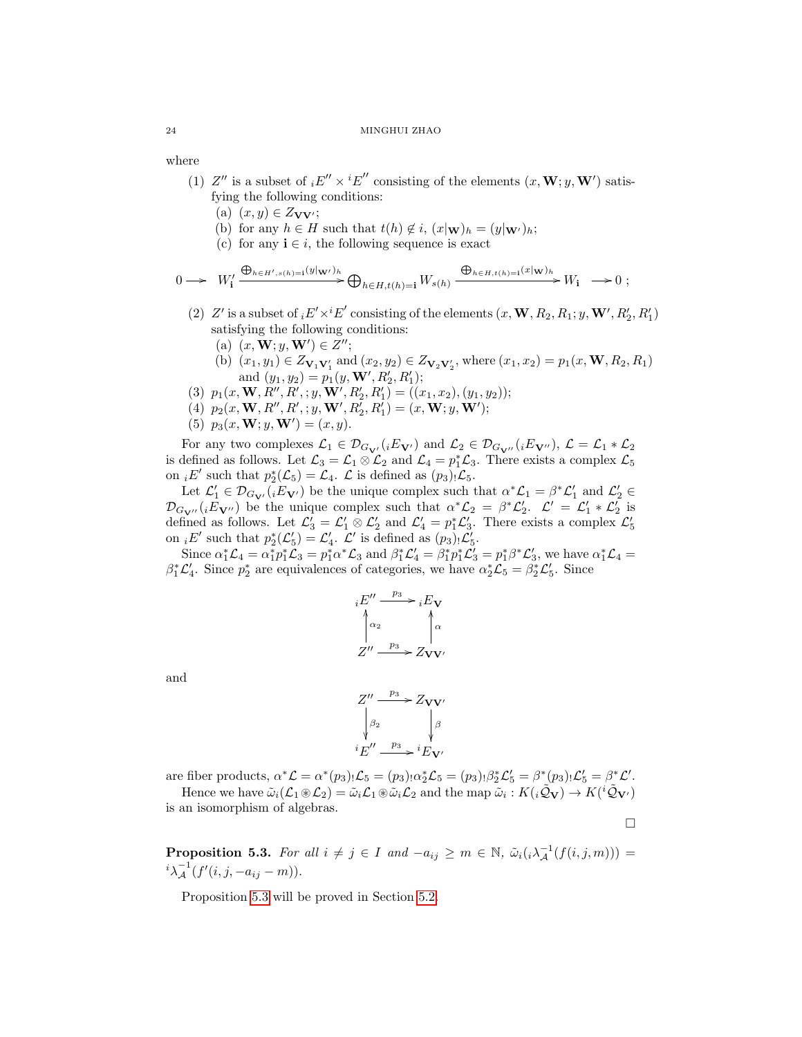where

1. $Z''$ is a subset of ${}_iE'' \times {}^iE''$ consisting of the elements $(x, \mathbf{W}; y, \mathbf{W}')$ satisfying the following conditions:
   (a) $(x, y) \in Z_{\mathbf{V}\mathbf{V}'}$;
   (b) for any $h \in H$ such that $t(h) \notin i$, $(x|_{\mathbf{W}})_h = (y|_{\mathbf{W}'})_h$;
   (c) for any $\mathbf{i} \in i$, the following sequence is exact

$$0 \longrightarrow W'_{\mathbf{i}} \xrightarrow{\bigoplus_{h \in H', s(h)=\mathbf{i}} (y|_{\mathbf{W}'})_h} \bigoplus_{h \in H, t(h)=\mathbf{i}} W_{s(h)} \xrightarrow{\bigoplus_{h \in H, t(h)=\mathbf{i}} (x|_{\mathbf{W}})_h} W_{\mathbf{i}} \longrightarrow 0\ ;$$

2. $Z'$ is a subset of ${}_iE' \times {}^iE'$ consisting of the elements $(x, \mathbf{W}, R_2, R_1; y, \mathbf{W}', R'_2, R'_1)$ satisfying the following conditions:
   (a) $(x, \mathbf{W}; y, \mathbf{W}') \in Z''$;
   (b) $(x_1, y_1) \in Z_{\mathbf{V}_1\mathbf{V}'_1}$ and $(x_2, y_2) \in Z_{\mathbf{V}_2\mathbf{V}'_2}$, where $(x_1, x_2) = p_1(x, \mathbf{W}, R_2, R_1)$ and $(y_1, y_2) = p_1(y, \mathbf{W}', R'_2, R'_1)$;
3. $p_1(x, \mathbf{W}, R'', R', ; y, \mathbf{W}', R'_2, R'_1) = ((x_1, x_2), (y_1, y_2))$;
4. $p_2(x, \mathbf{W}, R'', R', ; y, \mathbf{W}', R'_2, R'_1) = (x, \mathbf{W}; y, \mathbf{W}')$;
5. $p_3(x, \mathbf{W}; y, \mathbf{W}') = (x, y)$.

For any two complexes $\mathcal{L}_1 \in \mathcal{D}_{G_{\mathbf{V}'}}({}_iE_{\mathbf{V}'})$ and $\mathcal{L}_2 \in \mathcal{D}_{G_{\mathbf{V}''}}({}_iE_{\mathbf{V}''})$, $\mathcal{L} = \mathcal{L}_1 * \mathcal{L}_2$ is defined as follows. Let $\mathcal{L}_3 = \mathcal{L}_1 \otimes \mathcal{L}_2$ and $\mathcal{L}_4 = p_1^*\mathcal{L}_3$. There exists a complex $\mathcal{L}_5$ on ${}_iE'$ such that $p_2^*(\mathcal{L}_5) = \mathcal{L}_4$. $\mathcal{L}$ is defined as $(p_3)_!\mathcal{L}_5$.

Let $\mathcal{L}'_1 \in \mathcal{D}_{G_{\mathbf{V}'}}({}_iE_{\mathbf{V}'})$ be the unique complex such that $\alpha^*\mathcal{L}_1 = \beta^*\mathcal{L}'_1$ and $\mathcal{L}'_2 \in \mathcal{D}_{G_{\mathbf{V}''}}({}_iE_{\mathbf{V}''})$ be the unique complex such that $\alpha^*\mathcal{L}_2 = \beta^*\mathcal{L}'_2$. $\mathcal{L}' = \mathcal{L}'_1 * \mathcal{L}'_2$ is defined as follows. Let $\mathcal{L}'_3 = \mathcal{L}'_1 \otimes \mathcal{L}'_2$ and $\mathcal{L}'_4 = p_1^*\mathcal{L}'_3$. There exists a complex $\mathcal{L}'_5$ on ${}_iE'$ such that $p_2^*(\mathcal{L}'_5) = \mathcal{L}'_4$. $\mathcal{L}'$ is defined as $(p_3)_!\mathcal{L}'_5$.

Since $\alpha_1^*\mathcal{L}_4 = \alpha_1^*p_1^*\mathcal{L}_3 = p_1^*\alpha^*\mathcal{L}_3$ and $\beta_1^*\mathcal{L}'_4 = \beta_1^*p_1^*\mathcal{L}'_3 = p_1^*\beta^*\mathcal{L}'_3$, we have $\alpha_1^*\mathcal{L}_4 = \beta_1^*\mathcal{L}'_4$. Since $p_2^*$ are equivalences of categories, we have $\alpha_2^*\mathcal{L}_5 = \beta_2^*\mathcal{L}'_5$. Since

$$\begin{array}{ccc} {}_iE'' & \xrightarrow{p_3} & {}_iE_{\mathbf{V}} \\ \uparrow{\scriptstyle \alpha_2} & & \uparrow{\scriptstyle \alpha} \\ Z'' & \xrightarrow{p_3} & Z_{\mathbf{V}\mathbf{V}'} \end{array}$$

and

$$\begin{array}{ccc} Z'' & \xrightarrow{p_3} & Z_{\mathbf{V}\mathbf{V}'} \\ \downarrow{\scriptstyle \beta_2} & & \downarrow{\scriptstyle \beta} \\ {}^iE'' & \xrightarrow{p_3} & {}^iE_{\mathbf{V}'} \end{array}$$

are fiber products, $\alpha^*\mathcal{L} = \alpha^*(p_3)_!\mathcal{L}_5 = (p_3)_!\alpha_2^*\mathcal{L}_5 = (p_3)_!\beta_2^*\mathcal{L}'_5 = \beta^*(p_3)_!\mathcal{L}'_5 = \beta^*\mathcal{L}'$.

Hence we have $\tilde{\omega}_i(\mathcal{L}_1 \circledast \mathcal{L}_2) = \tilde{\omega}_i\mathcal{L}_1 \circledast \tilde{\omega}_i\mathcal{L}_2$ and the map $\tilde{\omega}_i : K({}_i\tilde{\mathcal{Q}}_{\mathbf{V}}) \to K({}^i\tilde{\mathcal{Q}}_{\mathbf{V}'})$ is an isomorphism of algebras.

□

**Proposition 5.3.** *For all $i \neq j \in I$ and $-a_{ij} \geq m \in \mathbb{N}$, $\tilde{\omega}_i({}_i\lambda_{\mathcal{A}}^{-1}(f(i,j,m))) = {}^i\lambda_{\mathcal{A}}^{-1}(f'(i,j,-a_{ij}-m))$.*

Proposition 5.3 will be proved in Section 5.2.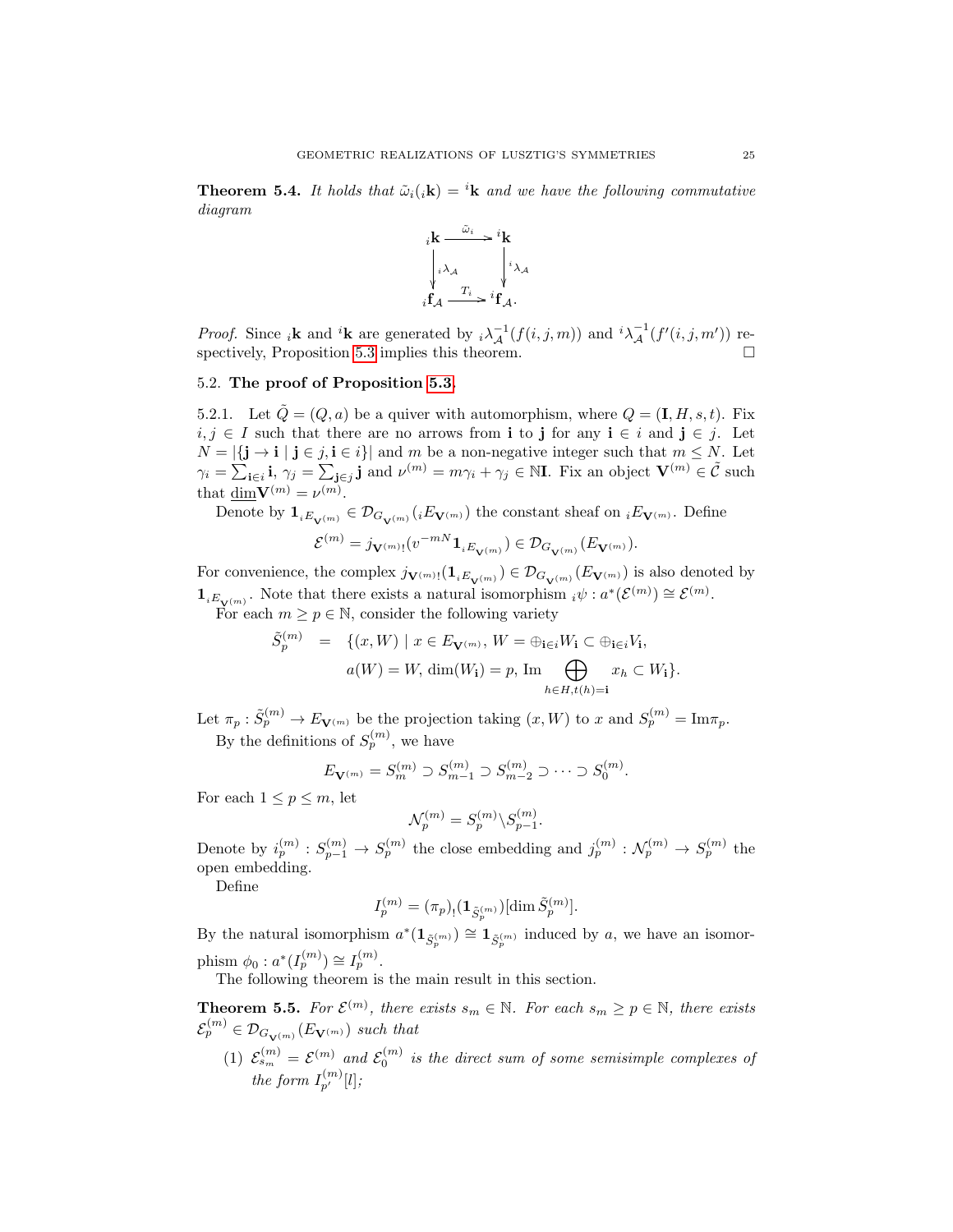**Theorem 5.4.** *It holds that $\tilde{\omega}_i({}_i\mathbf{k}) = {}^i\mathbf{k}$ and we have the following commutative diagram*

$$\begin{array}{ccc} {}_i\mathbf{k} & \xrightarrow{\tilde{\omega}_i} & {}^i\mathbf{k} \\ \Big\downarrow {}_i\lambda_{\mathcal{A}} & & \Big\downarrow {}^i\lambda_{\mathcal{A}} \\ {}_i\mathbf{f}_{\mathcal{A}} & \xrightarrow{T_i} & {}^i\mathbf{f}_{\mathcal{A}}. \end{array}$$

*Proof.* Since ${}_i\mathbf{k}$ and ${}^i\mathbf{k}$ are generated by ${}_i\lambda_{\mathcal{A}}^{-1}(f(i,j,m))$ and ${}^i\lambda_{\mathcal{A}}^{-1}(f'(i,j,m'))$ respectively, Proposition 5.3 implies this theorem. $\square$

### 5.2. The proof of Proposition 5.3.

5.2.1. Let $\tilde{Q} = (Q, a)$ be a quiver with automorphism, where $Q = (\mathbf{I}, H, s, t)$. Fix $i, j \in I$ such that there are no arrows from $\mathbf{i}$ to $\mathbf{j}$ for any $\mathbf{i} \in i$ and $\mathbf{j} \in j$. Let $N = |\{\mathbf{j} \to \mathbf{i} \mid \mathbf{j} \in j, \mathbf{i} \in i\}|$ and $m$ be a non-negative integer such that $m \leq N$. Let $\gamma_i = \sum_{\mathbf{i} \in i} \mathbf{i}$, $\gamma_j = \sum_{\mathbf{j} \in j} \mathbf{j}$ and $\nu^{(m)} = m\gamma_i + \gamma_j \in \mathbb{N}\mathbf{I}$. Fix an object $\mathbf{V}^{(m)} \in \tilde{\mathcal{C}}$ such that $\underline{\dim}\mathbf{V}^{(m)} = \nu^{(m)}$.

Denote by $\mathbf{1}_{{}_iE_{\mathbf{V}^{(m)}}} \in \mathcal{D}_{G_{\mathbf{V}^{(m)}}}({}_iE_{\mathbf{V}^{(m)}})$ the constant sheaf on ${}_iE_{\mathbf{V}^{(m)}}$. Define

$$\mathcal{E}^{(m)} = j_{\mathbf{V}^{(m)}!}(v^{-mN}\mathbf{1}_{{}_iE_{\mathbf{V}^{(m)}}}) \in \mathcal{D}_{G_{\mathbf{V}^{(m)}}}(E_{\mathbf{V}^{(m)}}).$$

For convenience, the complex $j_{\mathbf{V}^{(m)}!}(\mathbf{1}_{{}_iE_{\mathbf{V}^{(m)}}}) \in \mathcal{D}_{G_{\mathbf{V}^{(m)}}}(E_{\mathbf{V}^{(m)}})$ is also denoted by $\mathbf{1}_{{}_iE_{\mathbf{V}^{(m)}}}$. Note that there exists a natural isomorphism ${}_i\psi : a^*(\mathcal{E}^{(m)}) \cong \mathcal{E}^{(m)}$.

For each $m \geq p \in \mathbb{N}$, consider the following variety

$$\begin{aligned} \tilde{S}_p^{(m)} \;=\; & \{(x, W) \mid x \in E_{\mathbf{V}^{(m)}},\, W = \oplus_{\mathbf{i} \in i} W_{\mathbf{i}} \subset \oplus_{\mathbf{i} \in i} V_{\mathbf{i}}, \\ & a(W) = W,\, \dim(W_{\mathbf{i}}) = p,\, \mathrm{Im} \bigoplus_{h \in H, t(h) = \mathbf{i}} x_h \subset W_{\mathbf{i}}\}. \end{aligned}$$

Let $\pi_p : \tilde{S}_p^{(m)} \to E_{\mathbf{V}^{(m)}}$ be the projection taking $(x, W)$ to $x$ and $S_p^{(m)} = \mathrm{Im}\pi_p$.

By the definitions of $S_p^{(m)}$, we have

$$E_{\mathbf{V}^{(m)}} = S_m^{(m)} \supset S_{m-1}^{(m)} \supset S_{m-2}^{(m)} \supset \cdots \supset S_0^{(m)}.$$

For each $1 \leq p \leq m$, let

$$\mathcal{N}_p^{(m)} = S_p^{(m)} \backslash S_{p-1}^{(m)}.$$

Denote by $i_p^{(m)} : S_{p-1}^{(m)} \to S_p^{(m)}$ the close embedding and $j_p^{(m)} : \mathcal{N}_p^{(m)} \to S_p^{(m)}$ the open embedding.

Define

$$I_p^{(m)} = (\pi_p)_!(\mathbf{1}_{\tilde{S}_p^{(m)}})[\dim \tilde{S}_p^{(m)}].$$

By the natural isomorphism $a^*(\mathbf{1}_{\tilde{S}_p^{(m)}}) \cong \mathbf{1}_{\tilde{S}_p^{(m)}}$ induced by $a$, we have an isomorphism $\phi_0 : a^*(I_p^{(m)}) \cong I_p^{(m)}$.

The following theorem is the main result in this section.

**Theorem 5.5.** *For $\mathcal{E}^{(m)}$, there exists $s_m \in \mathbb{N}$. For each $s_m \geq p \in \mathbb{N}$, there exists $\mathcal{E}_p^{(m)} \in \mathcal{D}_{G_{\mathbf{V}^{(m)}}}(E_{\mathbf{V}^{(m)}})$ such that*

1. *$\mathcal{E}_{s_m}^{(m)} = \mathcal{E}^{(m)}$ and $\mathcal{E}_0^{(m)}$ is the direct sum of some semisimple complexes of the form $I_{p'}^{(m)}[l]$;*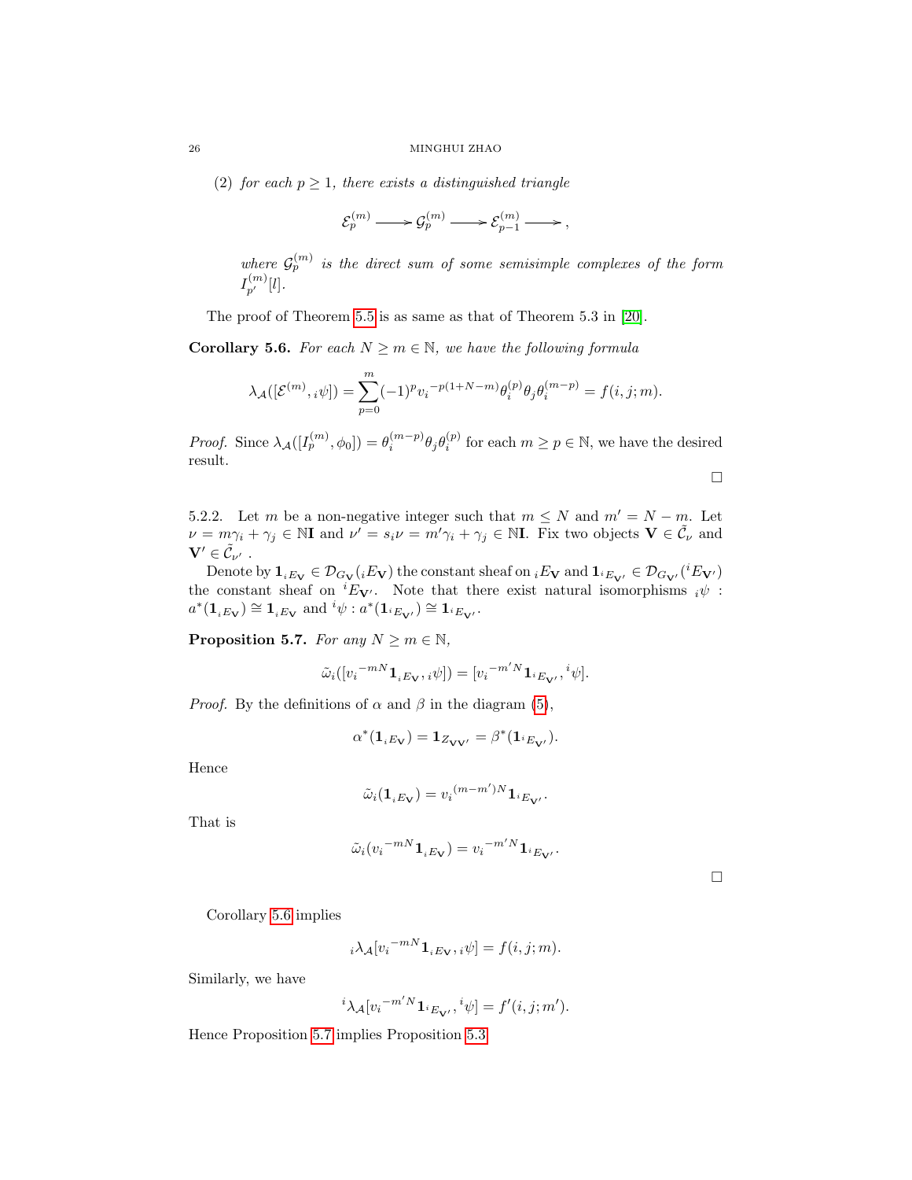(2) *for each $p \geq 1$, there exists a distinguished triangle*

$$\mathcal{E}_p^{(m)} \longrightarrow \mathcal{G}_p^{(m)} \longrightarrow \mathcal{E}_{p-1}^{(m)} \longrightarrow,$$

*where $\mathcal{G}_p^{(m)}$ is the direct sum of some semisimple complexes of the form $I_{p'}^{(m)}[l]$.*

The proof of Theorem 5.5 is as same as that of Theorem 5.3 in [20].

**Corollary 5.6.** *For each $N \geq m \in \mathbb{N}$, we have the following formula*

$$\lambda_{\mathcal{A}}([\mathcal{E}^{(m)}, {}_i\psi]) = \sum_{p=0}^{m} (-1)^p {v_i}^{-p(1+N-m)} \theta_i^{(p)} \theta_j \theta_i^{(m-p)} = f(i,j;m).$$

*Proof.* Since $\lambda_{\mathcal{A}}([I_p^{(m)}, \phi_0]) = \theta_i^{(m-p)} \theta_j \theta_i^{(p)}$ for each $m \geq p \in \mathbb{N}$, we have the desired result. $\square$

5.2.2. Let $m$ be a non-negative integer such that $m \leq N$ and $m' = N - m$. Let $\nu = m\gamma_i + \gamma_j \in \mathbb{N}\mathbf{I}$ and $\nu' = s_i\nu = m'\gamma_i + \gamma_j \in \mathbb{N}\mathbf{I}$. Fix two objects $\mathbf{V} \in \tilde{\mathcal{C}}_\nu$ and $\mathbf{V}' \in \tilde{\mathcal{C}}_{\nu'}$ .

Denote by $\mathbf{1}_{{}_iE_\mathbf{V}} \in \mathcal{D}_{G_\mathbf{V}}({}_iE_\mathbf{V})$ the constant sheaf on ${}_iE_\mathbf{V}$ and $\mathbf{1}_{{}^iE_{\mathbf{V}'}} \in \mathcal{D}_{G_{\mathbf{V}'}}({}^iE_{\mathbf{V}'})$ the constant sheaf on ${}^iE_{\mathbf{V}'}$. Note that there exist natural isomorphisms ${}_i\psi$ : $a^*(\mathbf{1}_{{}_iE_\mathbf{V}}) \cong \mathbf{1}_{{}_iE_\mathbf{V}}$ and ${}^i\psi : a^*(\mathbf{1}_{{}^iE_{\mathbf{V}'}}) \cong \mathbf{1}_{{}^iE_{\mathbf{V}'}}$.

**Proposition 5.7.** *For any $N \geq m \in \mathbb{N}$,*

$$\tilde{\omega}_i([{v_i}^{-mN}\mathbf{1}_{{}_iE_\mathbf{V}}, {}_i\psi]) = [{v_i}^{-m'N}\mathbf{1}_{{}^iE_{\mathbf{V}'}}, {}^i\psi].$$

*Proof.* By the definitions of $\alpha$ and $\beta$ in the diagram (5),

$$\alpha^*(\mathbf{1}_{{}_iE_\mathbf{V}}) = \mathbf{1}_{Z_{\mathbf{V}\mathbf{V}'}} = \beta^*(\mathbf{1}_{{}^iE_{\mathbf{V}'}}).$$

Hence

$$\tilde{\omega}_i(\mathbf{1}_{{}_iE_\mathbf{V}}) = {v_i}^{(m-m')N}\mathbf{1}_{{}^iE_{\mathbf{V}'}}.$$

That is

$$\tilde{\omega}_i({v_i}^{-mN}\mathbf{1}_{{}_iE_\mathbf{V}}) = {v_i}^{-m'N}\mathbf{1}_{{}^iE_{\mathbf{V}'}}.$$

$\square$

Corollary 5.6 implies

$${}_i\lambda_{\mathcal{A}}[{v_i}^{-mN}\mathbf{1}_{{}_iE_\mathbf{V}}, {}_i\psi] = f(i,j;m).$$

Similarly, we have

$${}^i\lambda_{\mathcal{A}}[{v_i}^{-m'N}\mathbf{1}_{{}^iE_{\mathbf{V}'}}, {}^i\psi] = f'(i,j;m').$$

Hence Proposition 5.7 implies Proposition 5.3.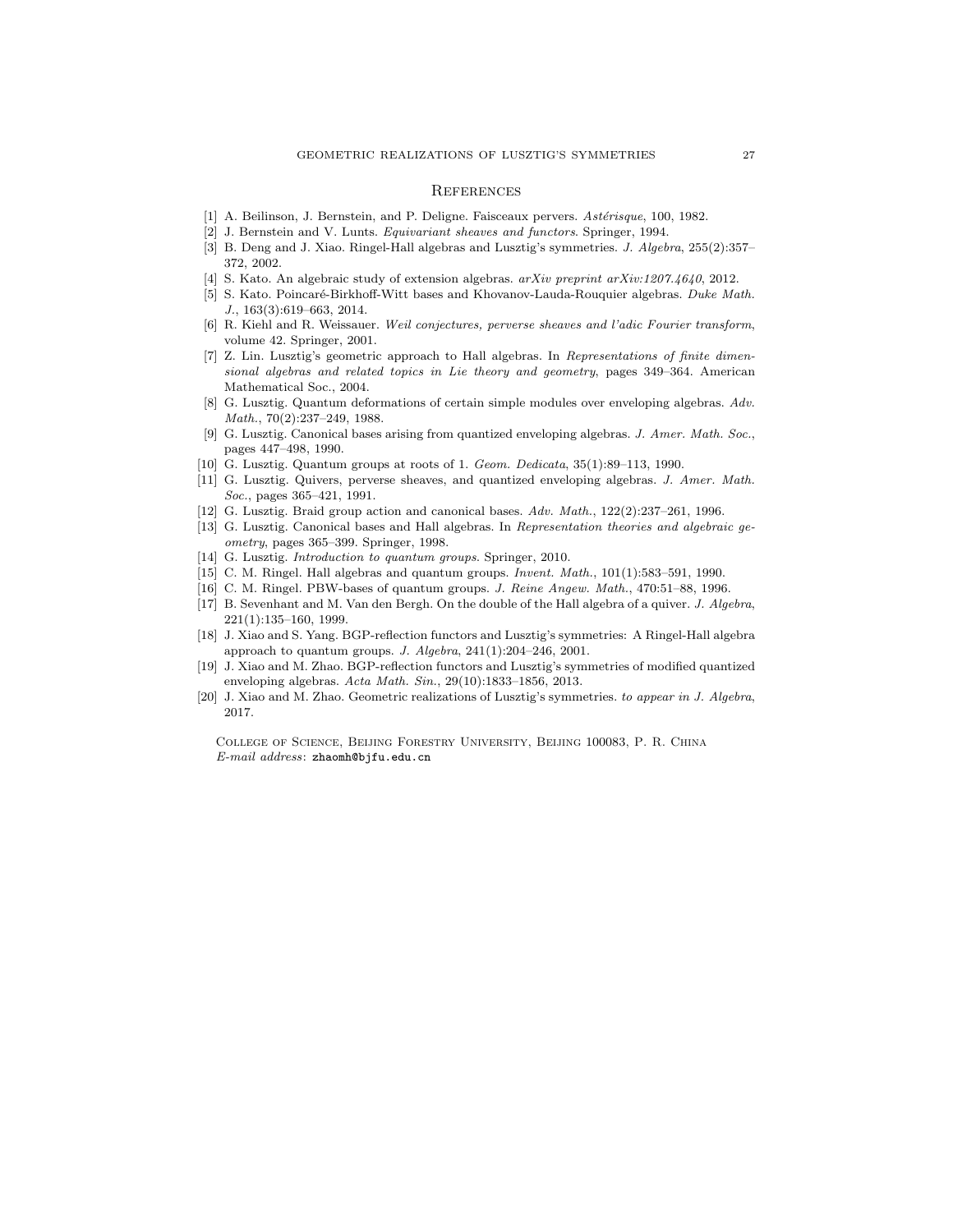## References

[1] A. Beilinson, J. Bernstein, and P. Deligne. Faisceaux pervers. *Astérisque*, 100, 1982.

[2] J. Bernstein and V. Lunts. *Equivariant sheaves and functors*. Springer, 1994.

[3] B. Deng and J. Xiao. Ringel-Hall algebras and Lusztig's symmetries. *J. Algebra*, 255(2):357–372, 2002.

[4] S. Kato. An algebraic study of extension algebras. *arXiv preprint arXiv:1207.4640*, 2012.

[5] S. Kato. Poincaré-Birkhoff-Witt bases and Khovanov-Lauda-Rouquier algebras. *Duke Math. J.*, 163(3):619–663, 2014.

[6] R. Kiehl and R. Weissauer. *Weil conjectures, perverse sheaves and l'adic Fourier transform*, volume 42. Springer, 2001.

[7] Z. Lin. Lusztig's geometric approach to Hall algebras. In *Representations of finite dimensional algebras and related topics in Lie theory and geometry*, pages 349–364. American Mathematical Soc., 2004.

[8] G. Lusztig. Quantum deformations of certain simple modules over enveloping algebras. *Adv. Math.*, 70(2):237–249, 1988.

[9] G. Lusztig. Canonical bases arising from quantized enveloping algebras. *J. Amer. Math. Soc.*, pages 447–498, 1990.

[10] G. Lusztig. Quantum groups at roots of 1. *Geom. Dedicata*, 35(1):89–113, 1990.

[11] G. Lusztig. Quivers, perverse sheaves, and quantized enveloping algebras. *J. Amer. Math. Soc.*, pages 365–421, 1991.

[12] G. Lusztig. Braid group action and canonical bases. *Adv. Math.*, 122(2):237–261, 1996.

[13] G. Lusztig. Canonical bases and Hall algebras. In *Representation theories and algebraic geometry*, pages 365–399. Springer, 1998.

[14] G. Lusztig. *Introduction to quantum groups*. Springer, 2010.

[15] C. M. Ringel. Hall algebras and quantum groups. *Invent. Math.*, 101(1):583–591, 1990.

[16] C. M. Ringel. PBW-bases of quantum groups. *J. Reine Angew. Math.*, 470:51–88, 1996.

[17] B. Sevenhant and M. Van den Bergh. On the double of the Hall algebra of a quiver. *J. Algebra*, 221(1):135–160, 1999.

[18] J. Xiao and S. Yang. BGP-reflection functors and Lusztig's symmetries: A Ringel-Hall algebra approach to quantum groups. *J. Algebra*, 241(1):204–246, 2001.

[19] J. Xiao and M. Zhao. BGP-reflection functors and Lusztig's symmetries of modified quantized enveloping algebras. *Acta Math. Sin.*, 29(10):1833–1856, 2013.

[20] J. Xiao and M. Zhao. Geometric realizations of Lusztig's symmetries. *to appear in J. Algebra*, 2017.

College of Science, Beijing Forestry University, Beijing 100083, P. R. China
*E-mail address*: zhaomh@bjfu.edu.cn